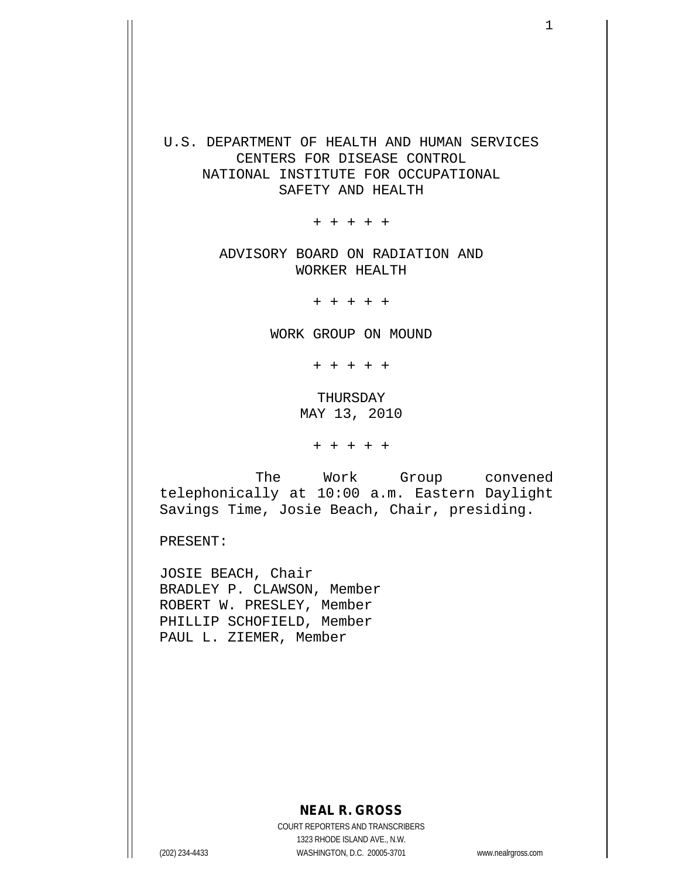U.S. DEPARTMENT OF HEALTH AND HUMAN SERVICES
CENTERS FOR DISEASE CONTROL
NATIONAL INSTITUTE FOR OCCUPATIONAL
SAFETY AND HEALTH

+ + + + +

ADVISORY BOARD ON RADIATION AND
WORKER HEALTH

+ + + + +

WORK GROUP ON MOUND

+ + + + +

THURSDAY
MAY 13, 2010

+ + + + +

The Work Group convened telephonically at 10:00 a.m. Eastern Daylight Savings Time, Josie Beach, Chair, presiding.

PRESENT:

JOSIE BEACH, Chair
BRADLEY P. CLAWSON, Member
ROBERT W. PRESLEY, Member
PHILLIP SCHOFIELD, Member
PAUL L. ZIEMER, Member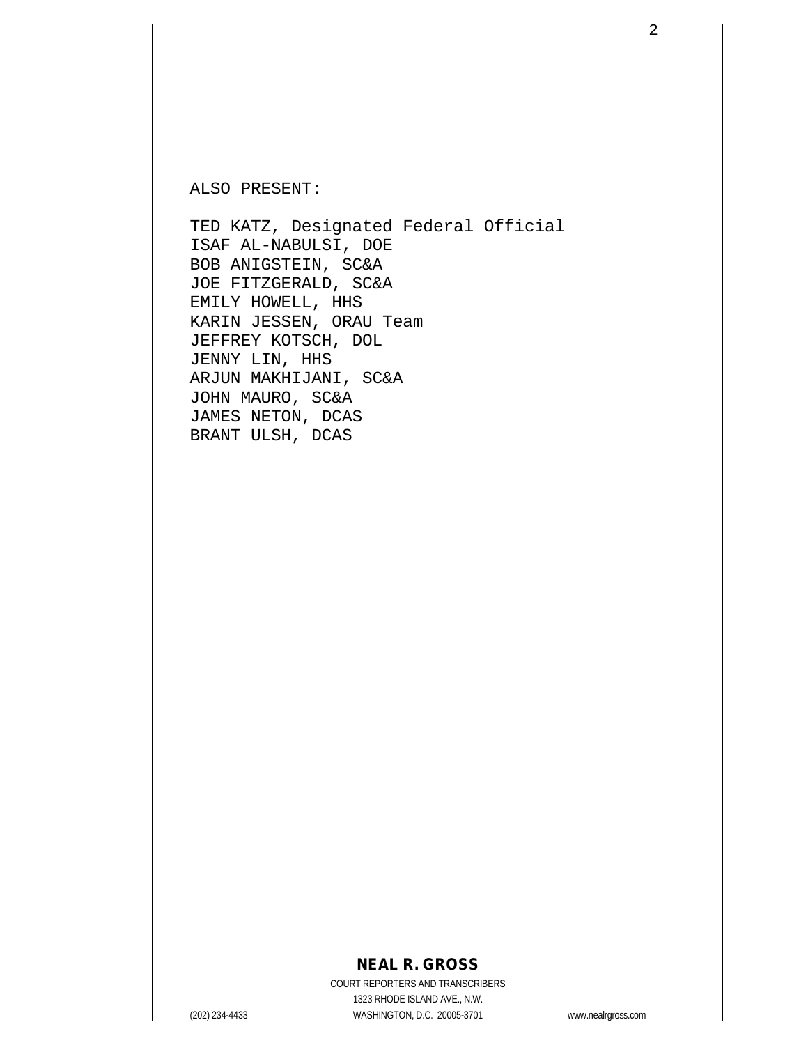ALSO PRESENT:

TED KATZ, Designated Federal Official
ISAF AL-NABULSI, DOE
BOB ANIGSTEIN, SC&A
JOE FITZGERALD, SC&A
EMILY HOWELL, HHS
KARIN JESSEN, ORAU Team
JEFFREY KOTSCH, DOL
JENNY LIN, HHS
ARJUN MAKHIJANI, SC&A
JOHN MAURO, SC&A
JAMES NETON, DCAS
BRANT ULSH, DCAS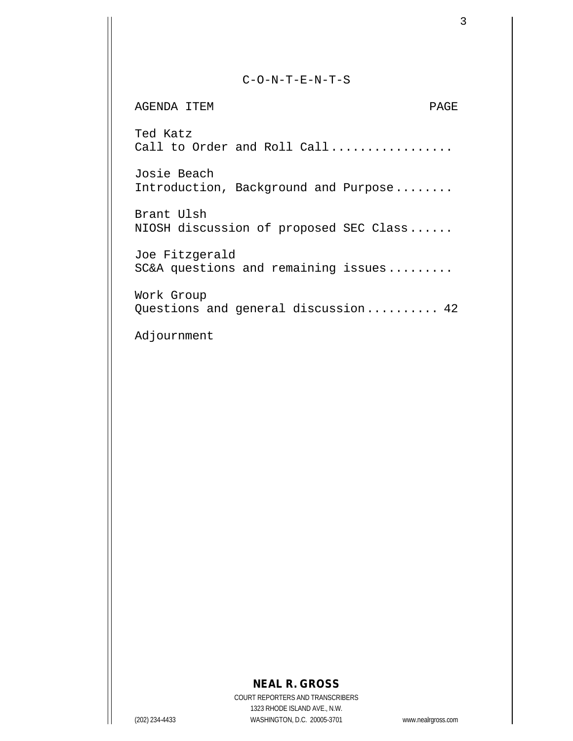C-O-N-T-E-N-T-S

| AGENDA ITEM | PAGE |
|---|---|
| Ted Katz<br>Call to Order and Roll Call................. | |
| Josie Beach<br>Introduction, Background and Purpose........ | |
| Brant Ulsh<br>NIOSH discussion of proposed SEC Class...... | |
| Joe Fitzgerald<br>SC&A questions and remaining issues......... | |
| Work Group<br>Questions and general discussion.......... | 42 |
| Adjournment | |

**NEAL R. GROSS**
COURT REPORTERS AND TRANSCRIBERS
1323 RHODE ISLAND AVE., N.W.
(202) 234-4433 WASHINGTON, D.C. 20005-3701 www.nealrgross.com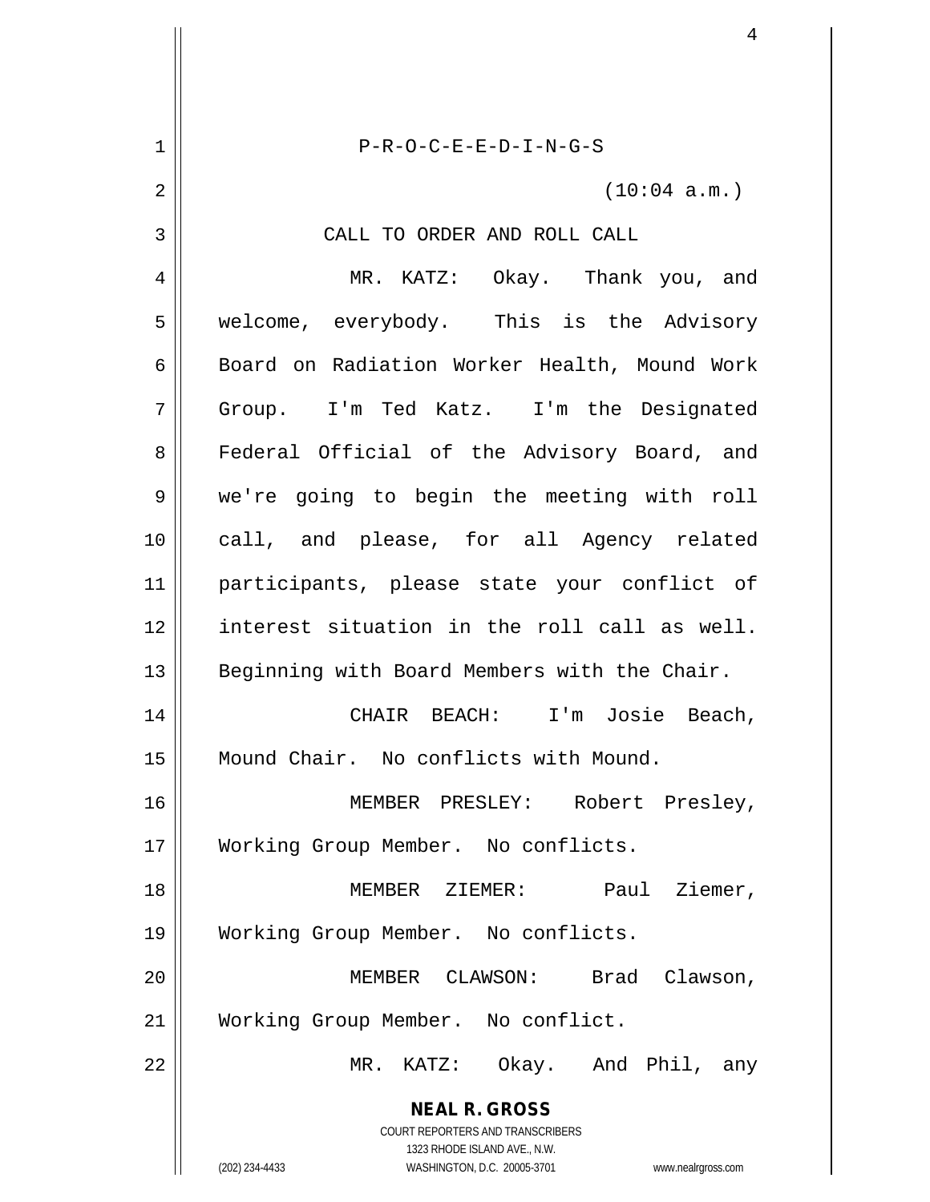P-R-O-C-E-E-D-I-N-G-S

(10:04 a.m.)

CALL TO ORDER AND ROLL CALL

MR. KATZ: Okay. Thank you, and welcome, everybody. This is the Advisory Board on Radiation Worker Health, Mound Work Group. I'm Ted Katz. I'm the Designated Federal Official of the Advisory Board, and we're going to begin the meeting with roll call, and please, for all Agency related participants, please state your conflict of interest situation in the roll call as well. Beginning with Board Members with the Chair.

CHAIR BEACH: I'm Josie Beach, Mound Chair. No conflicts with Mound.

MEMBER PRESLEY: Robert Presley, Working Group Member. No conflicts.

MEMBER ZIEMER: Paul Ziemer, Working Group Member. No conflicts.

MEMBER CLAWSON: Brad Clawson, Working Group Member. No conflict.

MR. KATZ: Okay. And Phil, any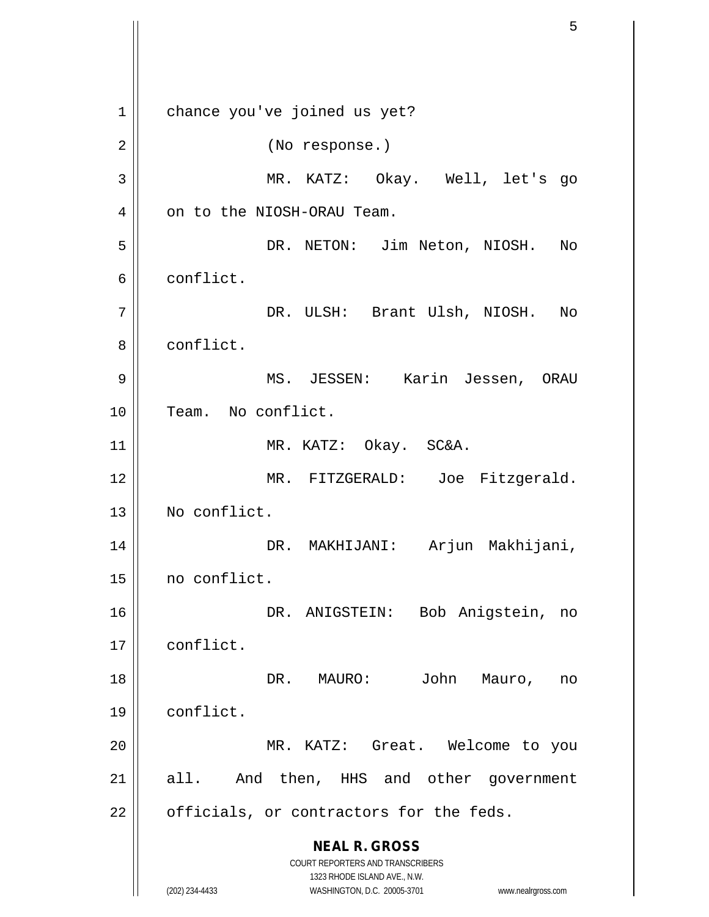chance you've joined us yet?

(No response.)

MR. KATZ: Okay. Well, let's go on to the NIOSH-ORAU Team.

DR. NETON: Jim Neton, NIOSH. No conflict.

DR. ULSH: Brant Ulsh, NIOSH. No conflict.

MS. JESSEN: Karin Jessen, ORAU Team. No conflict.

MR. KATZ: Okay. SC&A.

MR. FITZGERALD: Joe Fitzgerald. No conflict.

DR. MAKHIJANI: Arjun Makhijani, no conflict.

DR. ANIGSTEIN: Bob Anigstein, no conflict.

DR. MAURO: John Mauro, no conflict.

MR. KATZ: Great. Welcome to you all. And then, HHS and other government officials, or contractors for the feds.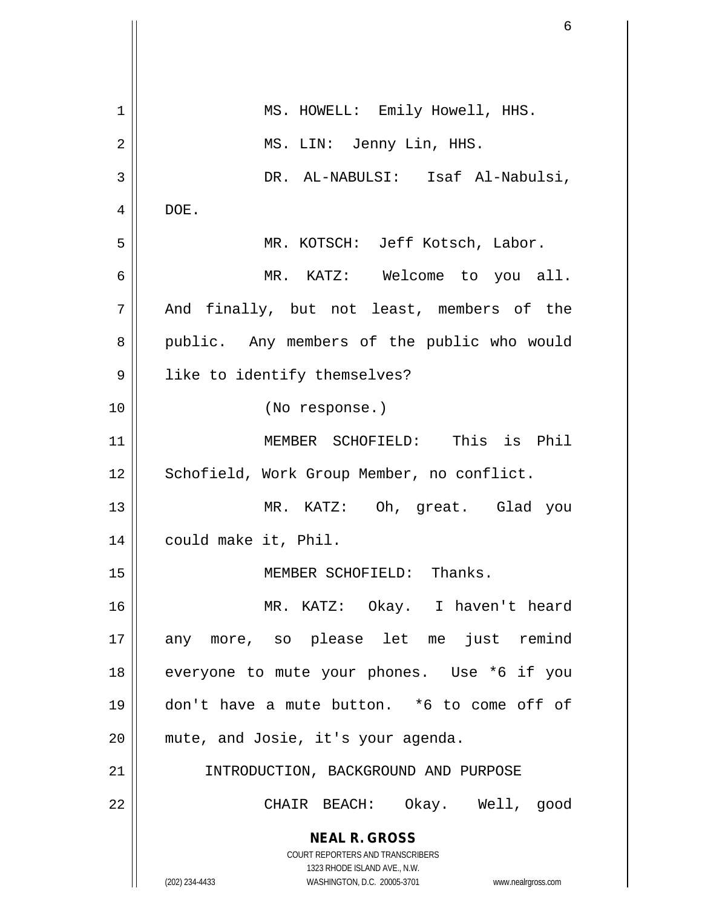MS. HOWELL: Emily Howell, HHS.

MS. LIN: Jenny Lin, HHS.

DR. AL-NABULSI: Isaf Al-Nabulsi, DOE.

MR. KOTSCH: Jeff Kotsch, Labor.

MR. KATZ: Welcome to you all. And finally, but not least, members of the public. Any members of the public who would like to identify themselves?

(No response.)

MEMBER SCHOFIELD: This is Phil Schofield, Work Group Member, no conflict.

MR. KATZ: Oh, great. Glad you could make it, Phil.

MEMBER SCHOFIELD: Thanks.

MR. KATZ: Okay. I haven't heard any more, so please let me just remind everyone to mute your phones. Use *6 if you don't have a mute button. *6 to come off of mute, and Josie, it's your agenda.

## INTRODUCTION, BACKGROUND AND PURPOSE

CHAIR BEACH: Okay. Well, good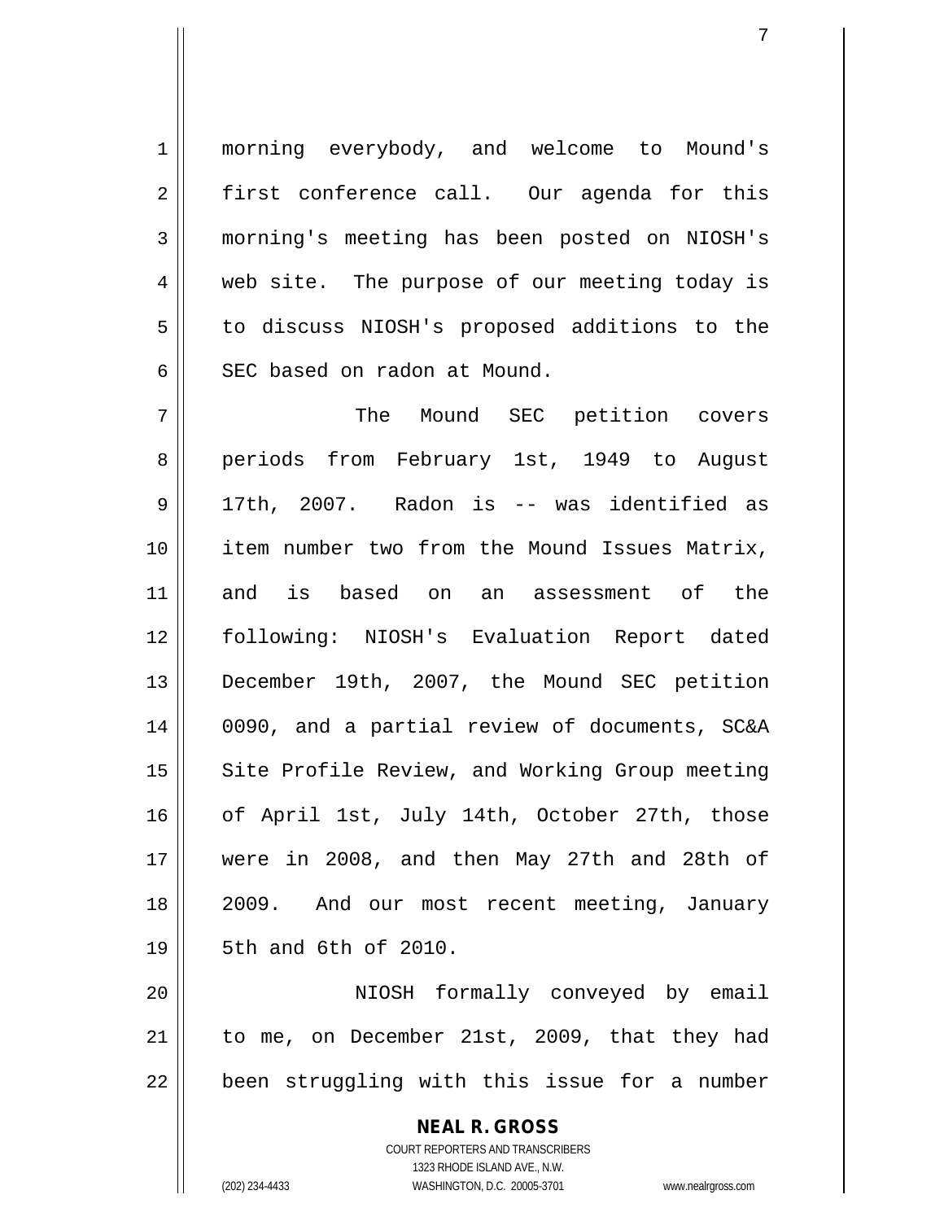morning everybody, and welcome to Mound's first conference call. Our agenda for this morning's meeting has been posted on NIOSH's web site. The purpose of our meeting today is to discuss NIOSH's proposed additions to the SEC based on radon at Mound.

The Mound SEC petition covers periods from February 1st, 1949 to August 17th, 2007. Radon is -- was identified as item number two from the Mound Issues Matrix, and is based on an assessment of the following: NIOSH's Evaluation Report dated December 19th, 2007, the Mound SEC petition 0090, and a partial review of documents, SC&A Site Profile Review, and Working Group meeting of April 1st, July 14th, October 27th, those were in 2008, and then May 27th and 28th of 2009. And our most recent meeting, January 5th and 6th of 2010.

NIOSH formally conveyed by email to me, on December 21st, 2009, that they had been struggling with this issue for a number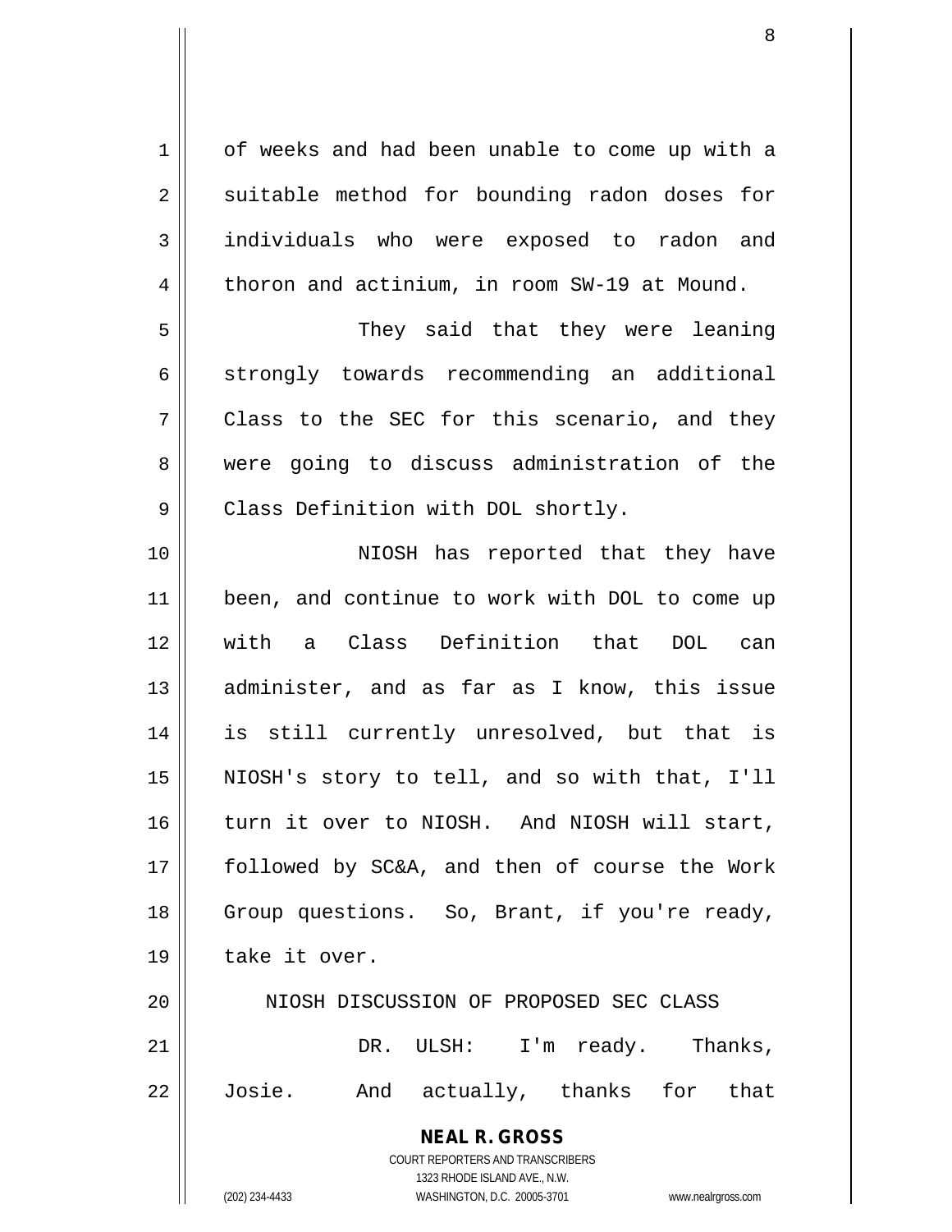of weeks and had been unable to come up with a suitable method for bounding radon doses for individuals who were exposed to radon and thoron and actinium, in room SW-19 at Mound.

They said that they were leaning strongly towards recommending an additional Class to the SEC for this scenario, and they were going to discuss administration of the Class Definition with DOL shortly.

NIOSH has reported that they have been, and continue to work with DOL to come up with a Class Definition that DOL can administer, and as far as I know, this issue is still currently unresolved, but that is NIOSH's story to tell, and so with that, I'll turn it over to NIOSH. And NIOSH will start, followed by SC&A, and then of course the Work Group questions. So, Brant, if you're ready, take it over.

## NIOSH DISCUSSION OF PROPOSED SEC CLASS

DR. ULSH: I'm ready. Thanks, Josie. And actually, thanks for that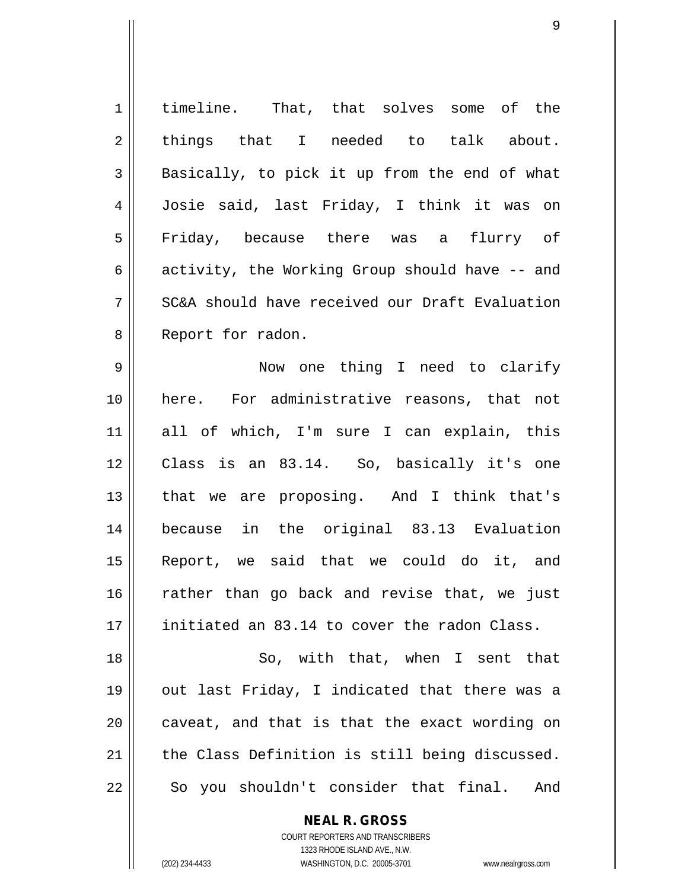timeline. That, that solves some of the things that I needed to talk about. Basically, to pick it up from the end of what Josie said, last Friday, I think it was on Friday, because there was a flurry of activity, the Working Group should have -- and SC&A should have received our Draft Evaluation Report for radon.

Now one thing I need to clarify here. For administrative reasons, that not all of which, I'm sure I can explain, this Class is an 83.14. So, basically it's one that we are proposing. And I think that's because in the original 83.13 Evaluation Report, we said that we could do it, and rather than go back and revise that, we just initiated an 83.14 to cover the radon Class.

So, with that, when I sent that out last Friday, I indicated that there was a caveat, and that is that the exact wording on the Class Definition is still being discussed. So you shouldn't consider that final. And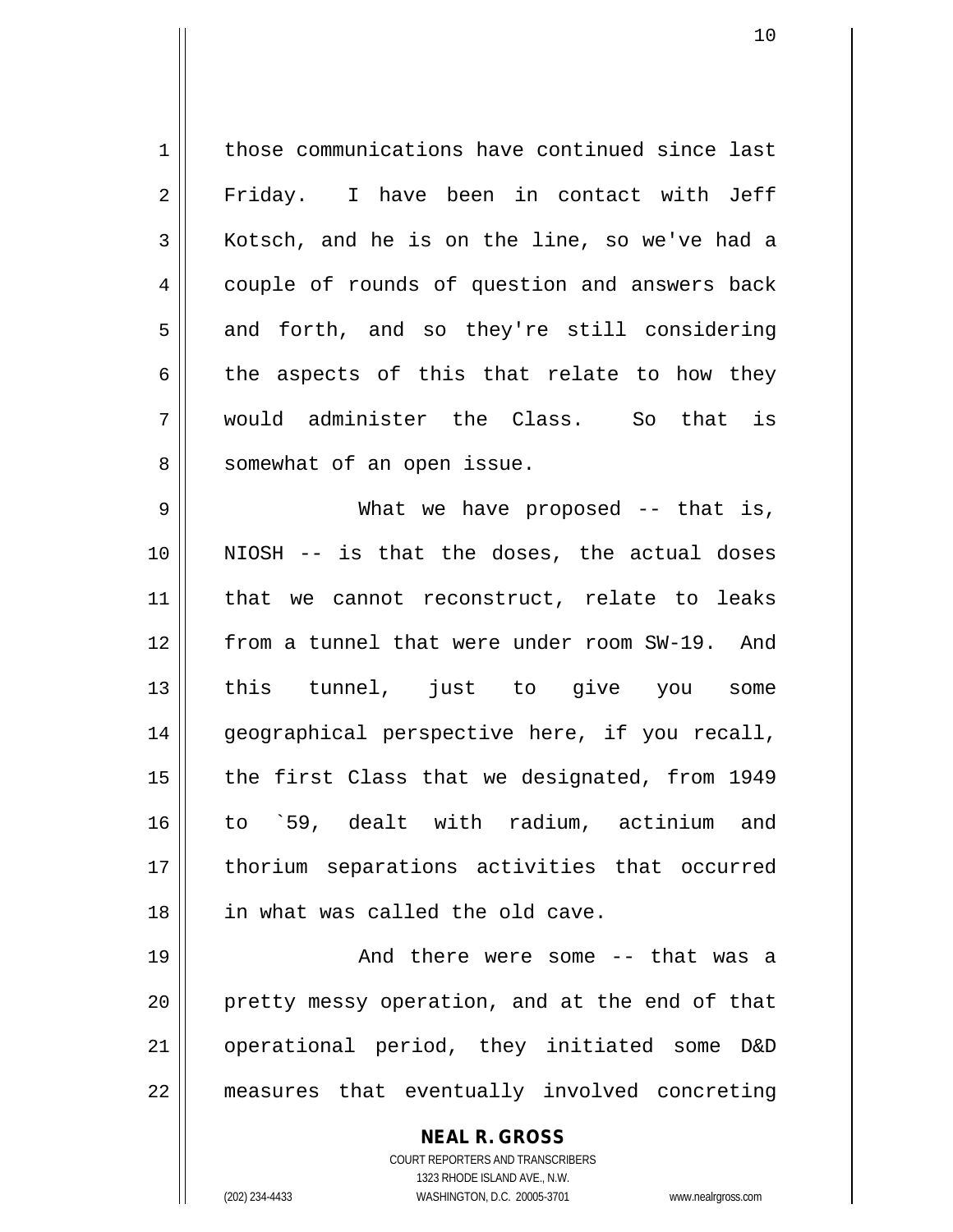those communications have continued since last Friday. I have been in contact with Jeff Kotsch, and he is on the line, so we've had a couple of rounds of question and answers back and forth, and so they're still considering the aspects of this that relate to how they would administer the Class. So that is somewhat of an open issue.

What we have proposed -- that is, NIOSH -- is that the doses, the actual doses that we cannot reconstruct, relate to leaks from a tunnel that were under room SW-19. And this tunnel, just to give you some geographical perspective here, if you recall, the first Class that we designated, from 1949 to `59, dealt with radium, actinium and thorium separations activities that occurred in what was called the old cave.

And there were some -- that was a pretty messy operation, and at the end of that operational period, they initiated some D&D measures that eventually involved concreting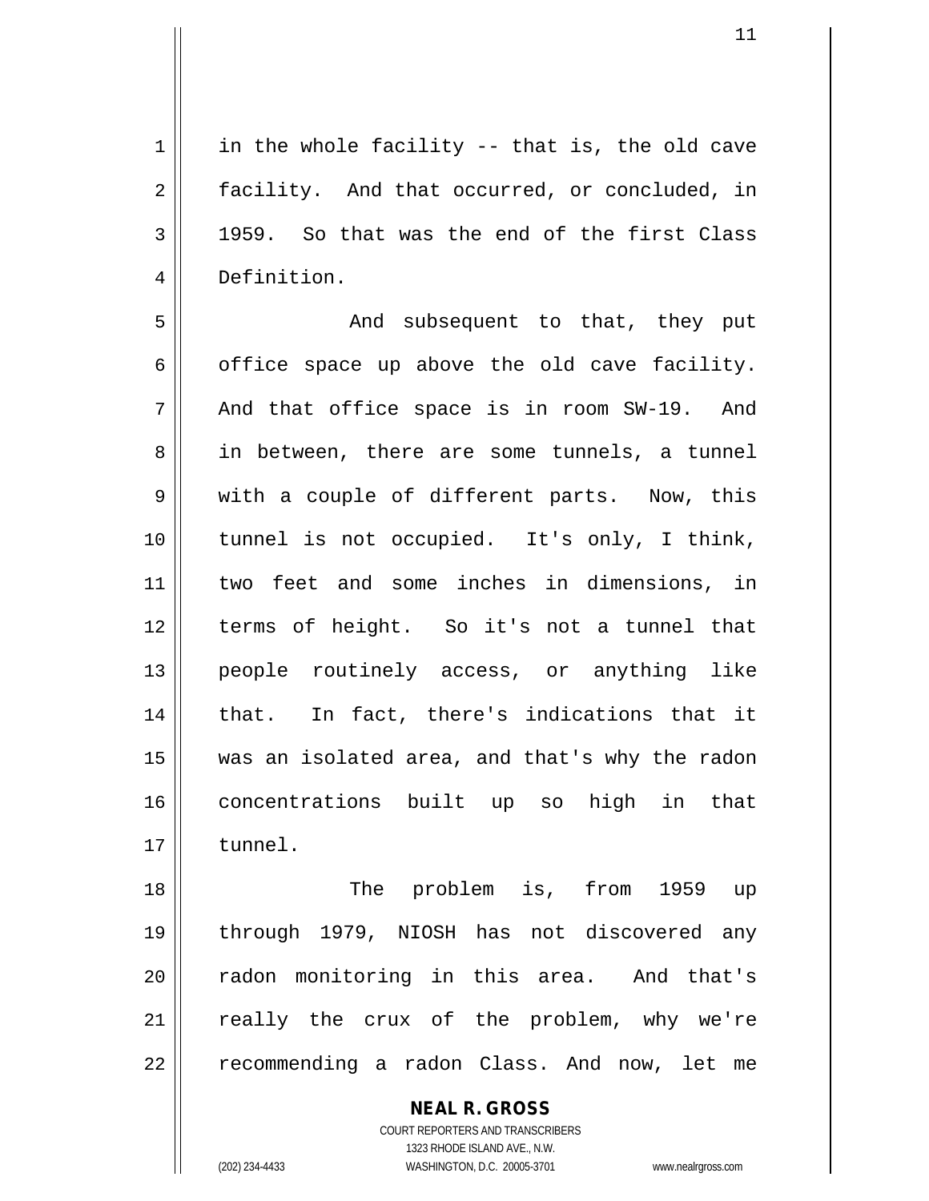in the whole facility -- that is, the old cave facility. And that occurred, or concluded, in 1959. So that was the end of the first Class Definition.

And subsequent to that, they put office space up above the old cave facility. And that office space is in room SW-19. And in between, there are some tunnels, a tunnel with a couple of different parts. Now, this tunnel is not occupied. It's only, I think, two feet and some inches in dimensions, in terms of height. So it's not a tunnel that people routinely access, or anything like that. In fact, there's indications that it was an isolated area, and that's why the radon concentrations built up so high in that tunnel.

The problem is, from 1959 up through 1979, NIOSH has not discovered any radon monitoring in this area. And that's really the crux of the problem, why we're recommending a radon Class. And now, let me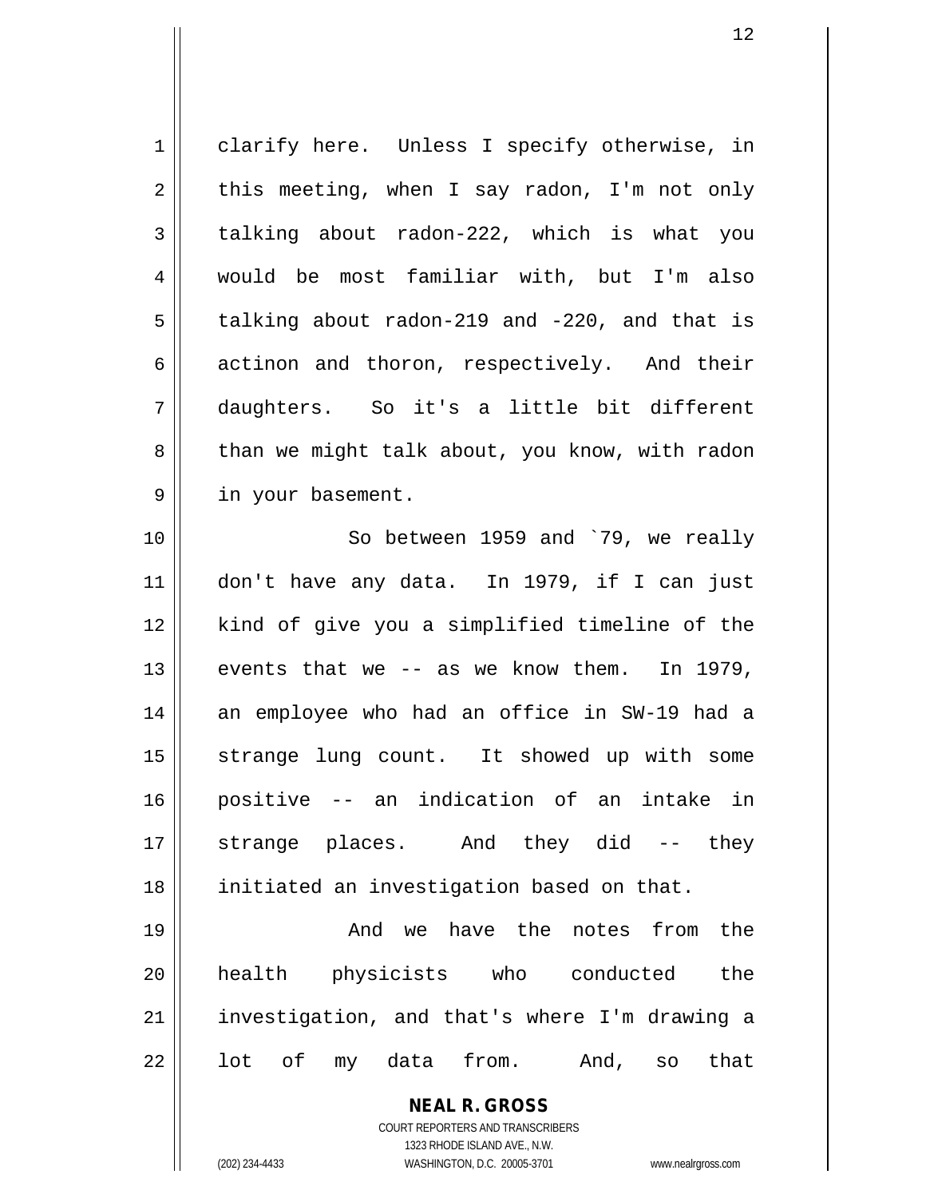clarify here. Unless I specify otherwise, in this meeting, when I say radon, I'm not only talking about radon-222, which is what you would be most familiar with, but I'm also talking about radon-219 and -220, and that is actinon and thoron, respectively. And their daughters. So it's a little bit different than we might talk about, you know, with radon in your basement.

So between 1959 and `79, we really don't have any data. In 1979, if I can just kind of give you a simplified timeline of the events that we -- as we know them. In 1979, an employee who had an office in SW-19 had a strange lung count. It showed up with some positive -- an indication of an intake in strange places. And they did -- they initiated an investigation based on that.

And we have the notes from the health physicists who conducted the investigation, and that's where I'm drawing a lot of my data from. And, so that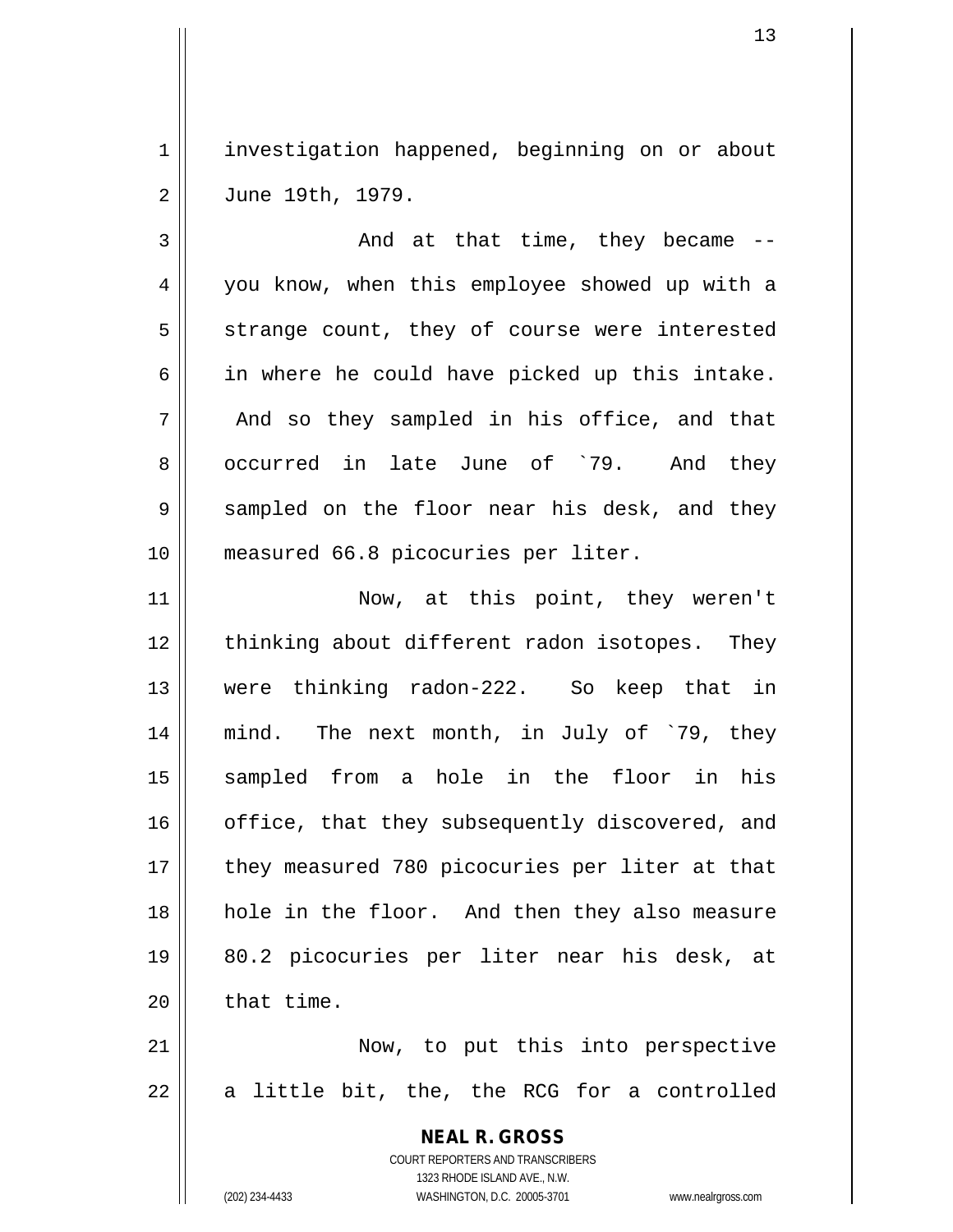investigation happened, beginning on or about June 19th, 1979.

And at that time, they became -- you know, when this employee showed up with a strange count, they of course were interested in where he could have picked up this intake. And so they sampled in his office, and that occurred in late June of `79. And they sampled on the floor near his desk, and they measured 66.8 picocuries per liter.

Now, at this point, they weren't thinking about different radon isotopes. They were thinking radon-222. So keep that in mind. The next month, in July of `79, they sampled from a hole in the floor in his office, that they subsequently discovered, and they measured 780 picocuries per liter at that hole in the floor. And then they also measure 80.2 picocuries per liter near his desk, at that time.

Now, to put this into perspective a little bit, the, the RCG for a controlled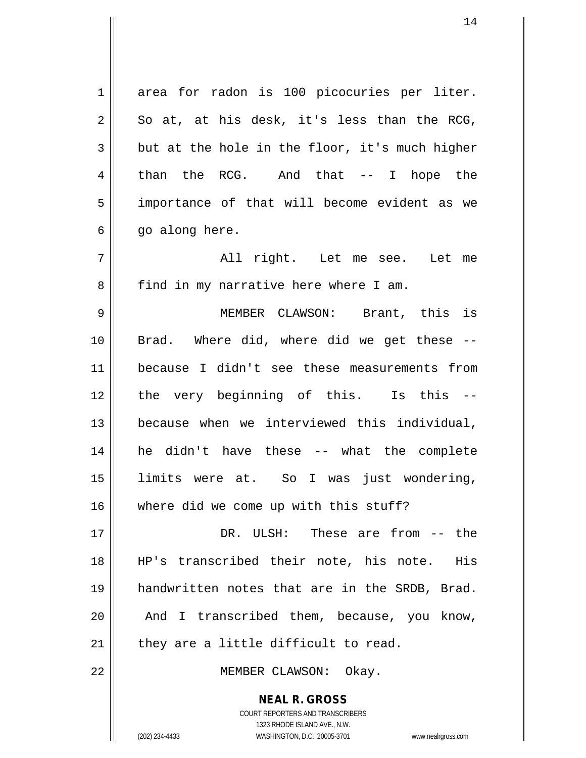area for radon is 100 picocuries per liter. So at, at his desk, it's less than the RCG, but at the hole in the floor, it's much higher than the RCG. And that -- I hope the importance of that will become evident as we go along here.

All right. Let me see. Let me find in my narrative here where I am.

MEMBER CLAWSON: Brant, this is Brad. Where did, where did we get these -- because I didn't see these measurements from the very beginning of this. Is this -- because when we interviewed this individual, he didn't have these -- what the complete limits were at. So I was just wondering, where did we come up with this stuff?

DR. ULSH: These are from -- the HP's transcribed their note, his note. His handwritten notes that are in the SRDB, Brad. And I transcribed them, because, you know, they are a little difficult to read.

MEMBER CLAWSON: Okay.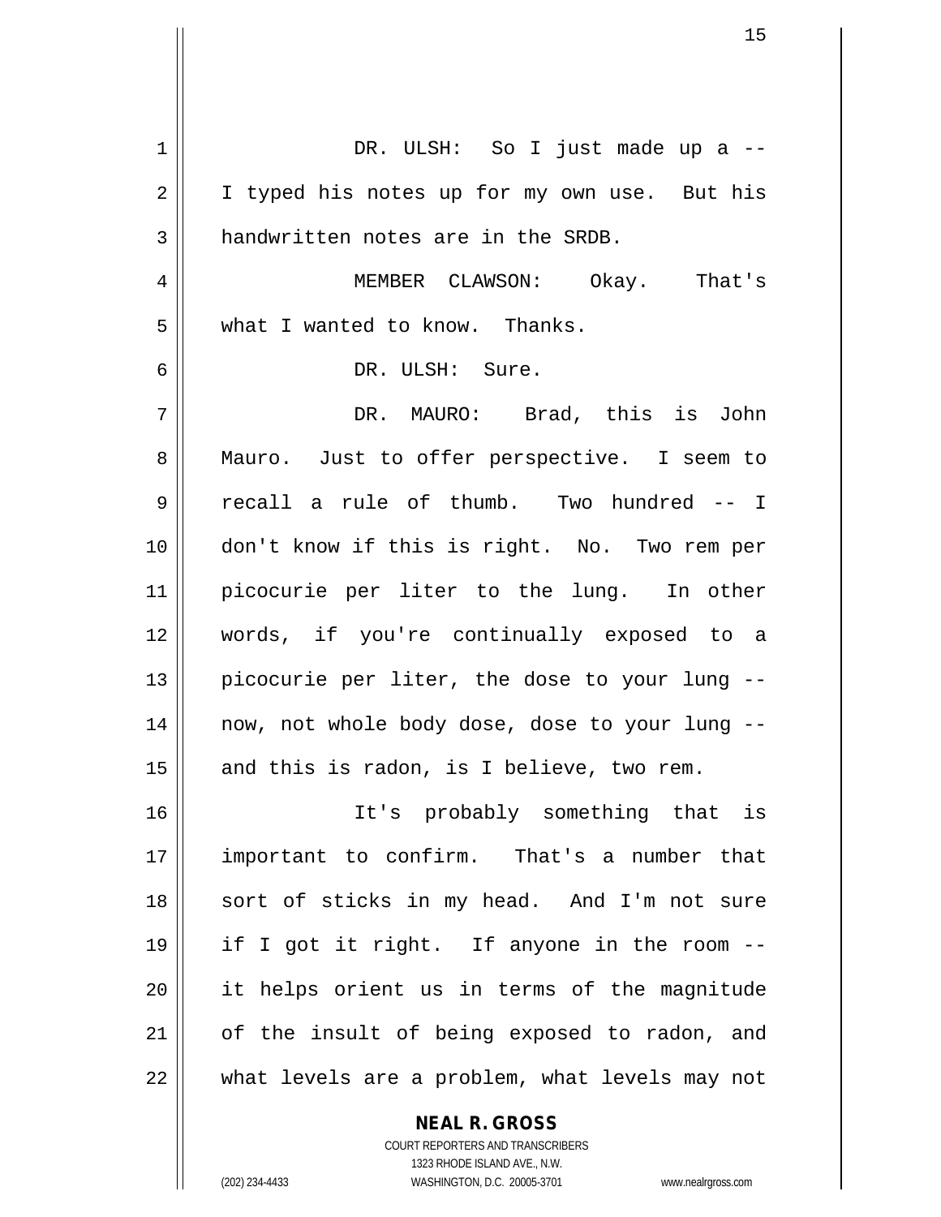DR. ULSH: So I just made up a -- I typed his notes up for my own use. But his handwritten notes are in the SRDB.

MEMBER CLAWSON: Okay. That's what I wanted to know. Thanks.

DR. ULSH: Sure.

DR. MAURO: Brad, this is John Mauro. Just to offer perspective. I seem to recall a rule of thumb. Two hundred -- I don't know if this is right. No. Two rem per picocurie per liter to the lung. In other words, if you're continually exposed to a picocurie per liter, the dose to your lung -- now, not whole body dose, dose to your lung -- and this is radon, is I believe, two rem.

It's probably something that is important to confirm. That's a number that sort of sticks in my head. And I'm not sure if I got it right. If anyone in the room -- it helps orient us in terms of the magnitude of the insult of being exposed to radon, and what levels are a problem, what levels may not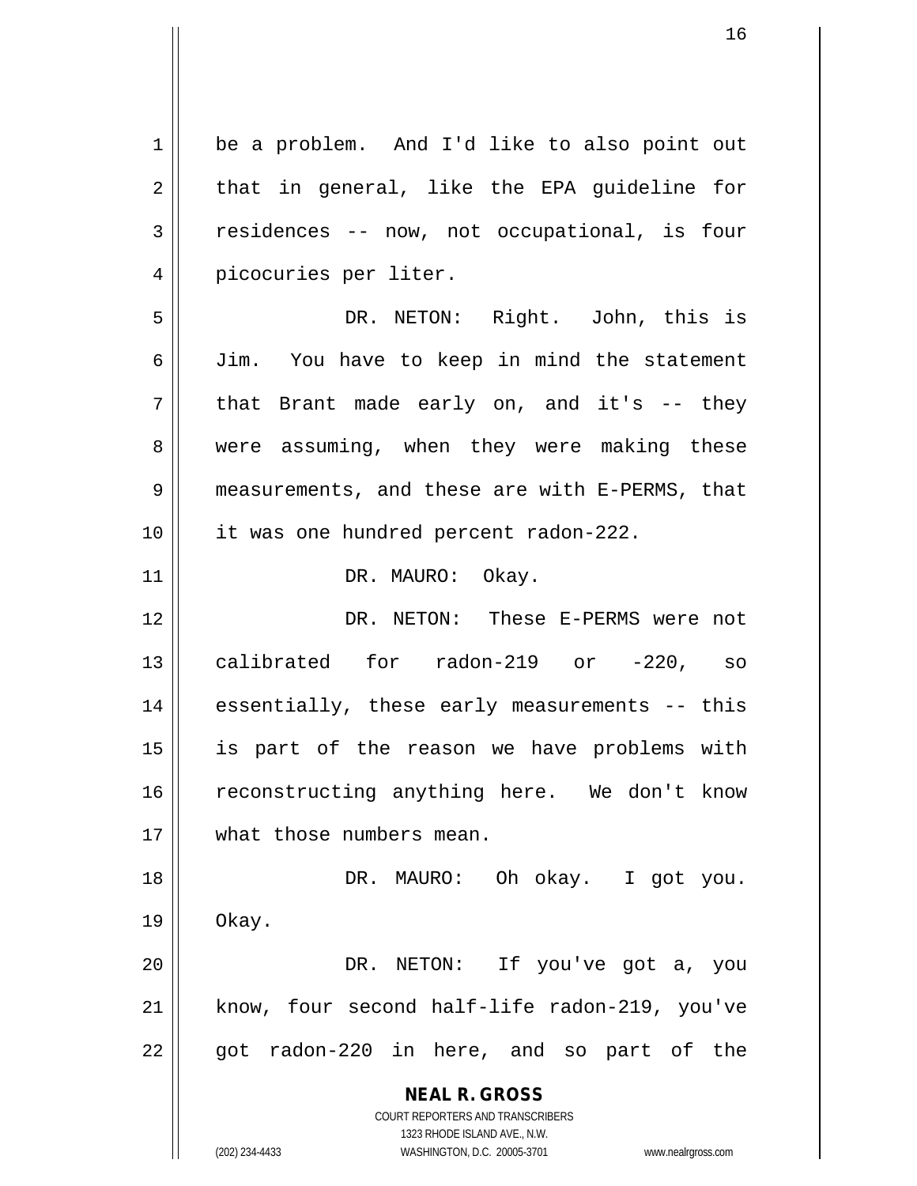be a problem. And I'd like to also point out that in general, like the EPA guideline for residences -- now, not occupational, is four picocuries per liter.

DR. NETON: Right. John, this is Jim. You have to keep in mind the statement that Brant made early on, and it's -- they were assuming, when they were making these measurements, and these are with E-PERMS, that it was one hundred percent radon-222.

DR. MAURO: Okay.

DR. NETON: These E-PERMS were not calibrated for radon-219 or -220, so essentially, these early measurements -- this is part of the reason we have problems with reconstructing anything here. We don't know what those numbers mean.

DR. MAURO: Oh okay. I got you. Okay.

DR. NETON: If you've got a, you know, four second half-life radon-219, you've got radon-220 in here, and so part of the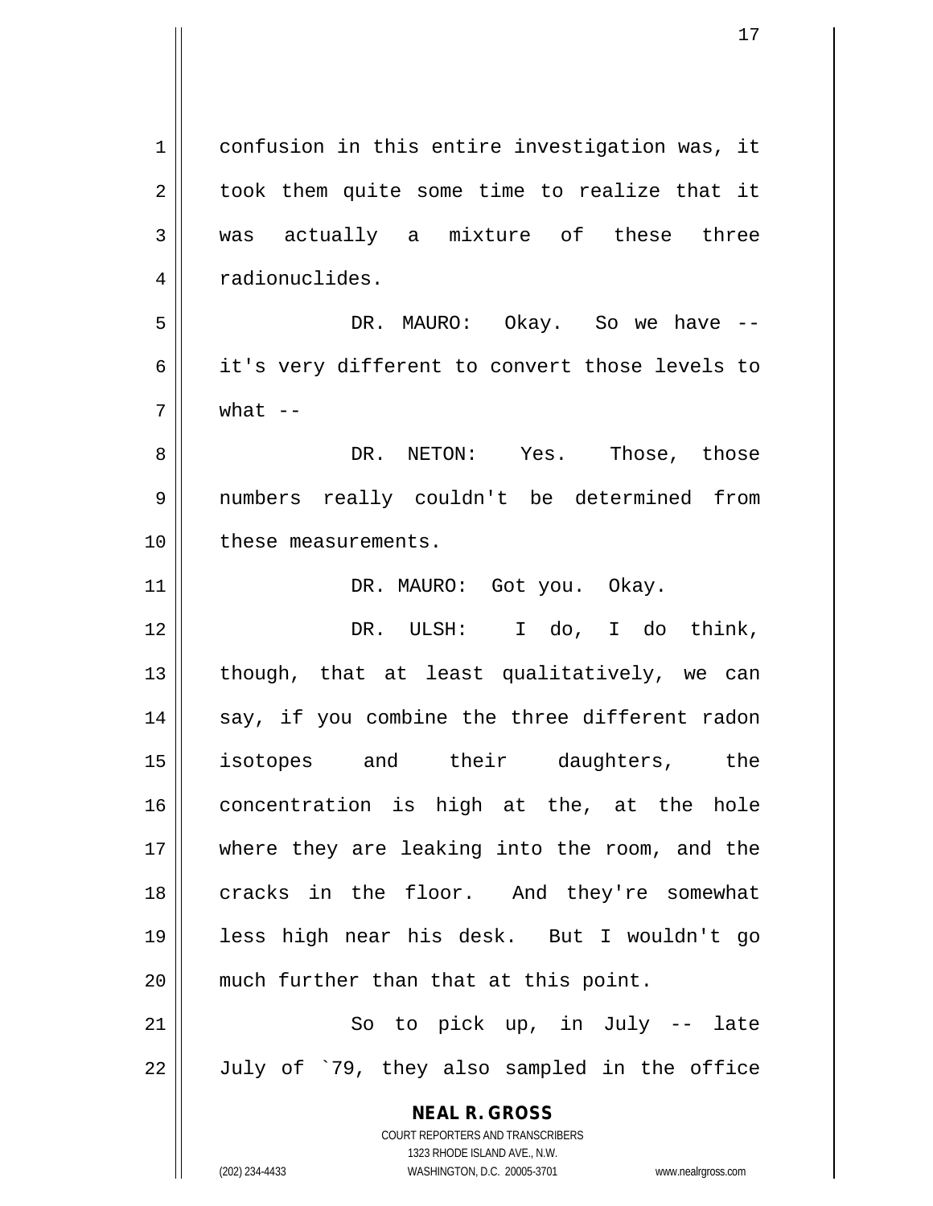confusion in this entire investigation was, it took them quite some time to realize that it was actually a mixture of these three radionuclides.

DR. MAURO: Okay. So we have -- it's very different to convert those levels to what --

DR. NETON: Yes. Those, those numbers really couldn't be determined from these measurements.

DR. MAURO: Got you. Okay.

DR. ULSH: I do, I do think, though, that at least qualitatively, we can say, if you combine the three different radon isotopes and their daughters, the concentration is high at the, at the hole where they are leaking into the room, and the cracks in the floor. And they're somewhat less high near his desk. But I wouldn't go much further than that at this point.

So to pick up, in July -- late July of `79, they also sampled in the office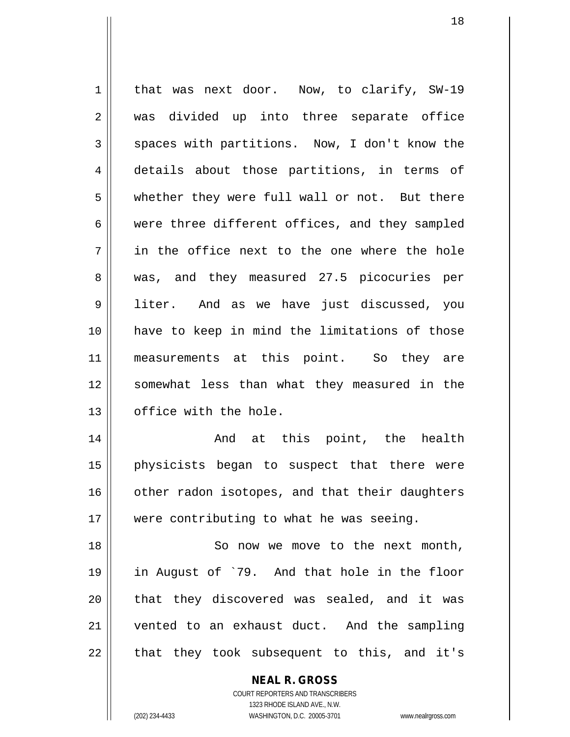that was next door. Now, to clarify, SW-19 was divided up into three separate office spaces with partitions. Now, I don't know the details about those partitions, in terms of whether they were full wall or not. But there were three different offices, and they sampled in the office next to the one where the hole was, and they measured 27.5 picocuries per liter. And as we have just discussed, you have to keep in mind the limitations of those measurements at this point. So they are somewhat less than what they measured in the office with the hole.

And at this point, the health physicists began to suspect that there were other radon isotopes, and that their daughters were contributing to what he was seeing.

So now we move to the next month, in August of `79. And that hole in the floor that they discovered was sealed, and it was vented to an exhaust duct. And the sampling that they took subsequent to this, and it's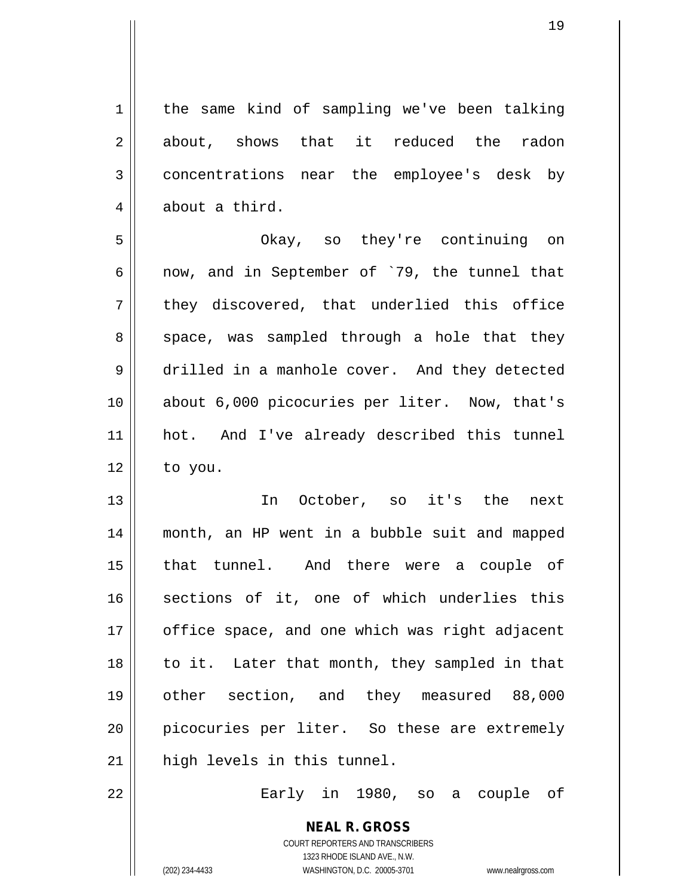the same kind of sampling we've been talking about, shows that it reduced the radon concentrations near the employee's desk by about a third.

Okay, so they're continuing on now, and in September of `79, the tunnel that they discovered, that underlied this office space, was sampled through a hole that they drilled in a manhole cover. And they detected about 6,000 picocuries per liter. Now, that's hot. And I've already described this tunnel to you.

In October, so it's the next month, an HP went in a bubble suit and mapped that tunnel. And there were a couple of sections of it, one of which underlies this office space, and one which was right adjacent to it. Later that month, they sampled in that other section, and they measured 88,000 picocuries per liter. So these are extremely high levels in this tunnel.

Early in 1980, so a couple of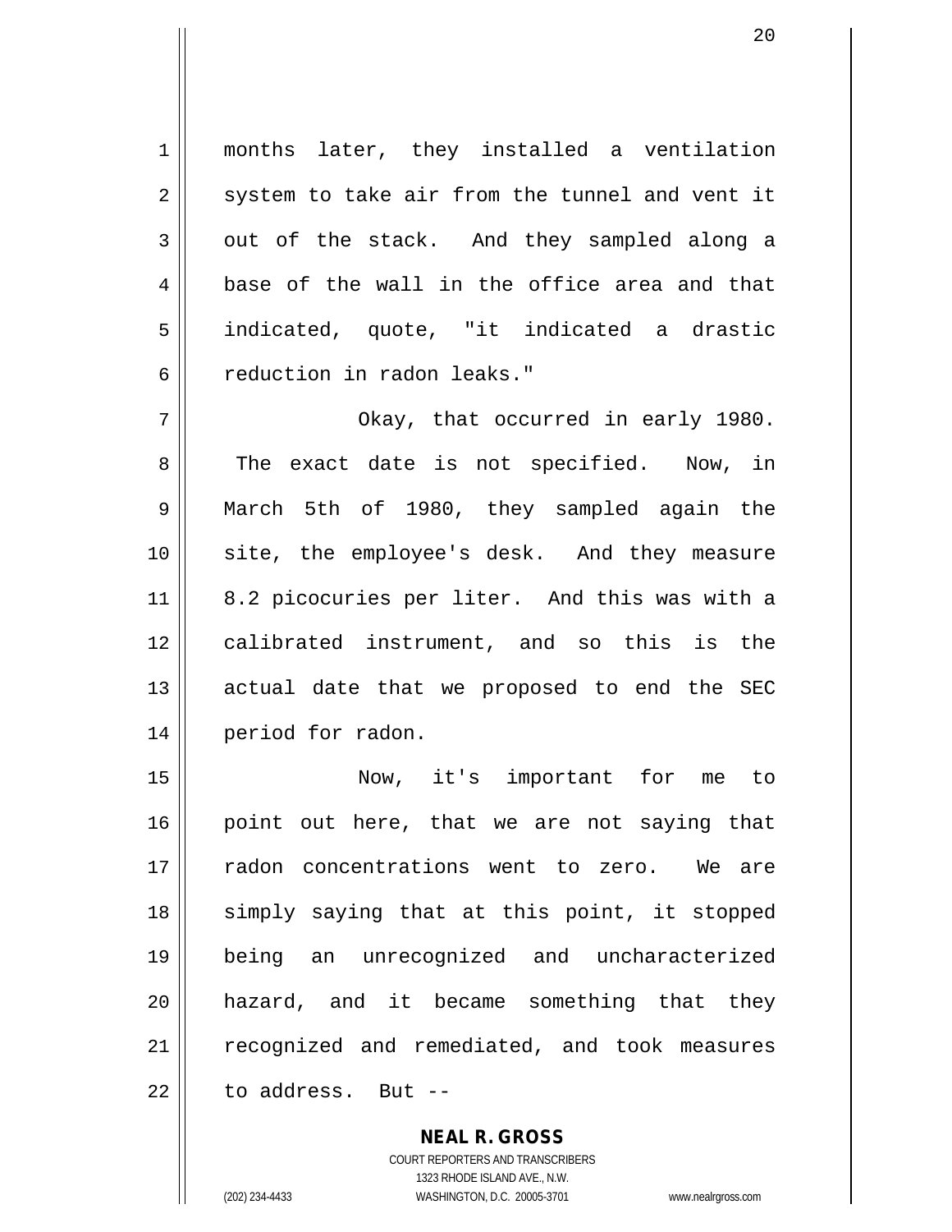months later, they installed a ventilation system to take air from the tunnel and vent it out of the stack. And they sampled along a base of the wall in the office area and that indicated, quote, "it indicated a drastic reduction in radon leaks."

Okay, that occurred in early 1980. The exact date is not specified. Now, in March 5th of 1980, they sampled again the site, the employee's desk. And they measure 8.2 picocuries per liter. And this was with a calibrated instrument, and so this is the actual date that we proposed to end the SEC period for radon.

Now, it's important for me to point out here, that we are not saying that radon concentrations went to zero. We are simply saying that at this point, it stopped being an unrecognized and uncharacterized hazard, and it became something that they recognized and remediated, and took measures to address. But --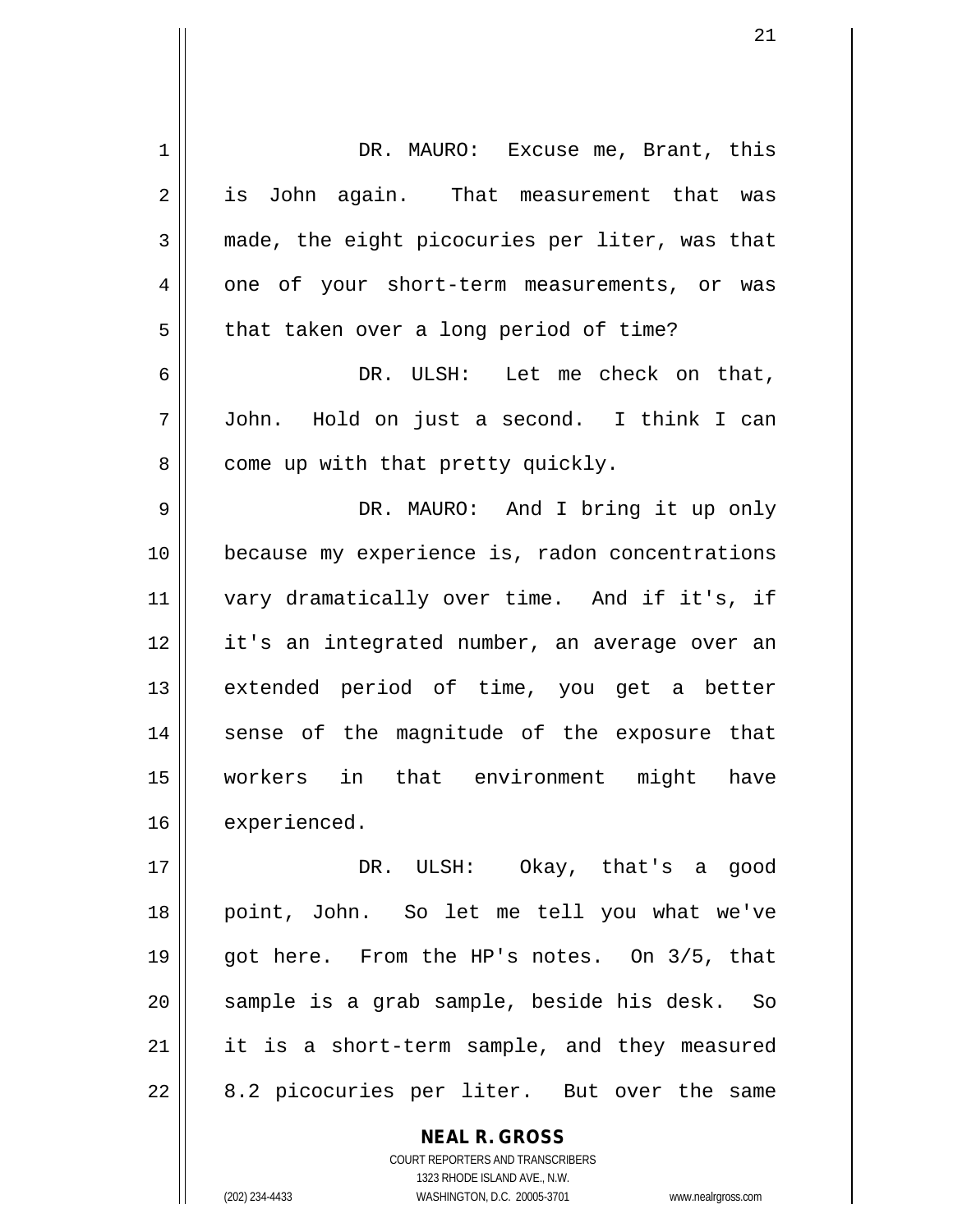DR. MAURO: Excuse me, Brant, this is John again. That measurement that was made, the eight picocuries per liter, was that one of your short-term measurements, or was that taken over a long period of time?

DR. ULSH: Let me check on that, John. Hold on just a second. I think I can come up with that pretty quickly.

DR. MAURO: And I bring it up only because my experience is, radon concentrations vary dramatically over time. And if it's, if it's an integrated number, an average over an extended period of time, you get a better sense of the magnitude of the exposure that workers in that environment might have experienced.

DR. ULSH: Okay, that's a good point, John. So let me tell you what we've got here. From the HP's notes. On 3/5, that sample is a grab sample, beside his desk. So it is a short-term sample, and they measured 8.2 picocuries per liter. But over the same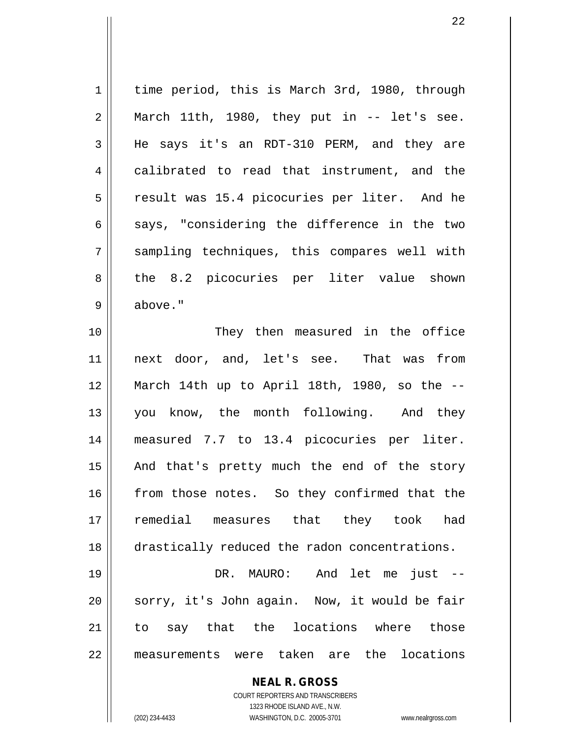time period, this is March 3rd, 1980, through March 11th, 1980, they put in -- let's see. He says it's an RDT-310 PERM, and they are calibrated to read that instrument, and the result was 15.4 picocuries per liter. And he says, "considering the difference in the two sampling techniques, this compares well with the 8.2 picocuries per liter value shown above."

They then measured in the office next door, and, let's see. That was from March 14th up to April 18th, 1980, so the -- you know, the month following. And they measured 7.7 to 13.4 picocuries per liter. And that's pretty much the end of the story from those notes. So they confirmed that the remedial measures that they took had drastically reduced the radon concentrations.

DR. MAURO: And let me just -- sorry, it's John again. Now, it would be fair to say that the locations where those measurements were taken are the locations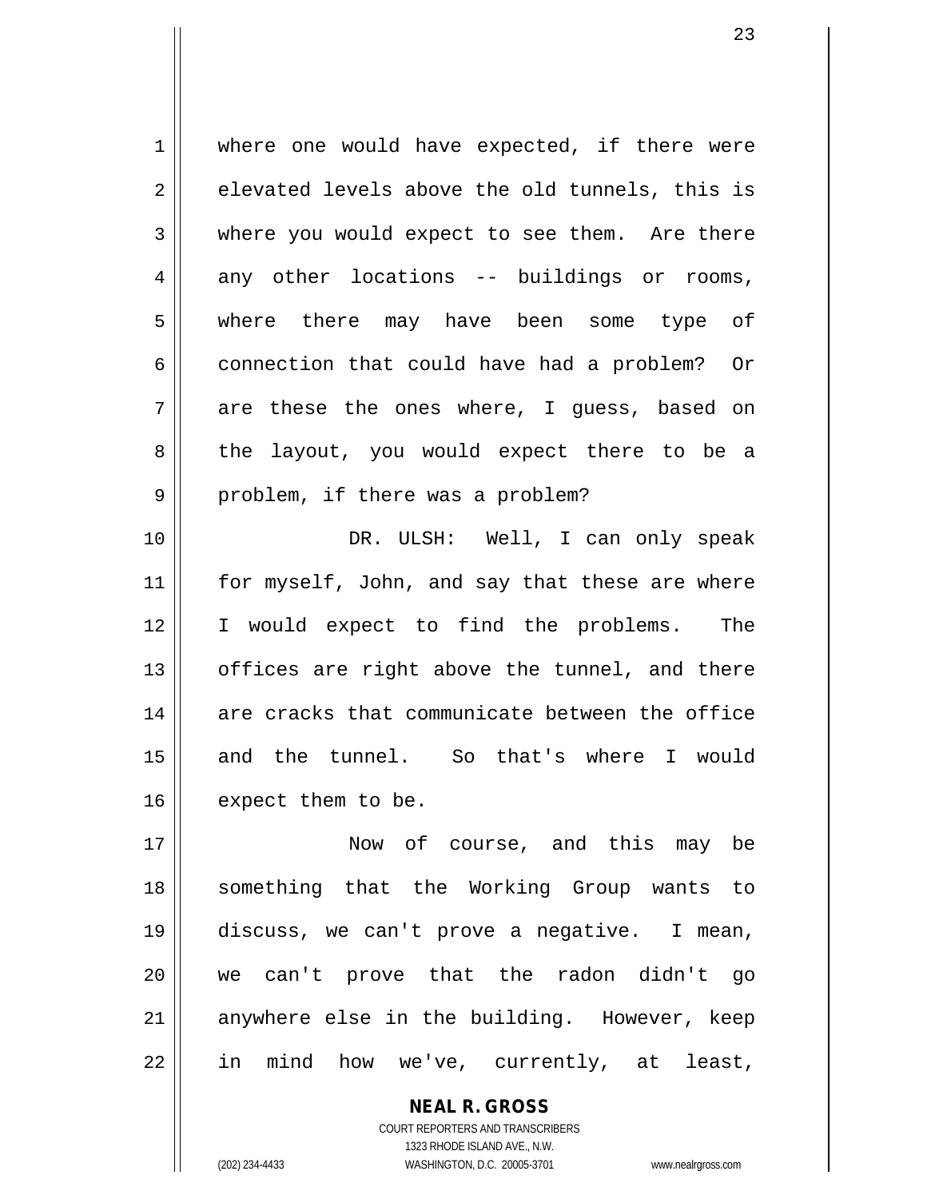where one would have expected, if there were elevated levels above the old tunnels, this is where you would expect to see them. Are there any other locations -- buildings or rooms, where there may have been some type of connection that could have had a problem? Or are these the ones where, I guess, based on the layout, you would expect there to be a problem, if there was a problem?

DR. ULSH: Well, I can only speak for myself, John, and say that these are where I would expect to find the problems. The offices are right above the tunnel, and there are cracks that communicate between the office and the tunnel. So that's where I would expect them to be.

Now of course, and this may be something that the Working Group wants to discuss, we can't prove a negative. I mean, we can't prove that the radon didn't go anywhere else in the building. However, keep in mind how we've, currently, at least,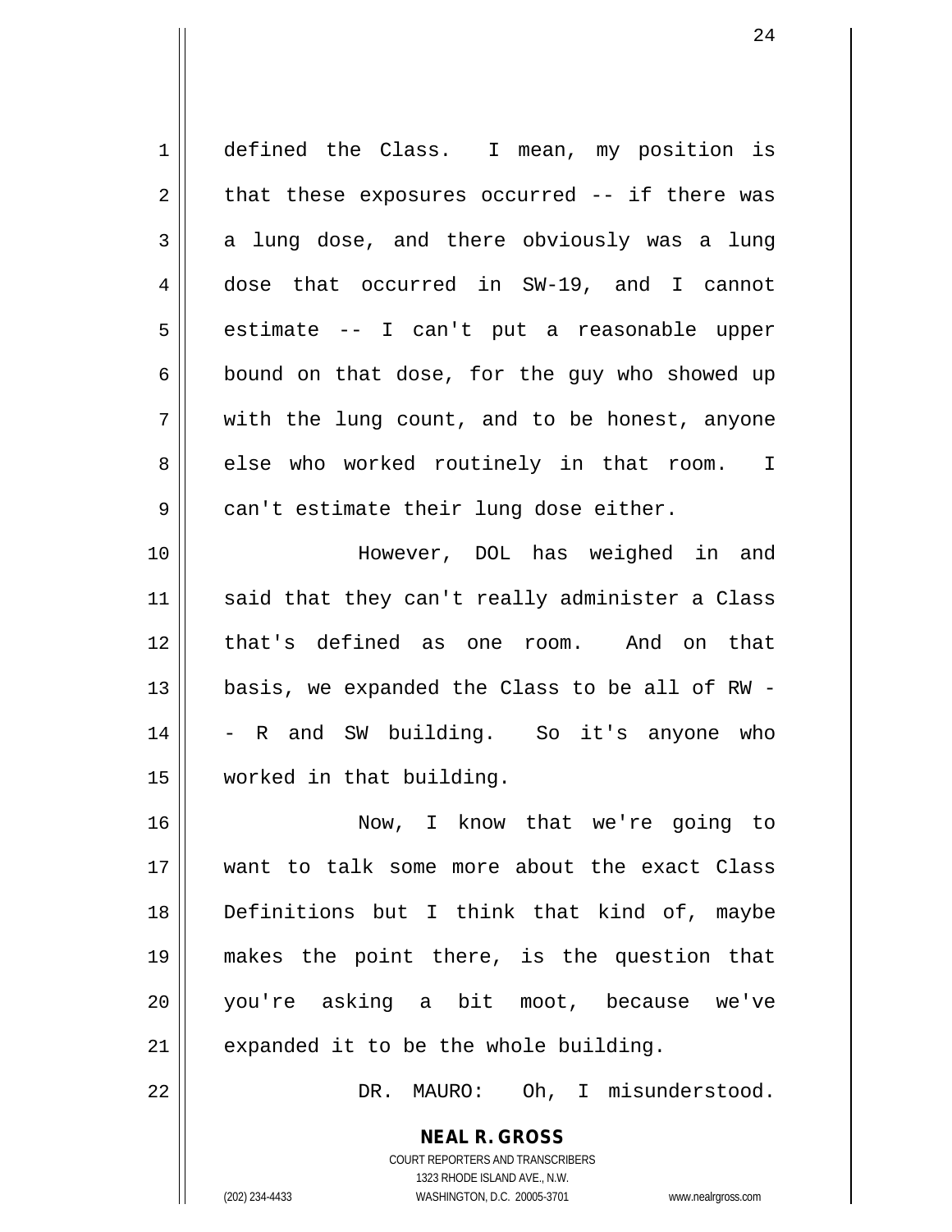defined the Class. I mean, my position is that these exposures occurred -- if there was a lung dose, and there obviously was a lung dose that occurred in SW-19, and I cannot estimate -- I can't put a reasonable upper bound on that dose, for the guy who showed up with the lung count, and to be honest, anyone else who worked routinely in that room. I can't estimate their lung dose either.

However, DOL has weighed in and said that they can't really administer a Class that's defined as one room. And on that basis, we expanded the Class to be all of RW -- R and SW building. So it's anyone who worked in that building.

Now, I know that we're going to want to talk some more about the exact Class Definitions but I think that kind of, maybe makes the point there, is the question that you're asking a bit moot, because we've expanded it to be the whole building.

DR. MAURO: Oh, I misunderstood.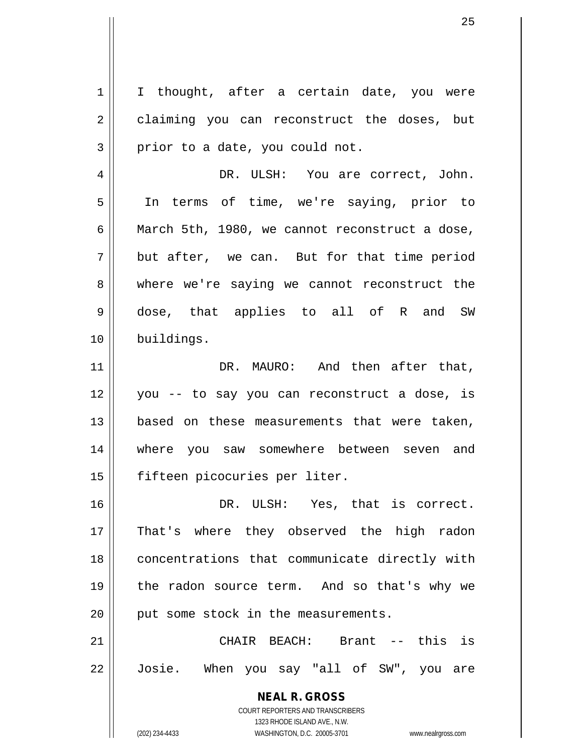I thought, after a certain date, you were claiming you can reconstruct the doses, but prior to a date, you could not.

DR. ULSH: You are correct, John. In terms of time, we're saying, prior to March 5th, 1980, we cannot reconstruct a dose, but after, we can. But for that time period where we're saying we cannot reconstruct the dose, that applies to all of R and SW buildings.

DR. MAURO: And then after that, you -- to say you can reconstruct a dose, is based on these measurements that were taken, where you saw somewhere between seven and fifteen picocuries per liter.

DR. ULSH: Yes, that is correct. That's where they observed the high radon concentrations that communicate directly with the radon source term. And so that's why we put some stock in the measurements.

CHAIR BEACH: Brant -- this is Josie. When you say "all of SW", you are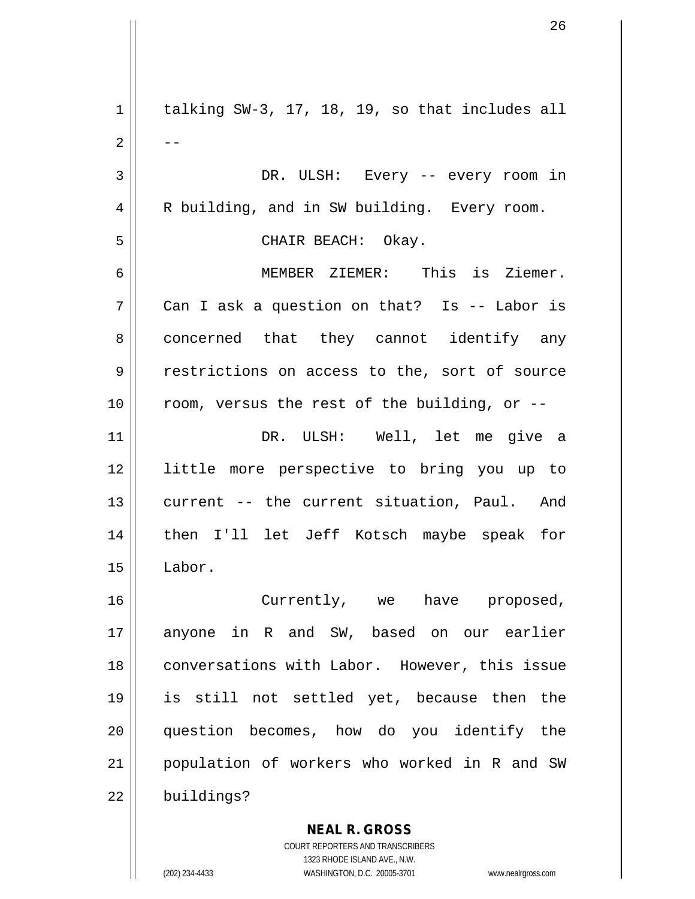talking SW-3, 17, 18, 19, so that includes all --

DR. ULSH: Every -- every room in R building, and in SW building. Every room.

CHAIR BEACH: Okay.

MEMBER ZIEMER: This is Ziemer. Can I ask a question on that? Is -- Labor is concerned that they cannot identify any restrictions on access to the, sort of source room, versus the rest of the building, or --

DR. ULSH: Well, let me give a little more perspective to bring you up to current -- the current situation, Paul. And then I'll let Jeff Kotsch maybe speak for Labor.

Currently, we have proposed, anyone in R and SW, based on our earlier conversations with Labor. However, this issue is still not settled yet, because then the question becomes, how do you identify the population of workers who worked in R and SW buildings?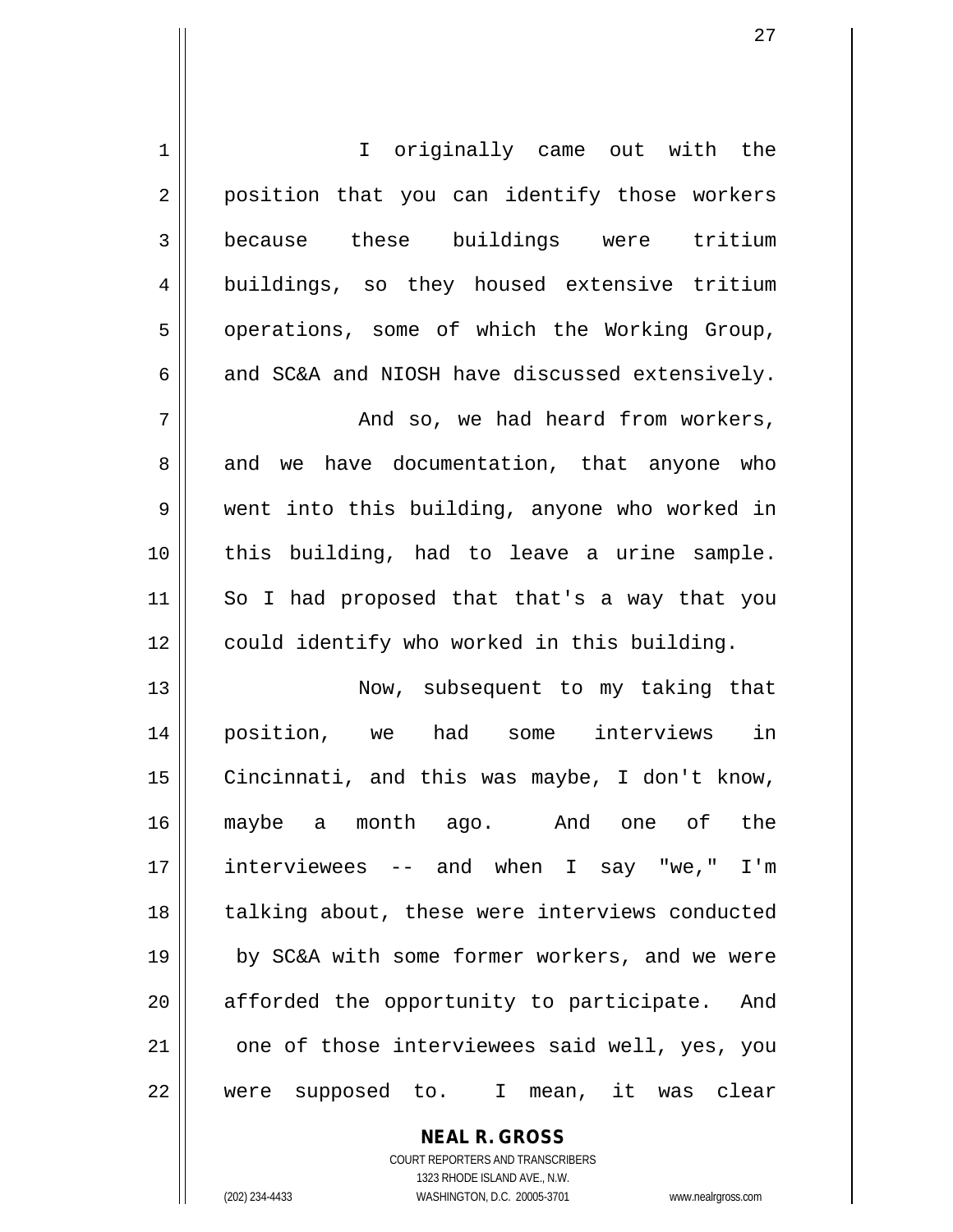I originally came out with the position that you can identify those workers because these buildings were tritium buildings, so they housed extensive tritium operations, some of which the Working Group, and SC&A and NIOSH have discussed extensively.

And so, we had heard from workers, and we have documentation, that anyone who went into this building, anyone who worked in this building, had to leave a urine sample. So I had proposed that that's a way that you could identify who worked in this building.

Now, subsequent to my taking that position, we had some interviews in Cincinnati, and this was maybe, I don't know, maybe a month ago. And one of the interviewees -- and when I say "we," I'm talking about, these were interviews conducted by SC&A with some former workers, and we were afforded the opportunity to participate. And one of those interviewees said well, yes, you were supposed to. I mean, it was clear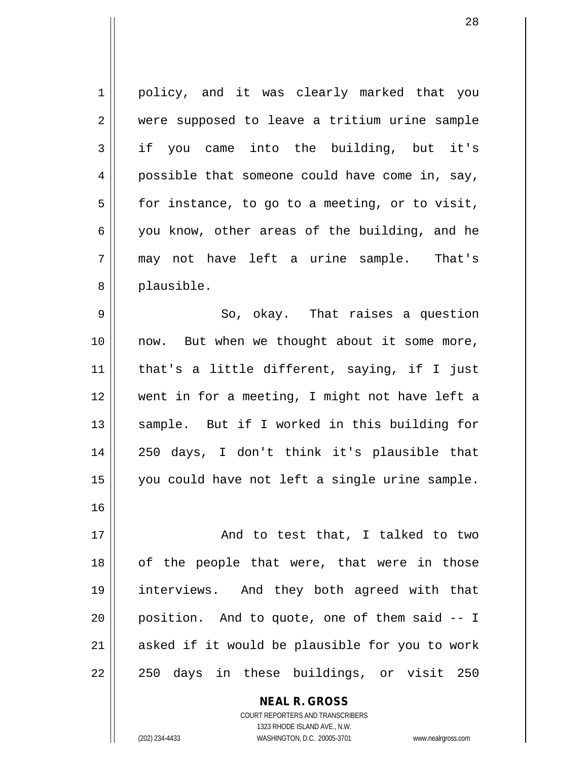policy, and it was clearly marked that you were supposed to leave a tritium urine sample if you came into the building, but it's possible that someone could have come in, say, for instance, to go to a meeting, or to visit, you know, other areas of the building, and he may not have left a urine sample. That's plausible.

So, okay. That raises a question now. But when we thought about it some more, that's a little different, saying, if I just went in for a meeting, I might not have left a sample. But if I worked in this building for 250 days, I don't think it's plausible that you could have not left a single urine sample.

And to test that, I talked to two of the people that were, that were in those interviews. And they both agreed with that position. And to quote, one of them said -- I asked if it would be plausible for you to work 250 days in these buildings, or visit 250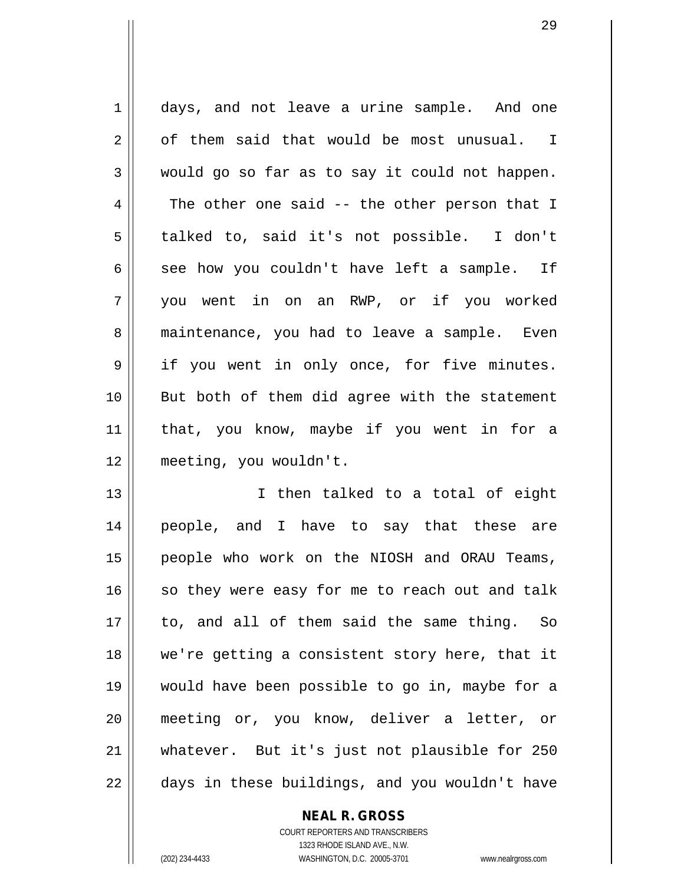days, and not leave a urine sample. And one of them said that would be most unusual. I would go so far as to say it could not happen. The other one said -- the other person that I talked to, said it's not possible. I don't see how you couldn't have left a sample. If you went in on an RWP, or if you worked maintenance, you had to leave a sample. Even if you went in only once, for five minutes. But both of them did agree with the statement that, you know, maybe if you went in for a meeting, you wouldn't.

I then talked to a total of eight people, and I have to say that these are people who work on the NIOSH and ORAU Teams, so they were easy for me to reach out and talk to, and all of them said the same thing. So we're getting a consistent story here, that it would have been possible to go in, maybe for a meeting or, you know, deliver a letter, or whatever. But it's just not plausible for 250 days in these buildings, and you wouldn't have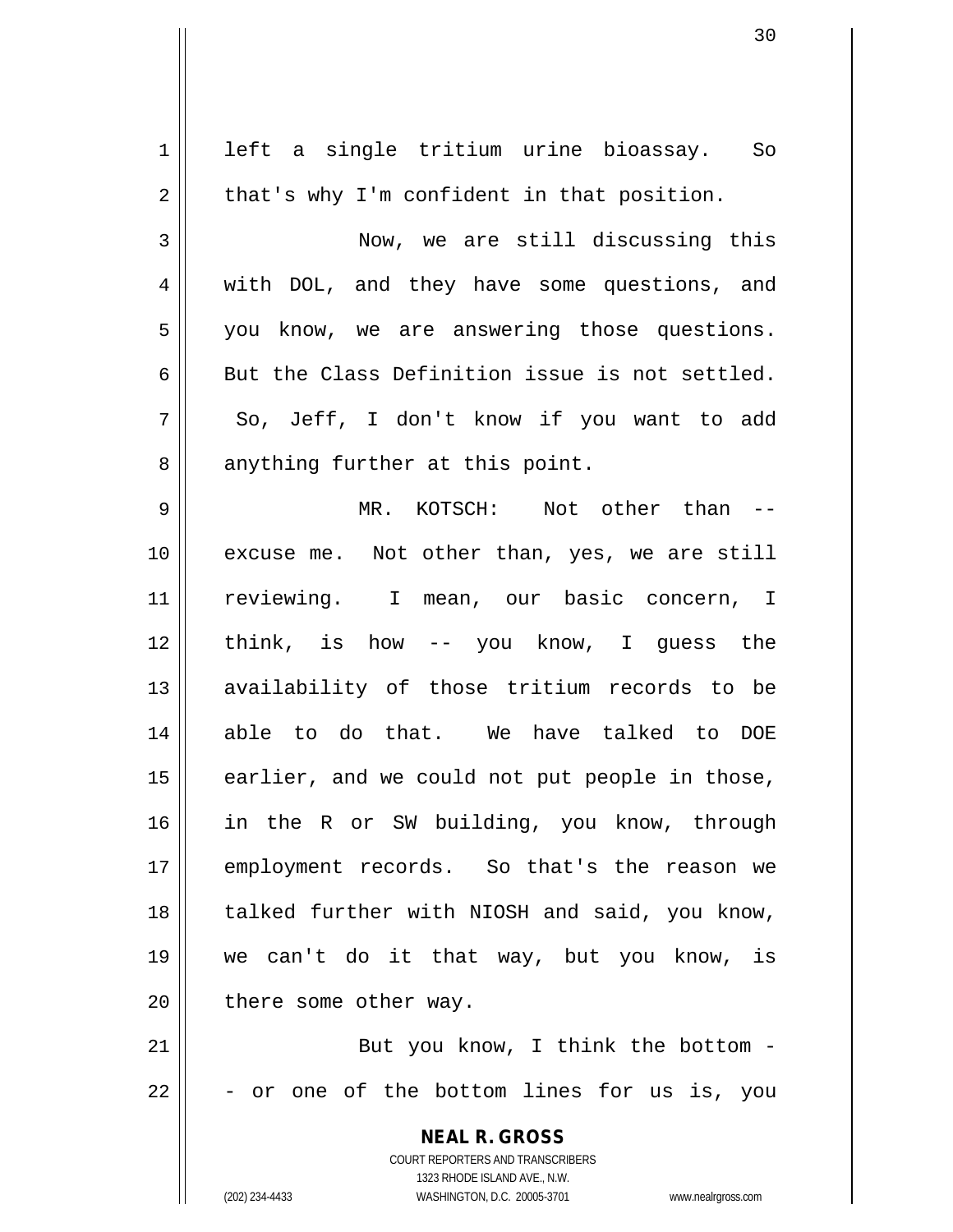left a single tritium urine bioassay. So that's why I'm confident in that position.

Now, we are still discussing this with DOL, and they have some questions, and you know, we are answering those questions. But the Class Definition issue is not settled. So, Jeff, I don't know if you want to add anything further at this point.

MR. KOTSCH: Not other than -- excuse me. Not other than, yes, we are still reviewing. I mean, our basic concern, I think, is how -- you know, I guess the availability of those tritium records to be able to do that. We have talked to DOE earlier, and we could not put people in those, in the R or SW building, you know, through employment records. So that's the reason we talked further with NIOSH and said, you know, we can't do it that way, but you know, is there some other way.

But you know, I think the bottom -- or one of the bottom lines for us is, you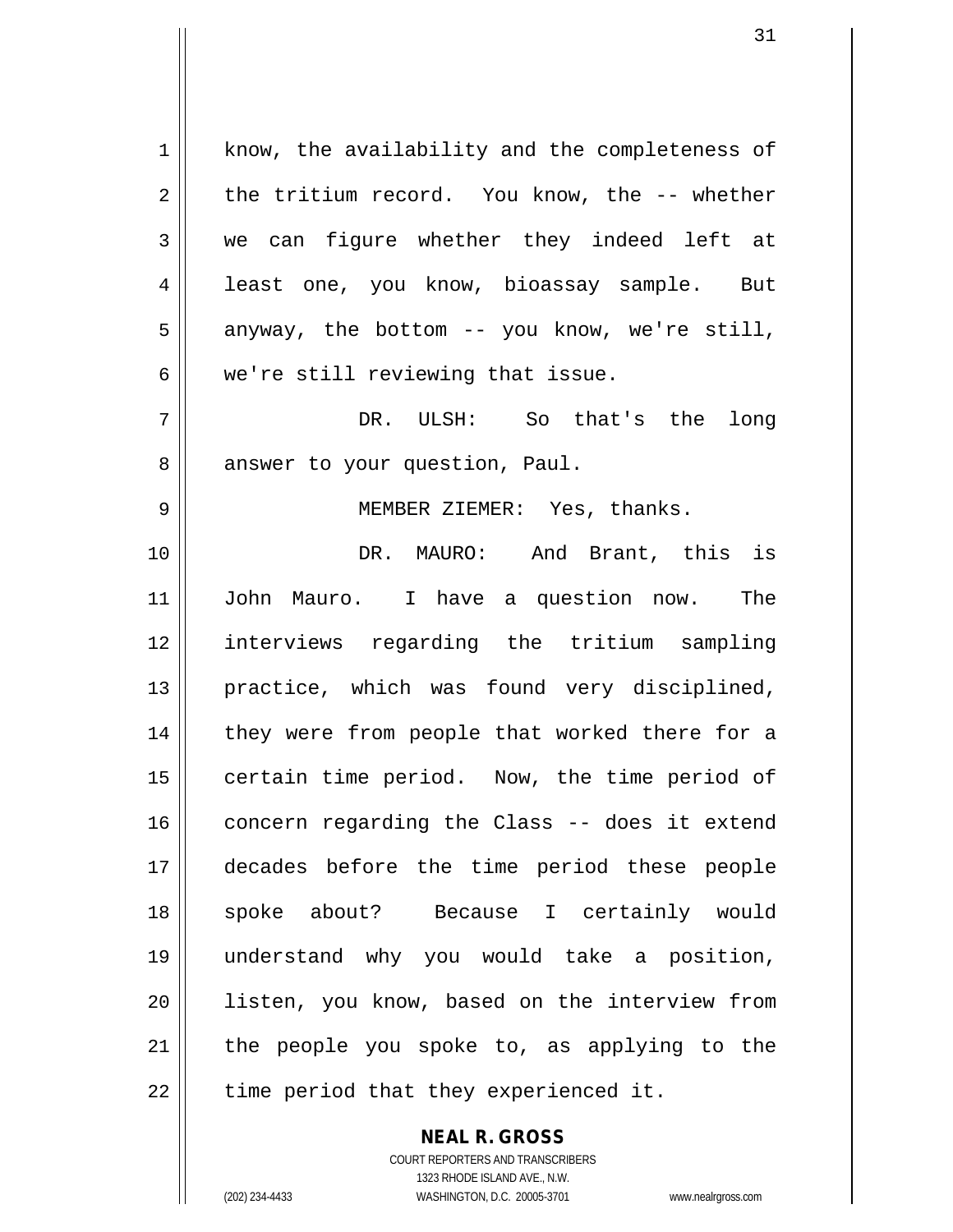know, the availability and the completeness of the tritium record. You know, the -- whether we can figure whether they indeed left at least one, you know, bioassay sample. But anyway, the bottom -- you know, we're still, we're still reviewing that issue.

DR. ULSH: So that's the long answer to your question, Paul.

MEMBER ZIEMER: Yes, thanks.

DR. MAURO: And Brant, this is John Mauro. I have a question now. The interviews regarding the tritium sampling practice, which was found very disciplined, they were from people that worked there for a certain time period. Now, the time period of concern regarding the Class -- does it extend decades before the time period these people spoke about? Because I certainly would understand why you would take a position, listen, you know, based on the interview from the people you spoke to, as applying to the time period that they experienced it.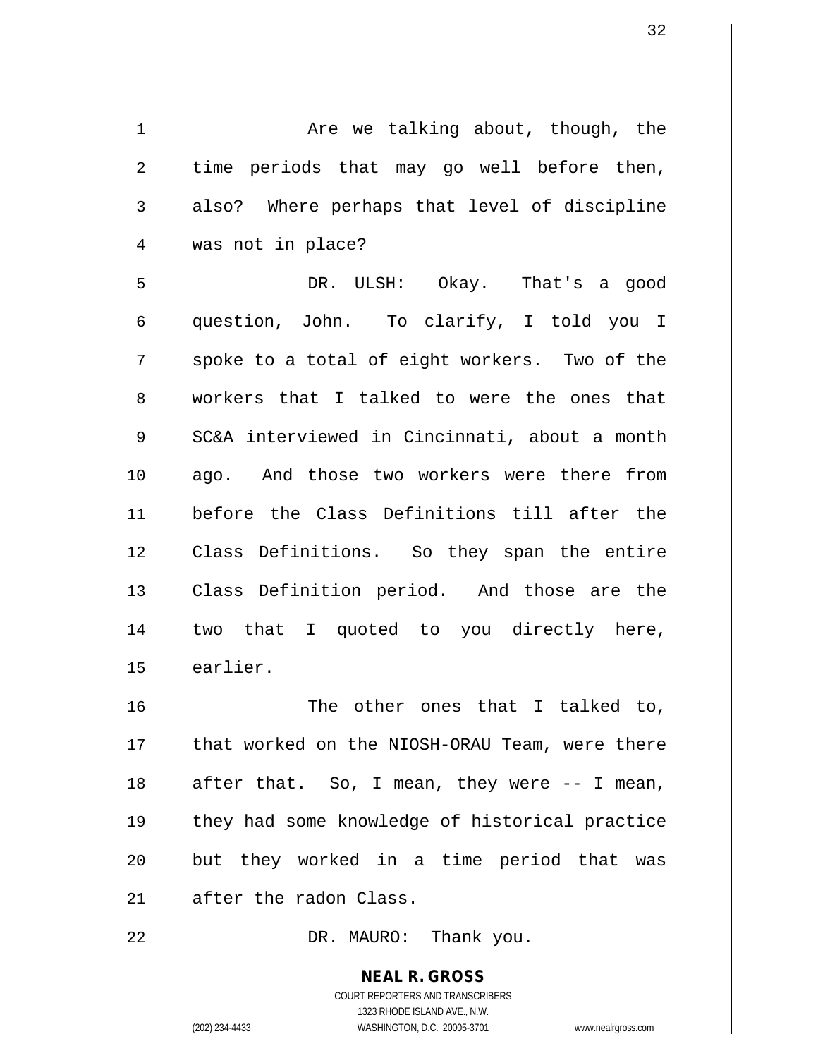Are we talking about, though, the time periods that may go well before then, also? Where perhaps that level of discipline was not in place?

DR. ULSH: Okay. That's a good question, John. To clarify, I told you I spoke to a total of eight workers. Two of the workers that I talked to were the ones that SC&A interviewed in Cincinnati, about a month ago. And those two workers were there from before the Class Definitions till after the Class Definitions. So they span the entire Class Definition period. And those are the two that I quoted to you directly here, earlier.

The other ones that I talked to, that worked on the NIOSH-ORAU Team, were there after that. So, I mean, they were -- I mean, they had some knowledge of historical practice but they worked in a time period that was after the radon Class.

DR. MAURO: Thank you.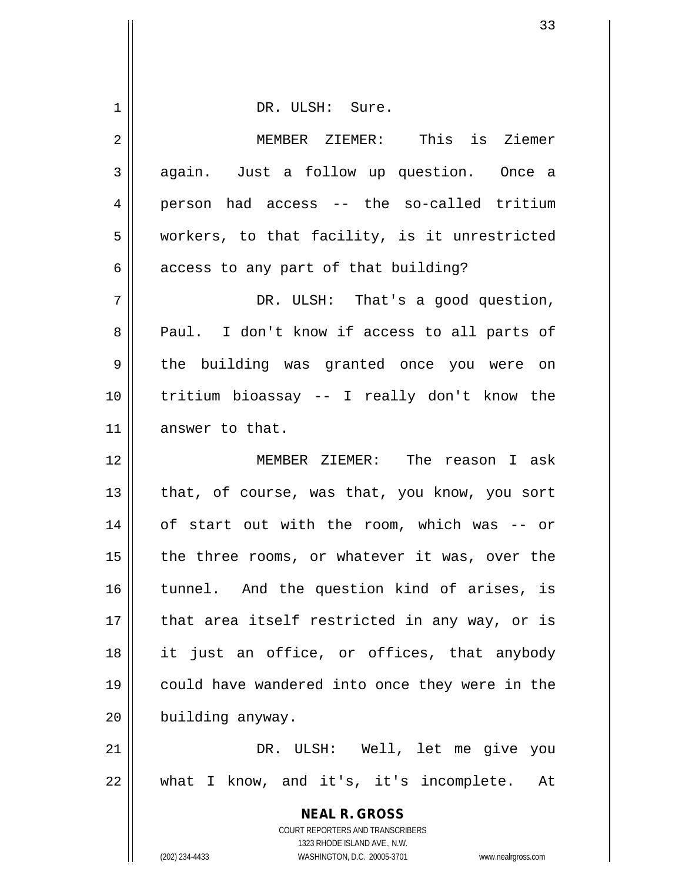DR. ULSH: Sure.

MEMBER ZIEMER: This is Ziemer again. Just a follow up question. Once a person had access -- the so-called tritium workers, to that facility, is it unrestricted access to any part of that building?

DR. ULSH: That's a good question, Paul. I don't know if access to all parts of the building was granted once you were on tritium bioassay -- I really don't know the answer to that.

MEMBER ZIEMER: The reason I ask that, of course, was that, you know, you sort of start out with the room, which was -- or the three rooms, or whatever it was, over the tunnel. And the question kind of arises, is that area itself restricted in any way, or is it just an office, or offices, that anybody could have wandered into once they were in the building anyway.

DR. ULSH: Well, let me give you what I know, and it's, it's incomplete. At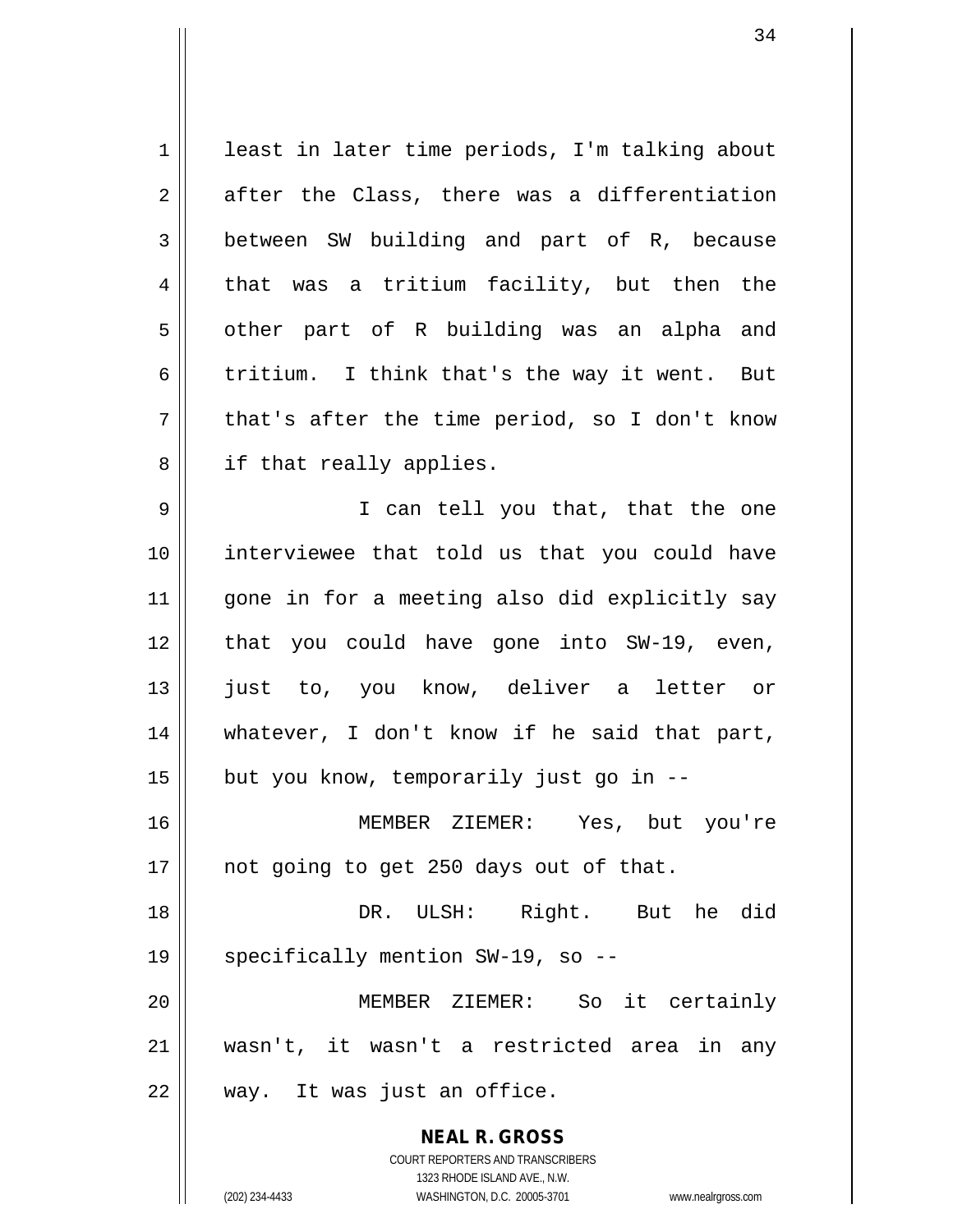least in later time periods, I'm talking about after the Class, there was a differentiation between SW building and part of R, because that was a tritium facility, but then the other part of R building was an alpha and tritium. I think that's the way it went. But that's after the time period, so I don't know if that really applies.

I can tell you that, that the one interviewee that told us that you could have gone in for a meeting also did explicitly say that you could have gone into SW-19, even, just to, you know, deliver a letter or whatever, I don't know if he said that part, but you know, temporarily just go in --

MEMBER ZIEMER: Yes, but you're not going to get 250 days out of that.

DR. ULSH: Right. But he did specifically mention SW-19, so --

MEMBER ZIEMER: So it certainly wasn't, it wasn't a restricted area in any way. It was just an office.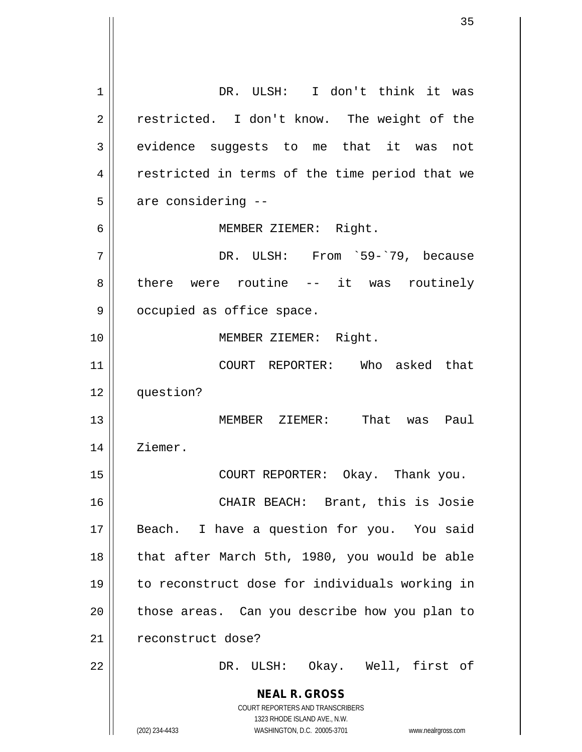DR. ULSH: I don't think it was restricted. I don't know. The weight of the evidence suggests to me that it was not restricted in terms of the time period that we are considering --

MEMBER ZIEMER: Right.

DR. ULSH: From `59-`79, because there were routine -- it was routinely occupied as office space.

MEMBER ZIEMER: Right.

COURT REPORTER: Who asked that question?

MEMBER ZIEMER: That was Paul Ziemer.

COURT REPORTER: Okay. Thank you.

CHAIR BEACH: Brant, this is Josie Beach. I have a question for you. You said that after March 5th, 1980, you would be able to reconstruct dose for individuals working in those areas. Can you describe how you plan to reconstruct dose?

DR. ULSH: Okay. Well, first of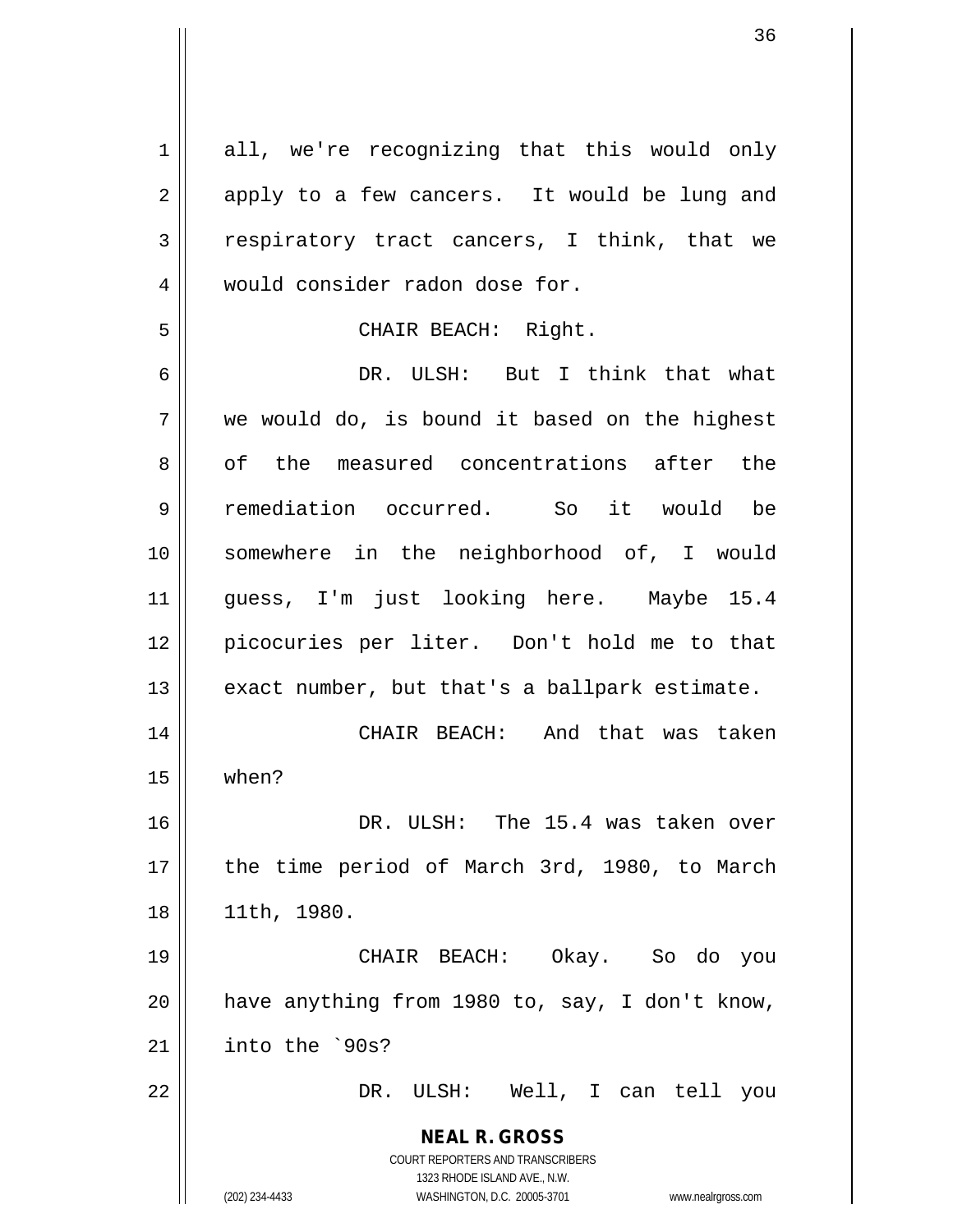all, we're recognizing that this would only apply to a few cancers. It would be lung and respiratory tract cancers, I think, that we would consider radon dose for.

CHAIR BEACH: Right.

DR. ULSH: But I think that what we would do, is bound it based on the highest of the measured concentrations after the remediation occurred. So it would be somewhere in the neighborhood of, I would guess, I'm just looking here. Maybe 15.4 picocuries per liter. Don't hold me to that exact number, but that's a ballpark estimate.

CHAIR BEACH: And that was taken when?

DR. ULSH: The 15.4 was taken over the time period of March 3rd, 1980, to March 11th, 1980.

CHAIR BEACH: Okay. So do you have anything from 1980 to, say, I don't know, into the `90s?

DR. ULSH: Well, I can tell you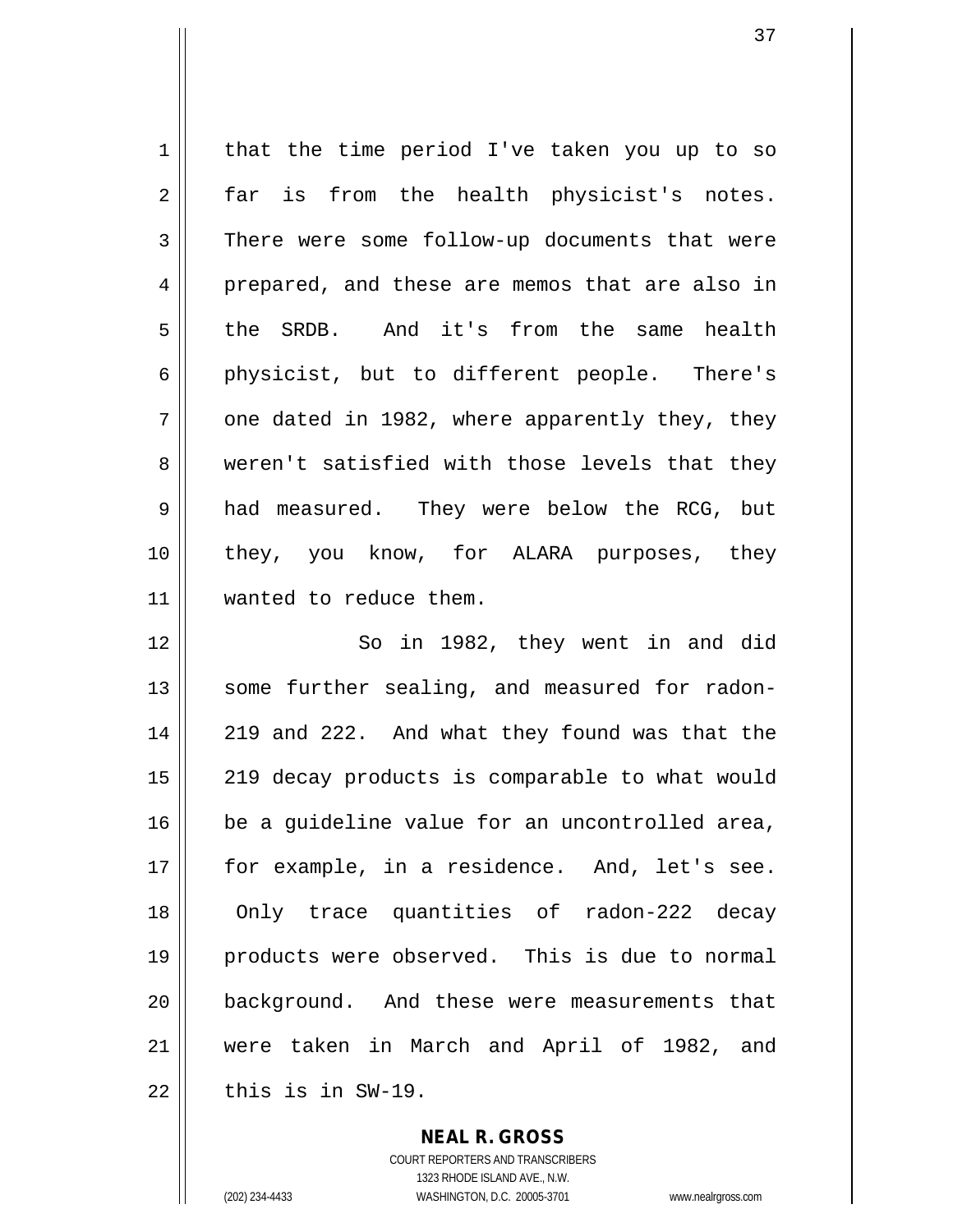that the time period I've taken you up to so far is from the health physicist's notes. There were some follow-up documents that were prepared, and these are memos that are also in the SRDB. And it's from the same health physicist, but to different people. There's one dated in 1982, where apparently they, they weren't satisfied with those levels that they had measured. They were below the RCG, but they, you know, for ALARA purposes, they wanted to reduce them.

So in 1982, they went in and did some further sealing, and measured for radon-219 and 222. And what they found was that the 219 decay products is comparable to what would be a guideline value for an uncontrolled area, for example, in a residence. And, let's see. Only trace quantities of radon-222 decay products were observed. This is due to normal background. And these were measurements that were taken in March and April of 1982, and this is in SW-19.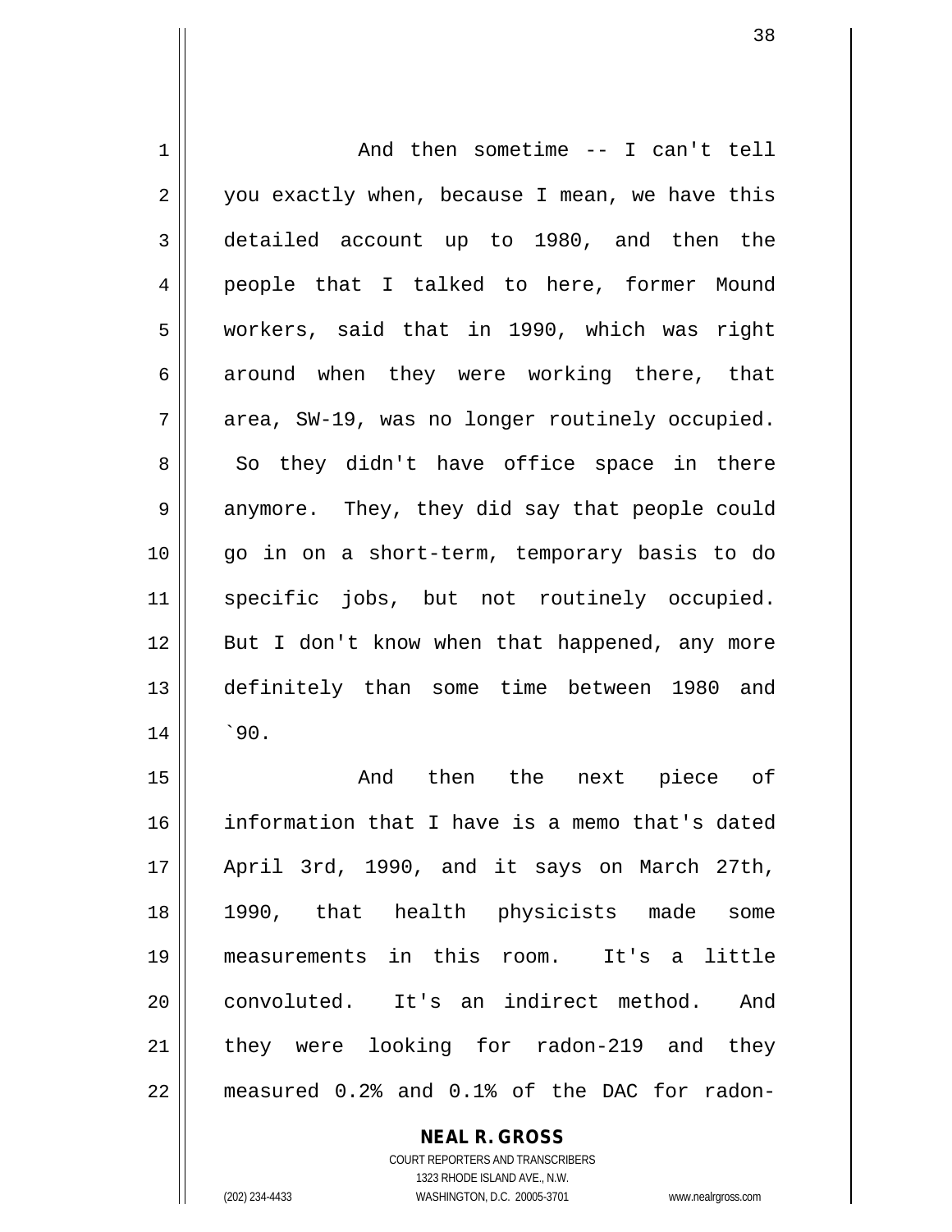And then sometime -- I can't tell you exactly when, because I mean, we have this detailed account up to 1980, and then the people that I talked to here, former Mound workers, said that in 1990, which was right around when they were working there, that area, SW-19, was no longer routinely occupied. So they didn't have office space in there anymore. They, they did say that people could go in on a short-term, temporary basis to do specific jobs, but not routinely occupied. But I don't know when that happened, any more definitely than some time between 1980 and `90.

And then the next piece of information that I have is a memo that's dated April 3rd, 1990, and it says on March 27th, 1990, that health physicists made some measurements in this room. It's a little convoluted. It's an indirect method. And they were looking for radon-219 and they measured 0.2% and 0.1% of the DAC for radon-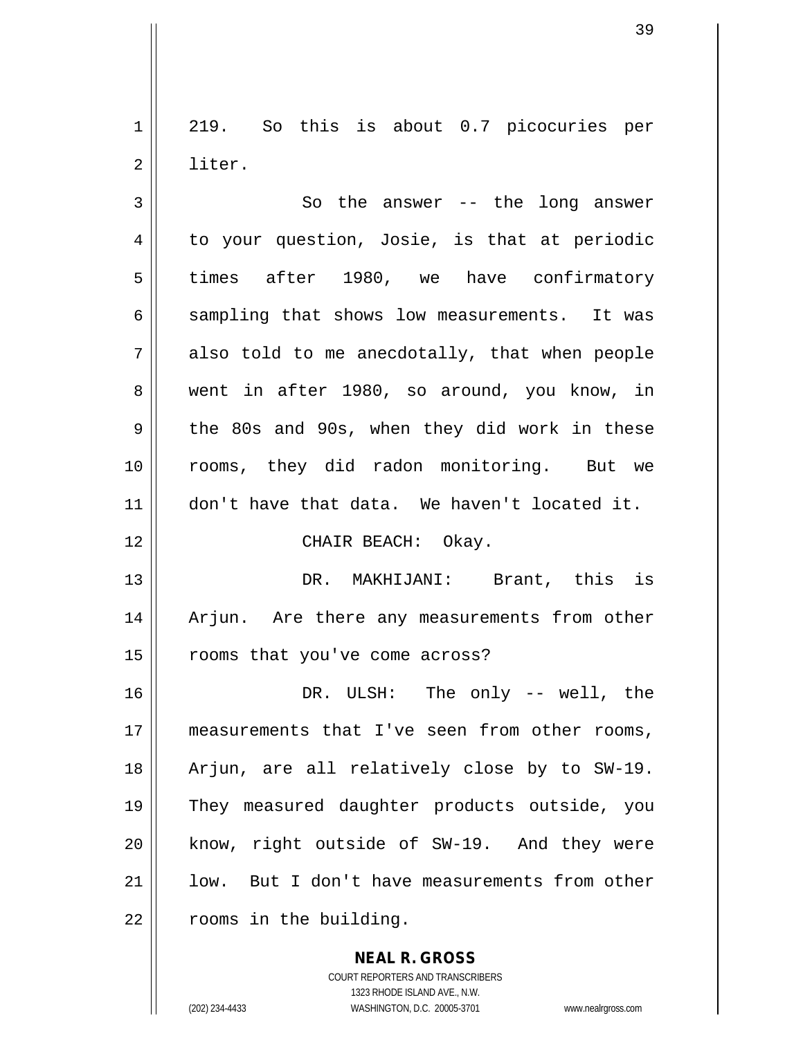219. So this is about 0.7 picocuries per liter.

So the answer -- the long answer to your question, Josie, is that at periodic times after 1980, we have confirmatory sampling that shows low measurements. It was also told to me anecdotally, that when people went in after 1980, so around, you know, in the 80s and 90s, when they did work in these rooms, they did radon monitoring. But we don't have that data. We haven't located it.

CHAIR BEACH: Okay.

DR. MAKHIJANI: Brant, this is Arjun. Are there any measurements from other rooms that you've come across?

DR. ULSH: The only -- well, the measurements that I've seen from other rooms, Arjun, are all relatively close by to SW-19. They measured daughter products outside, you know, right outside of SW-19. And they were low. But I don't have measurements from other rooms in the building.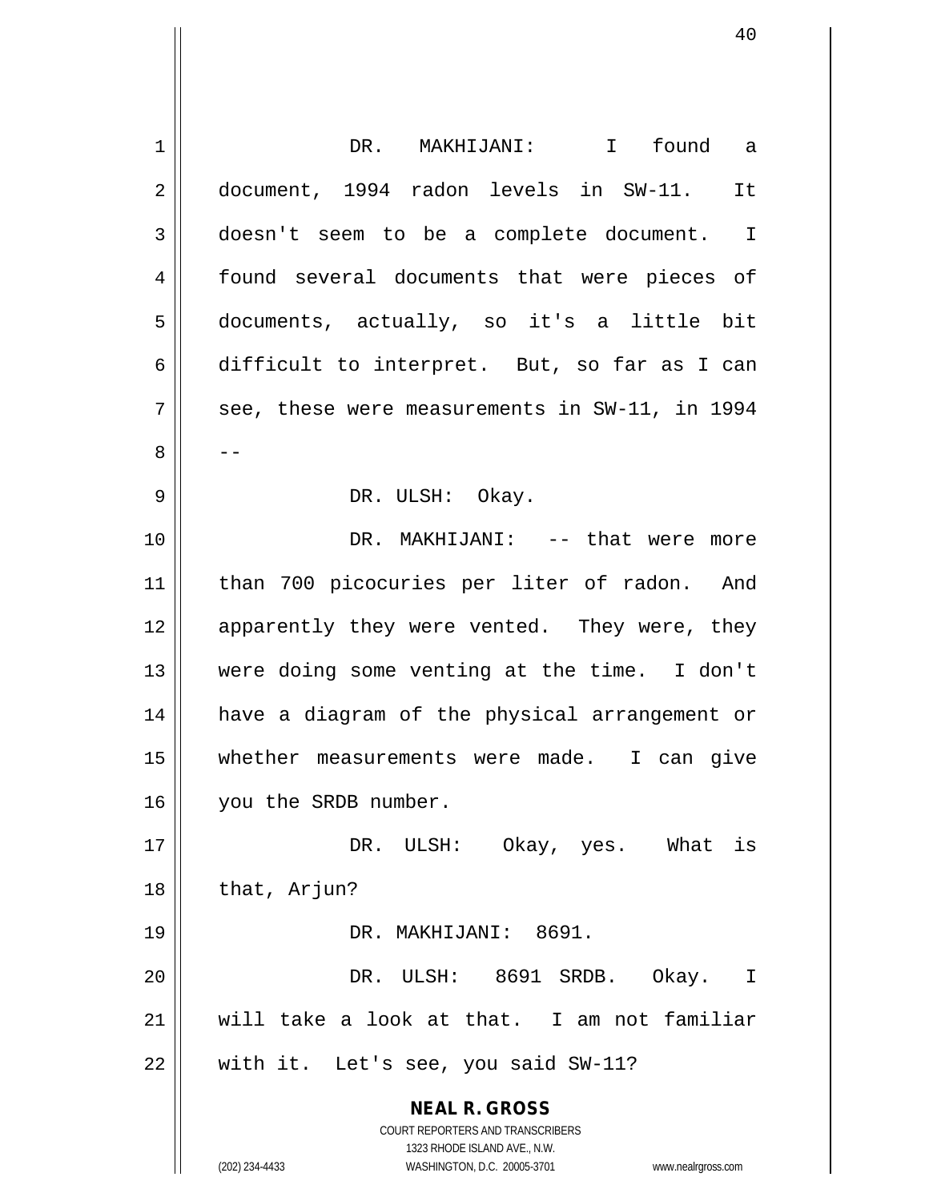DR. MAKHIJANI: I found a document, 1994 radon levels in SW-11. It doesn't seem to be a complete document. I found several documents that were pieces of documents, actually, so it's a little bit difficult to interpret. But, so far as I can see, these were measurements in SW-11, in 1994 --

DR. ULSH: Okay.

DR. MAKHIJANI: -- that were more than 700 picocuries per liter of radon. And apparently they were vented. They were, they were doing some venting at the time. I don't have a diagram of the physical arrangement or whether measurements were made. I can give you the SRDB number.

DR. ULSH: Okay, yes. What is that, Arjun?

DR. MAKHIJANI: 8691.

DR. ULSH: 8691 SRDB. Okay. I will take a look at that. I am not familiar with it. Let's see, you said SW-11?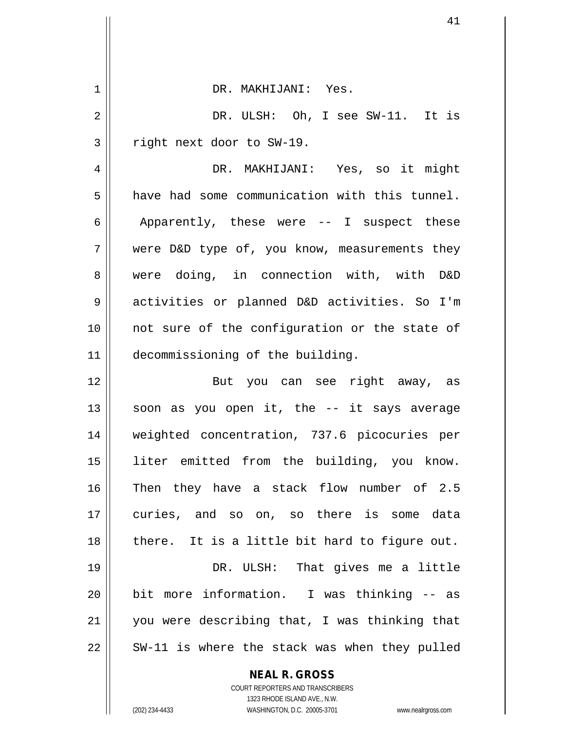DR. MAKHIJANI: Yes.

DR. ULSH: Oh, I see SW-11. It is right next door to SW-19.

DR. MAKHIJANI: Yes, so it might have had some communication with this tunnel. Apparently, these were -- I suspect these were D&D type of, you know, measurements they were doing, in connection with, with D&D activities or planned D&D activities. So I'm not sure of the configuration or the state of decommissioning of the building.

But you can see right away, as soon as you open it, the -- it says average weighted concentration, 737.6 picocuries per liter emitted from the building, you know. Then they have a stack flow number of 2.5 curies, and so on, so there is some data there. It is a little bit hard to figure out.

DR. ULSH: That gives me a little bit more information. I was thinking -- as you were describing that, I was thinking that SW-11 is where the stack was when they pulled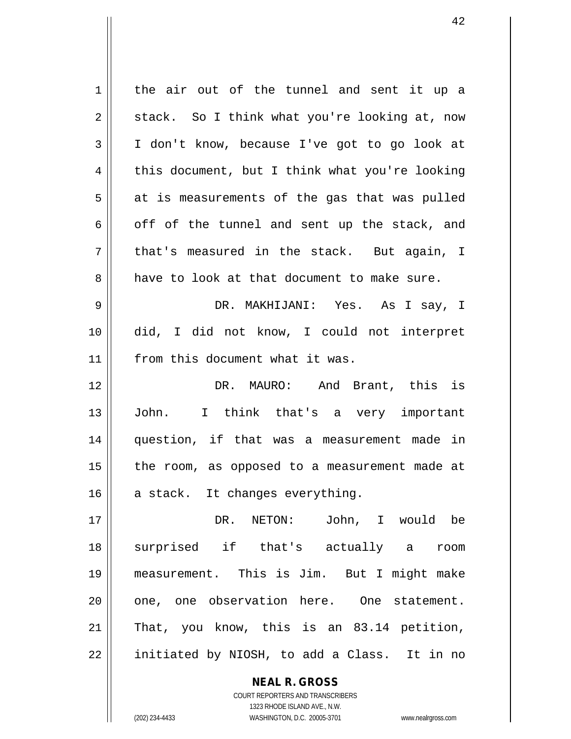the air out of the tunnel and sent it up a stack. So I think what you're looking at, now I don't know, because I've got to go look at this document, but I think what you're looking at is measurements of the gas that was pulled off of the tunnel and sent up the stack, and that's measured in the stack. But again, I have to look at that document to make sure.

DR. MAKHIJANI: Yes. As I say, I did, I did not know, I could not interpret from this document what it was.

DR. MAURO: And Brant, this is John. I think that's a very important question, if that was a measurement made in the room, as opposed to a measurement made at a stack. It changes everything.

DR. NETON: John, I would be surprised if that's actually a room measurement. This is Jim. But I might make one, one observation here. One statement. That, you know, this is an 83.14 petition, initiated by NIOSH, to add a Class. It in no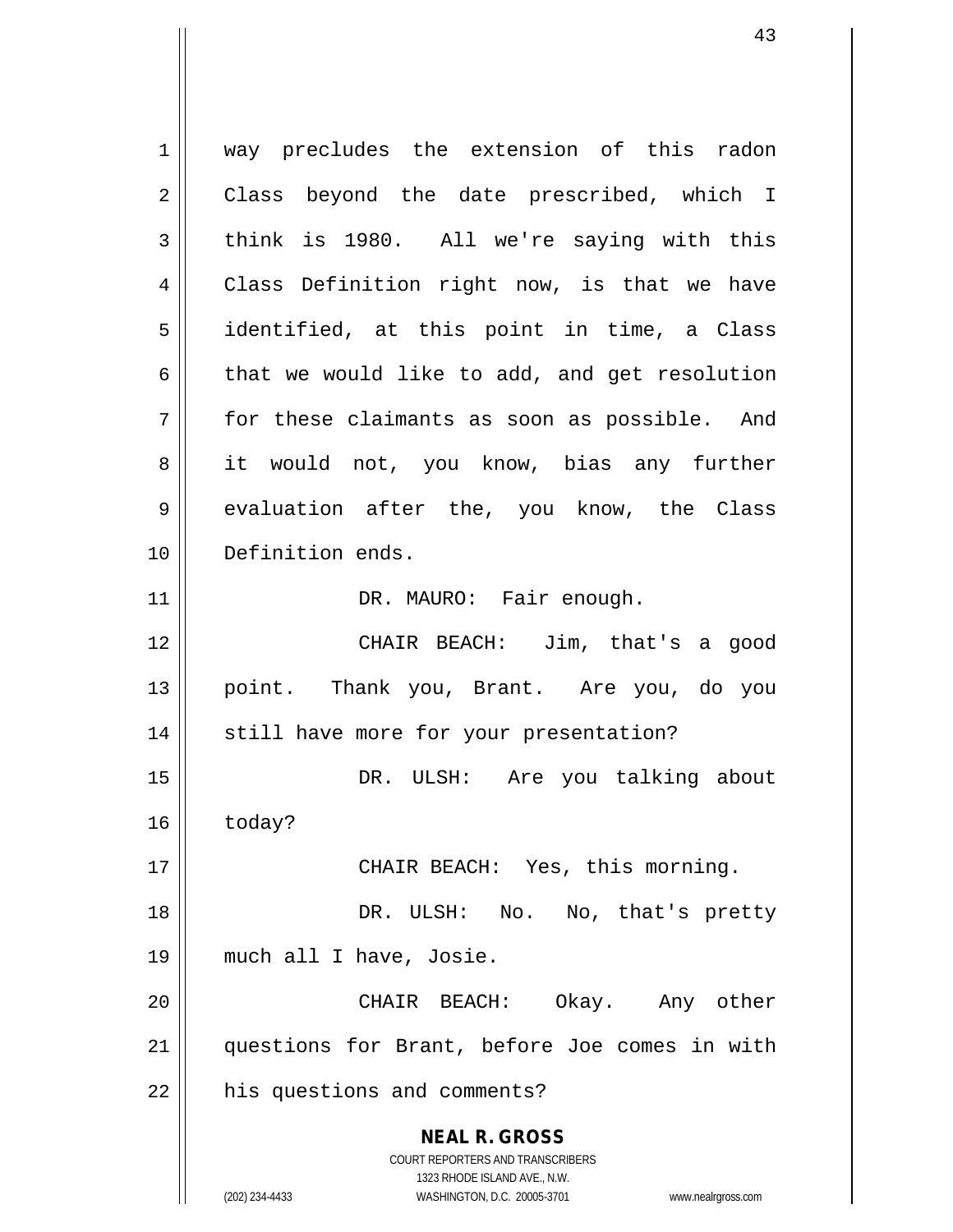way precludes the extension of this radon Class beyond the date prescribed, which I think is 1980. All we're saying with this Class Definition right now, is that we have identified, at this point in time, a Class that we would like to add, and get resolution for these claimants as soon as possible. And it would not, you know, bias any further evaluation after the, you know, the Class Definition ends.

DR. MAURO: Fair enough.

CHAIR BEACH: Jim, that's a good point. Thank you, Brant. Are you, do you still have more for your presentation?

DR. ULSH: Are you talking about today?

CHAIR BEACH: Yes, this morning.

DR. ULSH: No. No, that's pretty much all I have, Josie.

CHAIR BEACH: Okay. Any other questions for Brant, before Joe comes in with his questions and comments?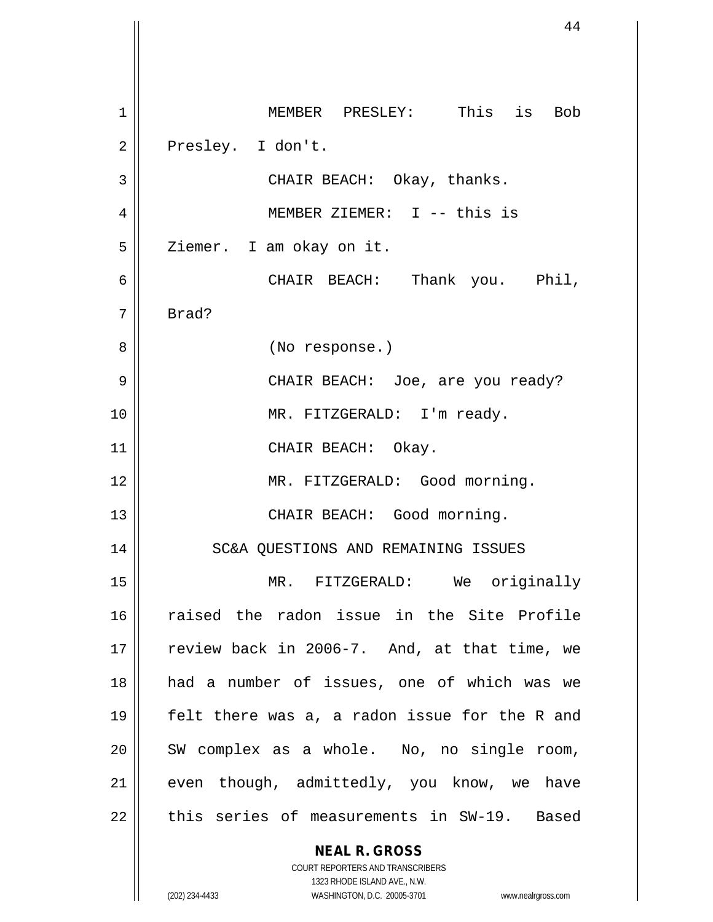MEMBER PRESLEY: This is Bob Presley. I don't.

CHAIR BEACH: Okay, thanks.

MEMBER ZIEMER: I -- this is Ziemer. I am okay on it.

CHAIR BEACH: Thank you. Phil, Brad?

(No response.)

CHAIR BEACH: Joe, are you ready?

MR. FITZGERALD: I'm ready.

CHAIR BEACH: Okay.

MR. FITZGERALD: Good morning.

CHAIR BEACH: Good morning.

## SC&A QUESTIONS AND REMAINING ISSUES

MR. FITZGERALD: We originally raised the radon issue in the Site Profile review back in 2006-7. And, at that time, we had a number of issues, one of which was we felt there was a, a radon issue for the R and SW complex as a whole. No, no single room, even though, admittedly, you know, we have this series of measurements in SW-19. Based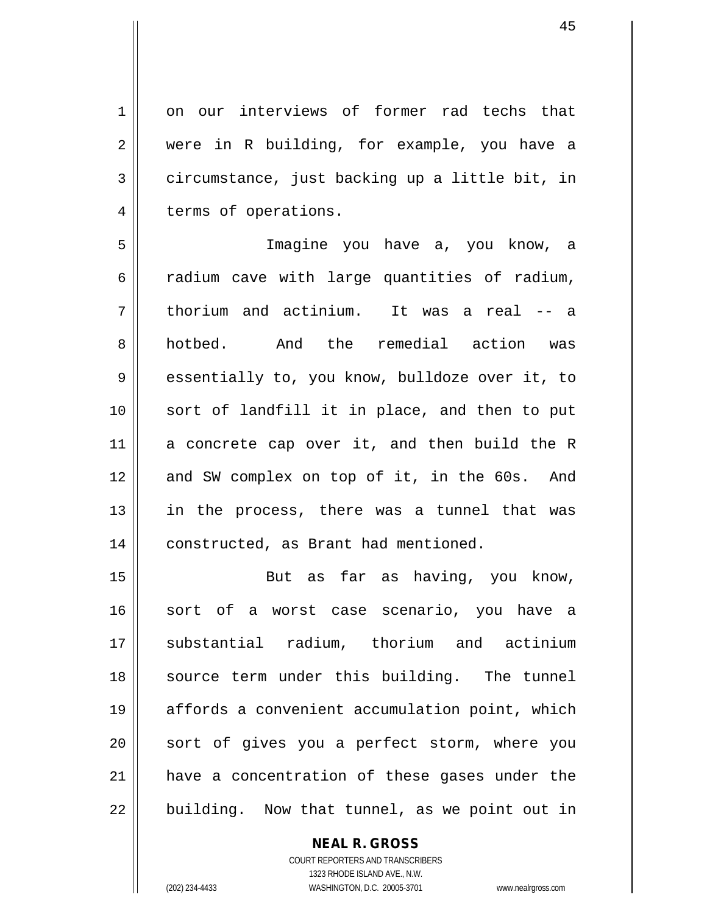on our interviews of former rad techs that were in R building, for example, you have a circumstance, just backing up a little bit, in terms of operations.

Imagine you have a, you know, a radium cave with large quantities of radium, thorium and actinium. It was a real -- a hotbed. And the remedial action was essentially to, you know, bulldoze over it, to sort of landfill it in place, and then to put a concrete cap over it, and then build the R and SW complex on top of it, in the 60s. And in the process, there was a tunnel that was constructed, as Brant had mentioned.

But as far as having, you know, sort of a worst case scenario, you have a substantial radium, thorium and actinium source term under this building. The tunnel affords a convenient accumulation point, which sort of gives you a perfect storm, where you have a concentration of these gases under the building. Now that tunnel, as we point out in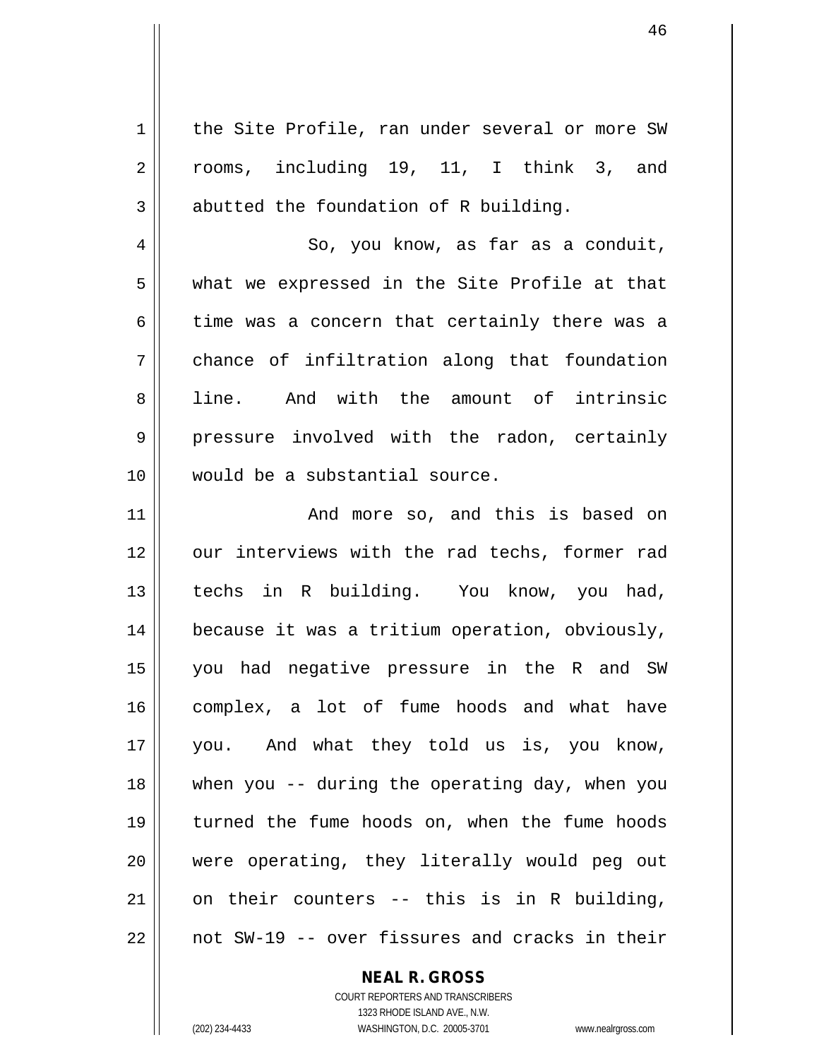the Site Profile, ran under several or more SW rooms, including 19, 11, I think 3, and abutted the foundation of R building.

So, you know, as far as a conduit, what we expressed in the Site Profile at that time was a concern that certainly there was a chance of infiltration along that foundation line. And with the amount of intrinsic pressure involved with the radon, certainly would be a substantial source.

And more so, and this is based on our interviews with the rad techs, former rad techs in R building. You know, you had, because it was a tritium operation, obviously, you had negative pressure in the R and SW complex, a lot of fume hoods and what have you. And what they told us is, you know, when you -- during the operating day, when you turned the fume hoods on, when the fume hoods were operating, they literally would peg out on their counters -- this is in R building, not SW-19 -- over fissures and cracks in their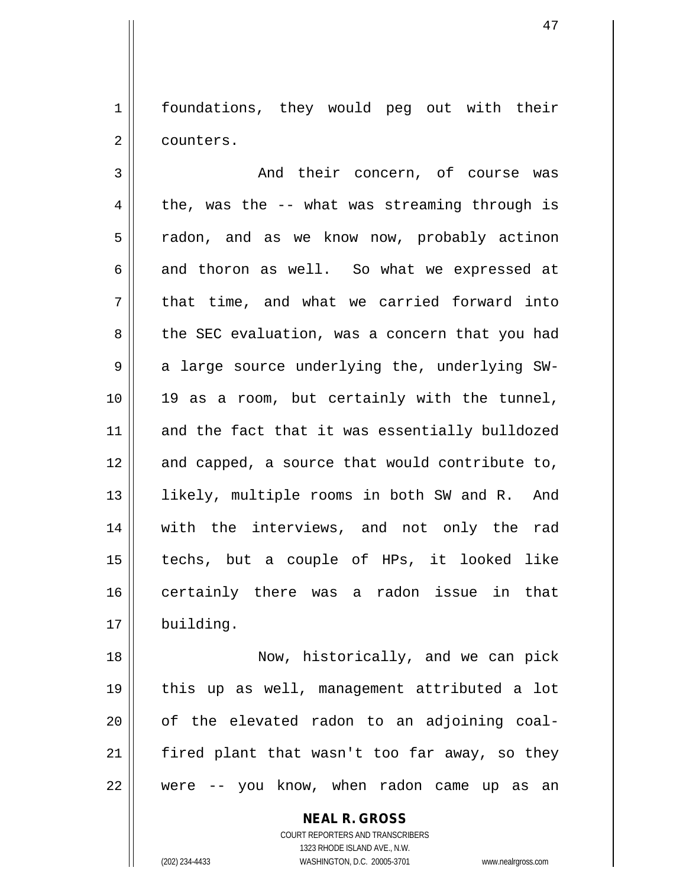foundations, they would peg out with their counters.

And their concern, of course was the, was the -- what was streaming through is radon, and as we know now, probably actinon and thoron as well. So what we expressed at that time, and what we carried forward into the SEC evaluation, was a concern that you had a large source underlying the, underlying SW-19 as a room, but certainly with the tunnel, and the fact that it was essentially bulldozed and capped, a source that would contribute to, likely, multiple rooms in both SW and R. And with the interviews, and not only the rad techs, but a couple of HPs, it looked like certainly there was a radon issue in that building.

Now, historically, and we can pick this up as well, management attributed a lot of the elevated radon to an adjoining coal-fired plant that wasn't too far away, so they were -- you know, when radon came up as an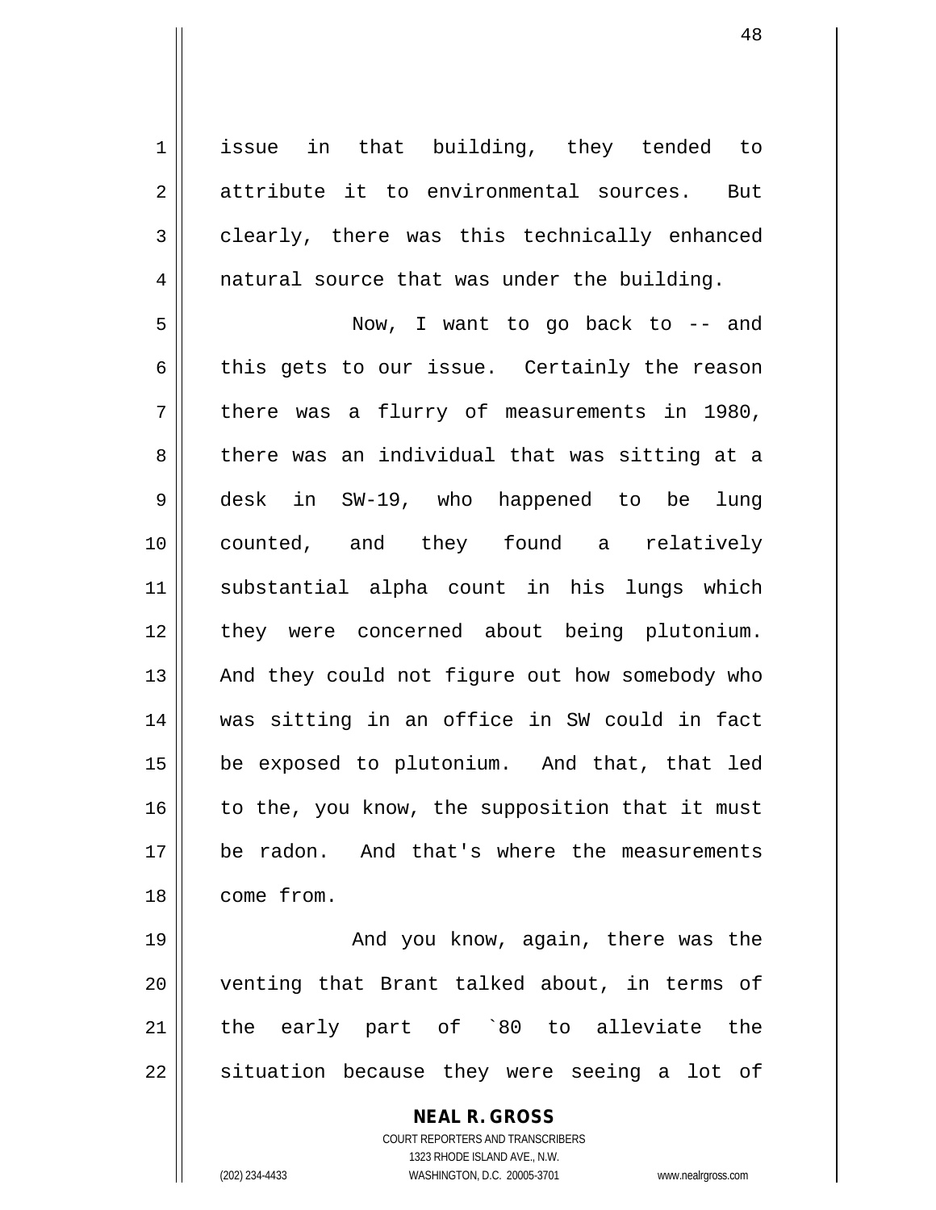issue in that building, they tended to attribute it to environmental sources. But clearly, there was this technically enhanced natural source that was under the building.

Now, I want to go back to -- and this gets to our issue. Certainly the reason there was a flurry of measurements in 1980, there was an individual that was sitting at a desk in SW-19, who happened to be lung counted, and they found a relatively substantial alpha count in his lungs which they were concerned about being plutonium. And they could not figure out how somebody who was sitting in an office in SW could in fact be exposed to plutonium. And that, that led to the, you know, the supposition that it must be radon. And that's where the measurements come from.

And you know, again, there was the venting that Brant talked about, in terms of the early part of `80 to alleviate the situation because they were seeing a lot of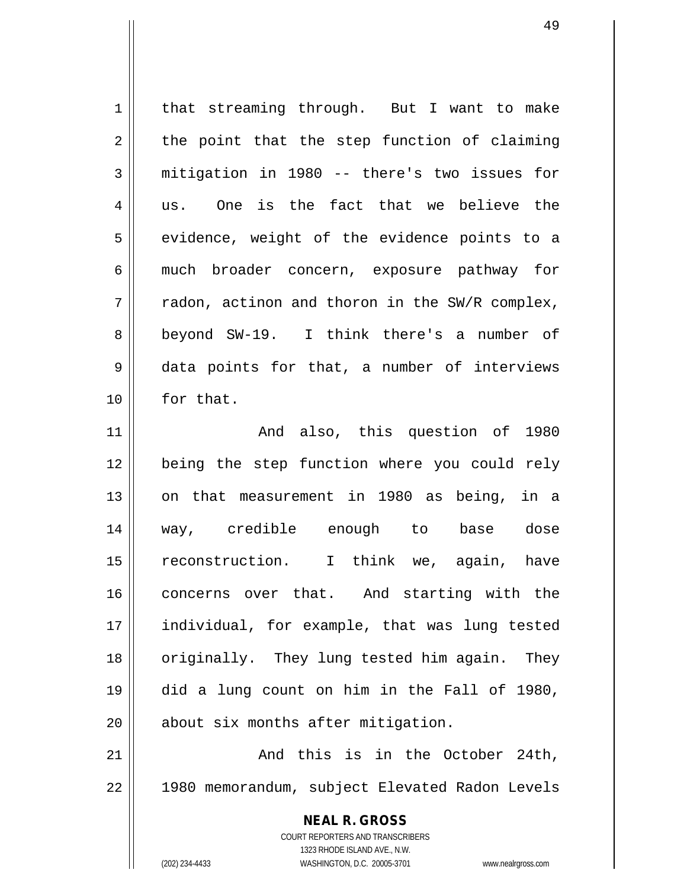that streaming through. But I want to make the point that the step function of claiming mitigation in 1980 -- there's two issues for us. One is the fact that we believe the evidence, weight of the evidence points to a much broader concern, exposure pathway for radon, actinon and thoron in the SW/R complex, beyond SW-19. I think there's a number of data points for that, a number of interviews for that.

And also, this question of 1980 being the step function where you could rely on that measurement in 1980 as being, in a way, credible enough to base dose reconstruction. I think we, again, have concerns over that. And starting with the individual, for example, that was lung tested originally. They lung tested him again. They did a lung count on him in the Fall of 1980, about six months after mitigation.

And this is in the October 24th, 1980 memorandum, subject Elevated Radon Levels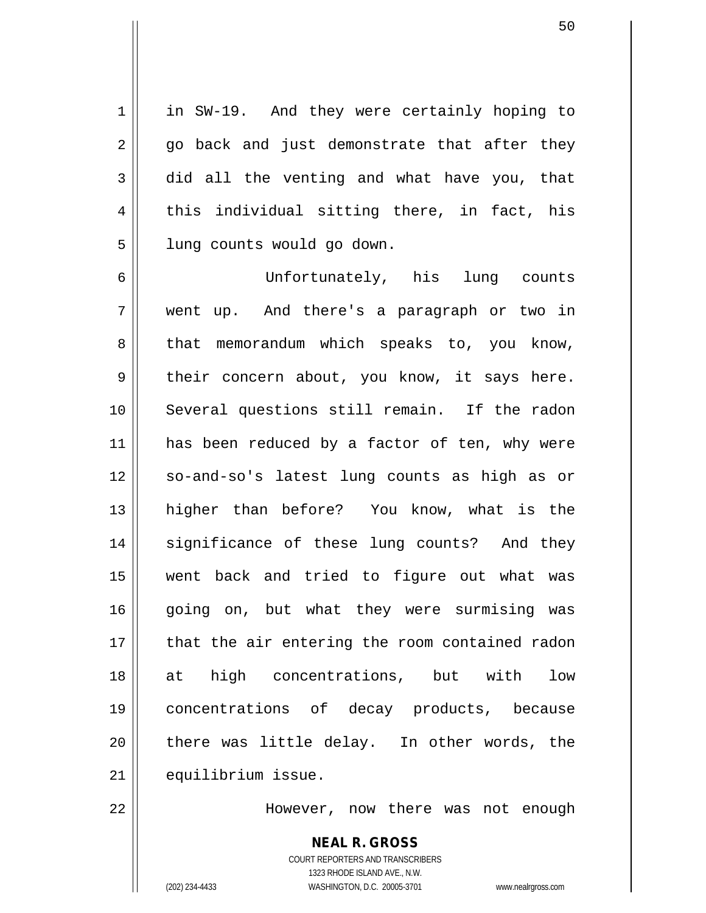in SW-19. And they were certainly hoping to go back and just demonstrate that after they did all the venting and what have you, that this individual sitting there, in fact, his lung counts would go down.

Unfortunately, his lung counts went up. And there's a paragraph or two in that memorandum which speaks to, you know, their concern about, you know, it says here. Several questions still remain. If the radon has been reduced by a factor of ten, why were so-and-so's latest lung counts as high as or higher than before? You know, what is the significance of these lung counts? And they went back and tried to figure out what was going on, but what they were surmising was that the air entering the room contained radon at high concentrations, but with low concentrations of decay products, because there was little delay. In other words, the equilibrium issue.

However, now there was not enough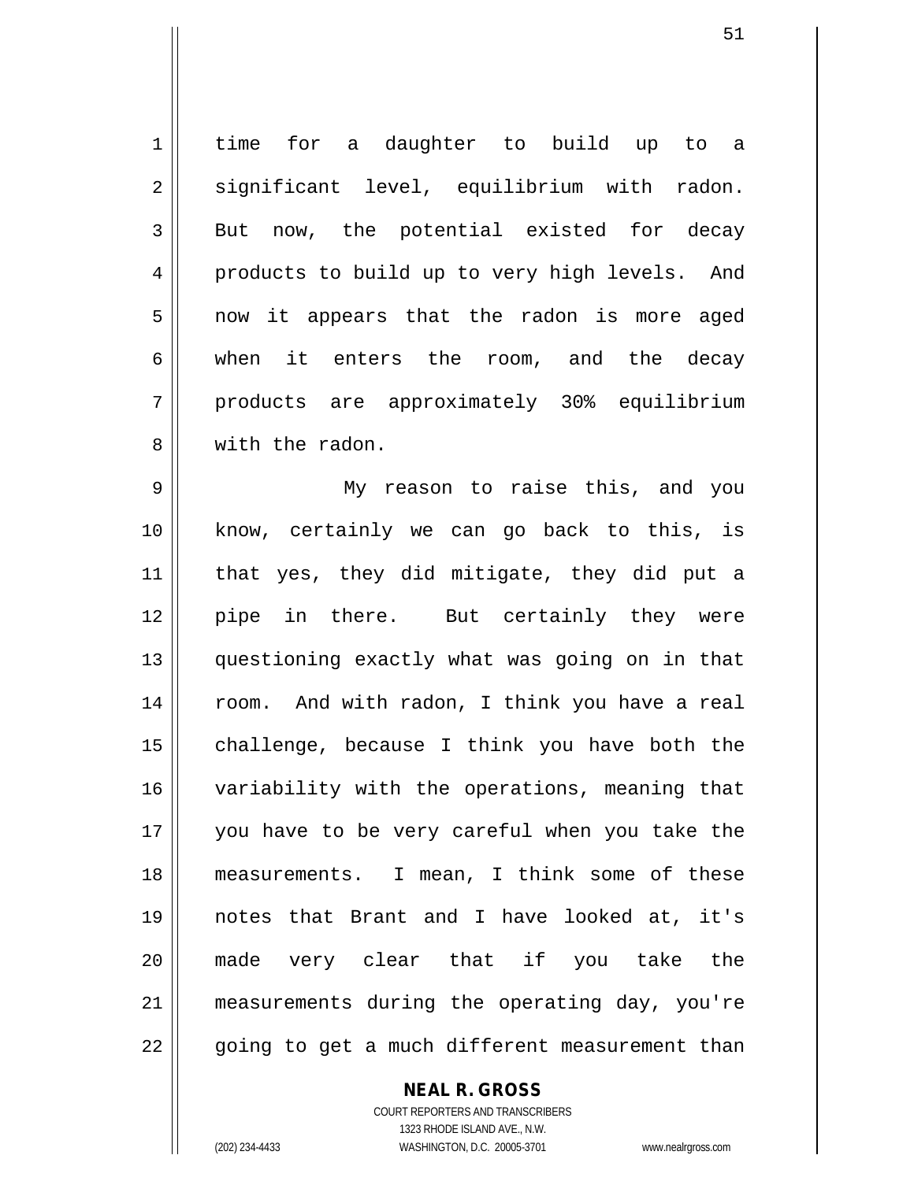time for a daughter to build up to a significant level, equilibrium with radon. But now, the potential existed for decay products to build up to very high levels. And now it appears that the radon is more aged when it enters the room, and the decay products are approximately 30% equilibrium with the radon.

My reason to raise this, and you know, certainly we can go back to this, is that yes, they did mitigate, they did put a pipe in there. But certainly they were questioning exactly what was going on in that room. And with radon, I think you have a real challenge, because I think you have both the variability with the operations, meaning that you have to be very careful when you take the measurements. I mean, I think some of these notes that Brant and I have looked at, it's made very clear that if you take the measurements during the operating day, you're going to get a much different measurement than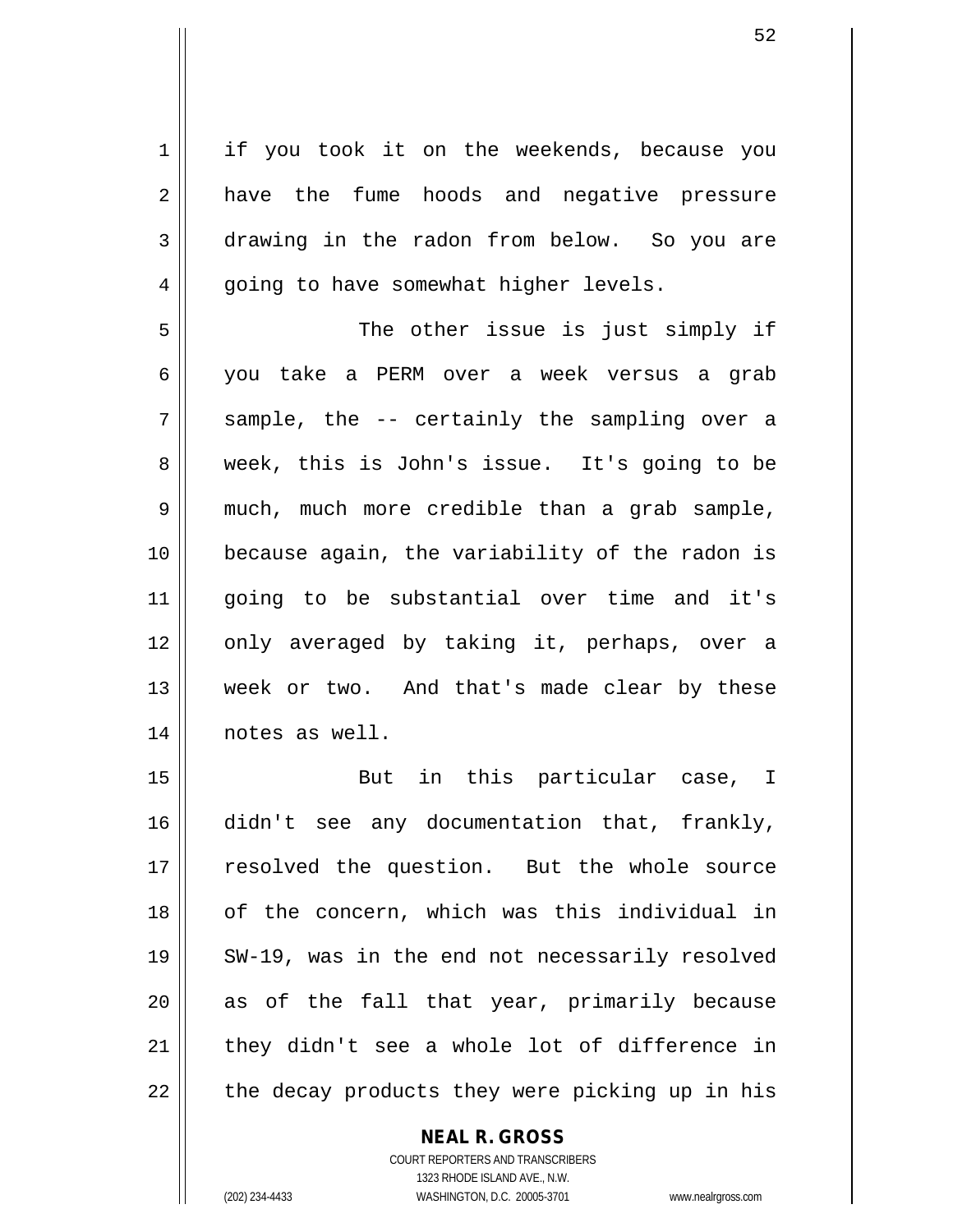if you took it on the weekends, because you have the fume hoods and negative pressure drawing in the radon from below. So you are going to have somewhat higher levels.

The other issue is just simply if you take a PERM over a week versus a grab sample, the -- certainly the sampling over a week, this is John's issue. It's going to be much, much more credible than a grab sample, because again, the variability of the radon is going to be substantial over time and it's only averaged by taking it, perhaps, over a week or two. And that's made clear by these notes as well.

But in this particular case, I didn't see any documentation that, frankly, resolved the question. But the whole source of the concern, which was this individual in SW-19, was in the end not necessarily resolved as of the fall that year, primarily because they didn't see a whole lot of difference in the decay products they were picking up in his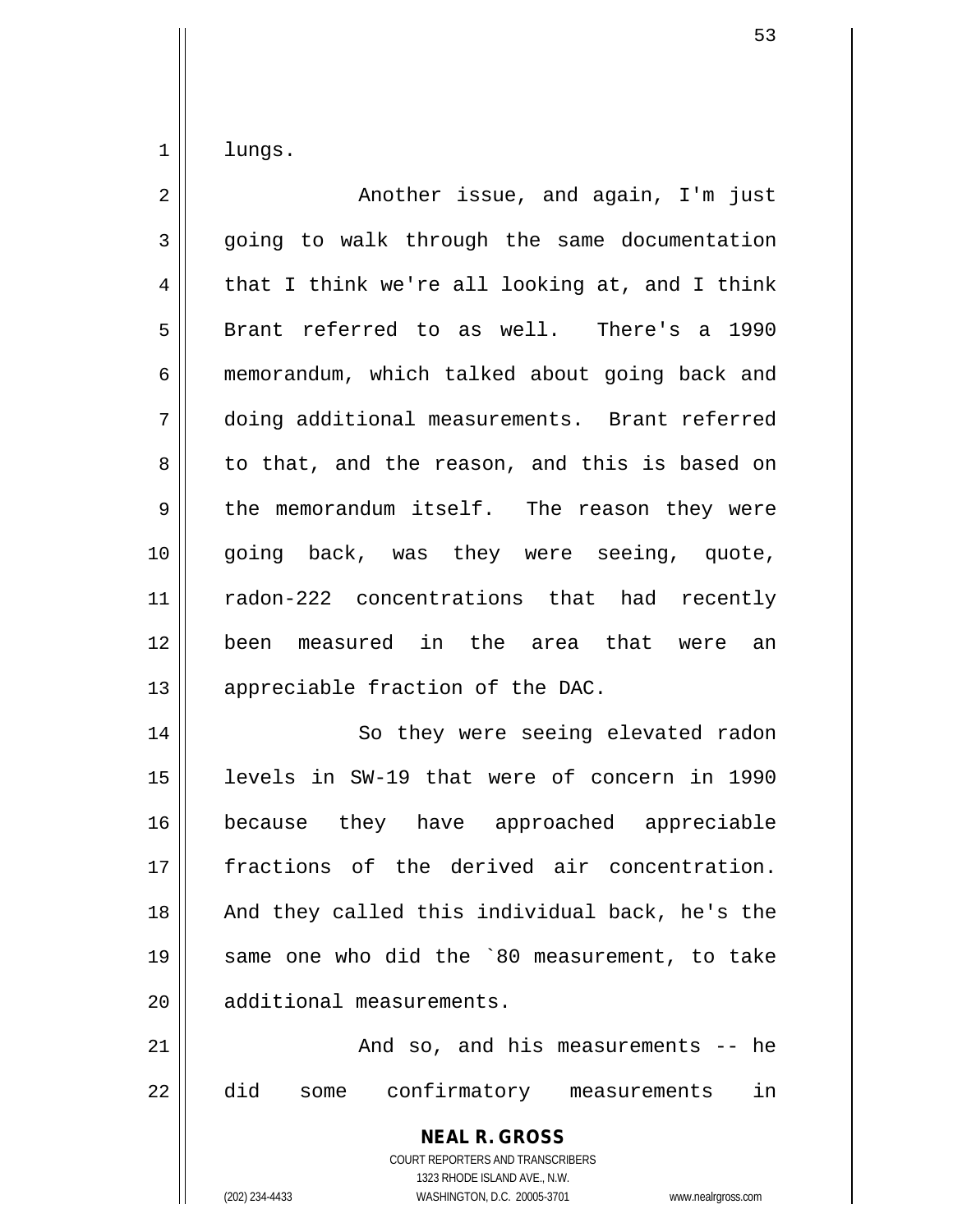lungs.

Another issue, and again, I'm just going to walk through the same documentation that I think we're all looking at, and I think Brant referred to as well. There's a 1990 memorandum, which talked about going back and doing additional measurements. Brant referred to that, and the reason, and this is based on the memorandum itself. The reason they were going back, was they were seeing, quote, radon-222 concentrations that had recently been measured in the area that were an appreciable fraction of the DAC.

So they were seeing elevated radon levels in SW-19 that were of concern in 1990 because they have approached appreciable fractions of the derived air concentration. And they called this individual back, he's the same one who did the `80 measurement, to take additional measurements.

And so, and his measurements -- he did some confirmatory measurements in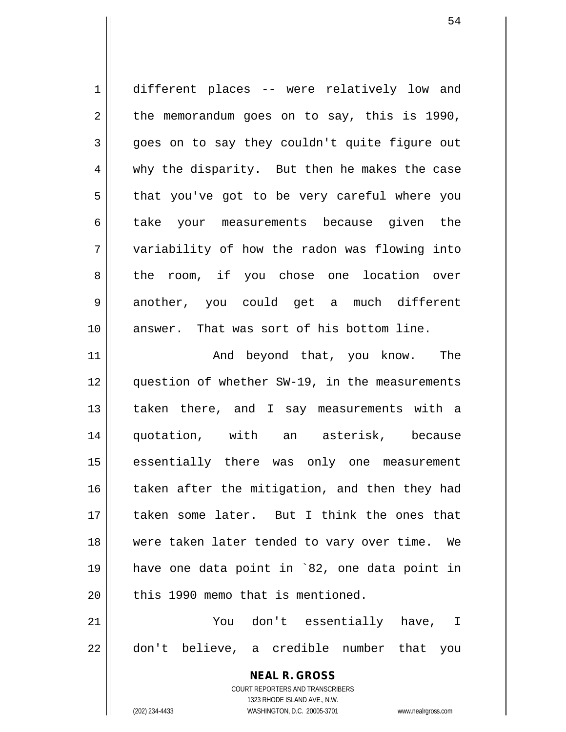different places -- were relatively low and the memorandum goes on to say, this is 1990, goes on to say they couldn't quite figure out why the disparity. But then he makes the case that you've got to be very careful where you take your measurements because given the variability of how the radon was flowing into the room, if you chose one location over another, you could get a much different answer. That was sort of his bottom line.

And beyond that, you know. The question of whether SW-19, in the measurements taken there, and I say measurements with a quotation, with an asterisk, because essentially there was only one measurement taken after the mitigation, and then they had taken some later. But I think the ones that were taken later tended to vary over time. We have one data point in `82, one data point in this 1990 memo that is mentioned.

You don't essentially have, I don't believe, a credible number that you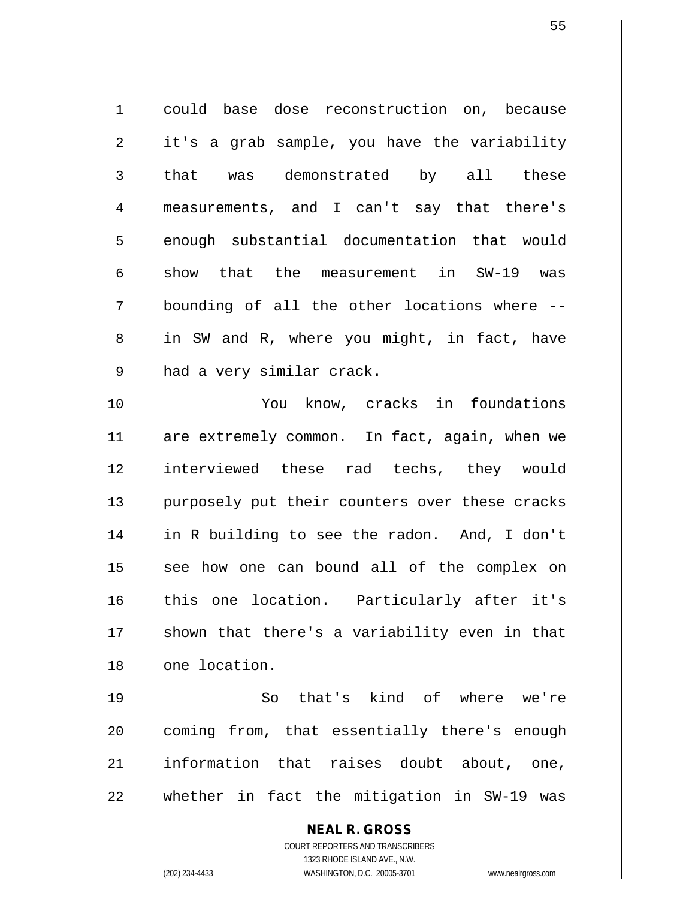could base dose reconstruction on, because it's a grab sample, you have the variability that was demonstrated by all these measurements, and I can't say that there's enough substantial documentation that would show that the measurement in SW-19 was bounding of all the other locations where -- in SW and R, where you might, in fact, have had a very similar crack.

You know, cracks in foundations are extremely common. In fact, again, when we interviewed these rad techs, they would purposely put their counters over these cracks in R building to see the radon. And, I don't see how one can bound all of the complex on this one location. Particularly after it's shown that there's a variability even in that one location.

So that's kind of where we're coming from, that essentially there's enough information that raises doubt about, one, whether in fact the mitigation in SW-19 was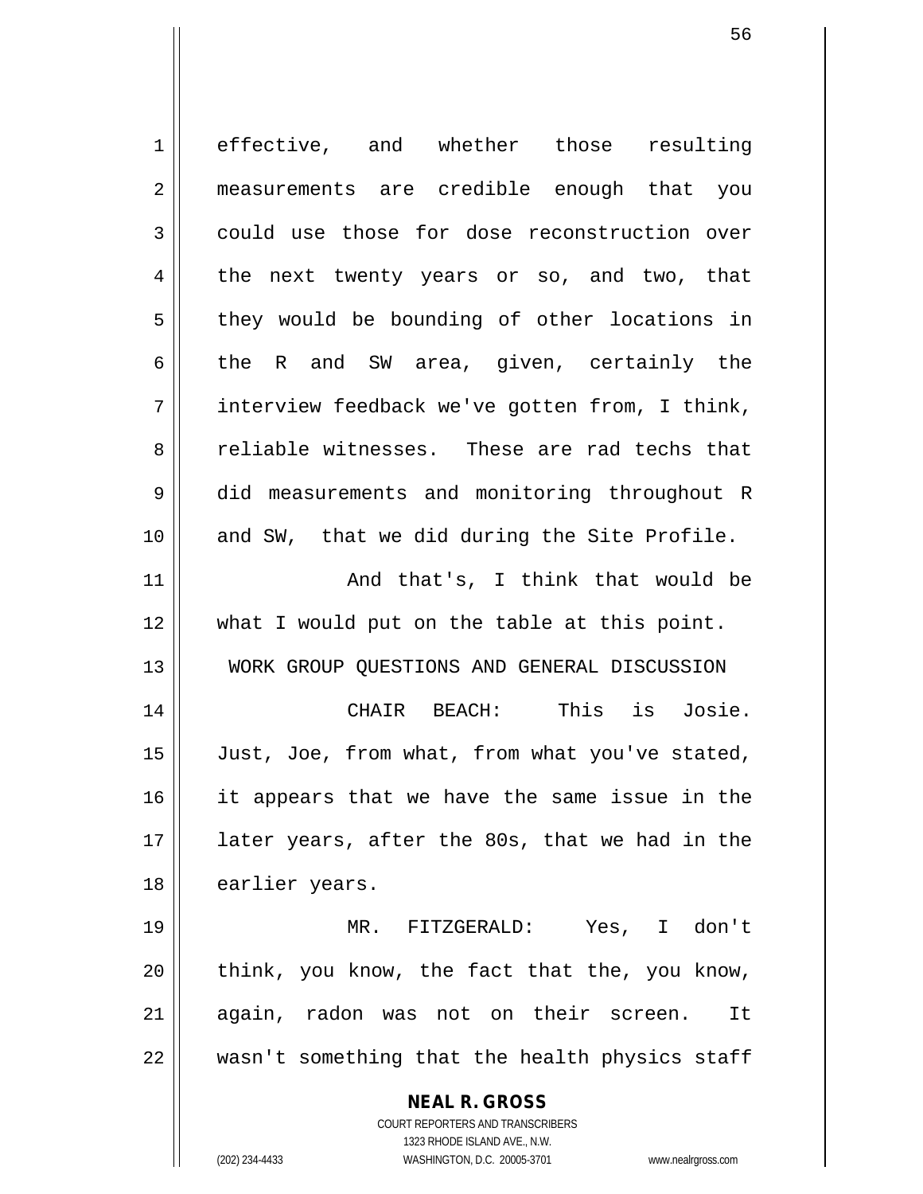effective, and whether those resulting measurements are credible enough that you could use those for dose reconstruction over the next twenty years or so, and two, that they would be bounding of other locations in the R and SW area, given, certainly the interview feedback we've gotten from, I think, reliable witnesses. These are rad techs that did measurements and monitoring throughout R and SW, that we did during the Site Profile.

And that's, I think that would be what I would put on the table at this point.

WORK GROUP QUESTIONS AND GENERAL DISCUSSION

CHAIR BEACH: This is Josie. Just, Joe, from what, from what you've stated, it appears that we have the same issue in the later years, after the 80s, that we had in the earlier years.

MR. FITZGERALD: Yes, I don't think, you know, the fact that the, you know, again, radon was not on their screen. It wasn't something that the health physics staff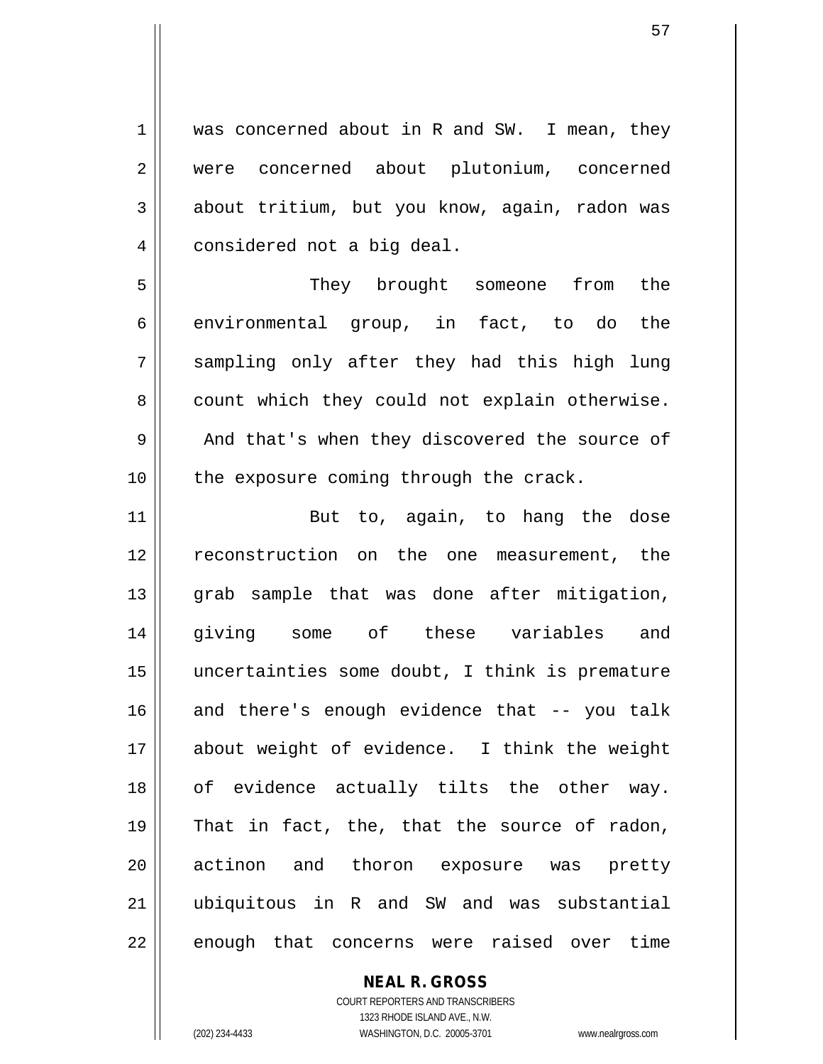was concerned about in R and SW. I mean, they were concerned about plutonium, concerned about tritium, but you know, again, radon was considered not a big deal.

They brought someone from the environmental group, in fact, to do the sampling only after they had this high lung count which they could not explain otherwise. And that's when they discovered the source of the exposure coming through the crack.

But to, again, to hang the dose reconstruction on the one measurement, the grab sample that was done after mitigation, giving some of these variables and uncertainties some doubt, I think is premature and there's enough evidence that -- you talk about weight of evidence. I think the weight of evidence actually tilts the other way. That in fact, the, that the source of radon, actinon and thoron exposure was pretty ubiquitous in R and SW and was substantial enough that concerns were raised over time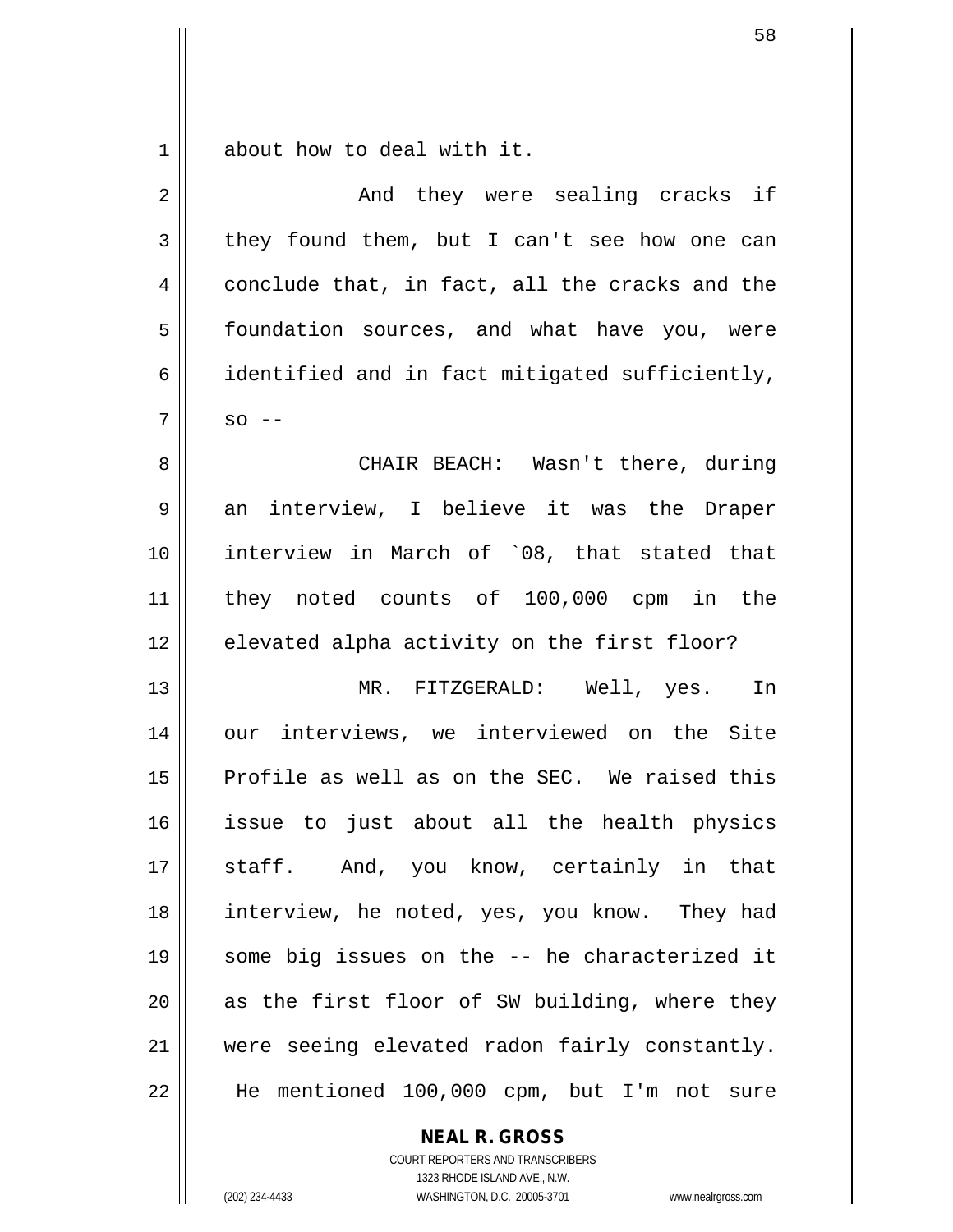about how to deal with it.

And they were sealing cracks if they found them, but I can't see how one can conclude that, in fact, all the cracks and the foundation sources, and what have you, were identified and in fact mitigated sufficiently, so --

CHAIR BEACH: Wasn't there, during an interview, I believe it was the Draper interview in March of `08, that stated that they noted counts of 100,000 cpm in the elevated alpha activity on the first floor?

MR. FITZGERALD: Well, yes. In our interviews, we interviewed on the Site Profile as well as on the SEC. We raised this issue to just about all the health physics staff. And, you know, certainly in that interview, he noted, yes, you know. They had some big issues on the -- he characterized it as the first floor of SW building, where they were seeing elevated radon fairly constantly. He mentioned 100,000 cpm, but I'm not sure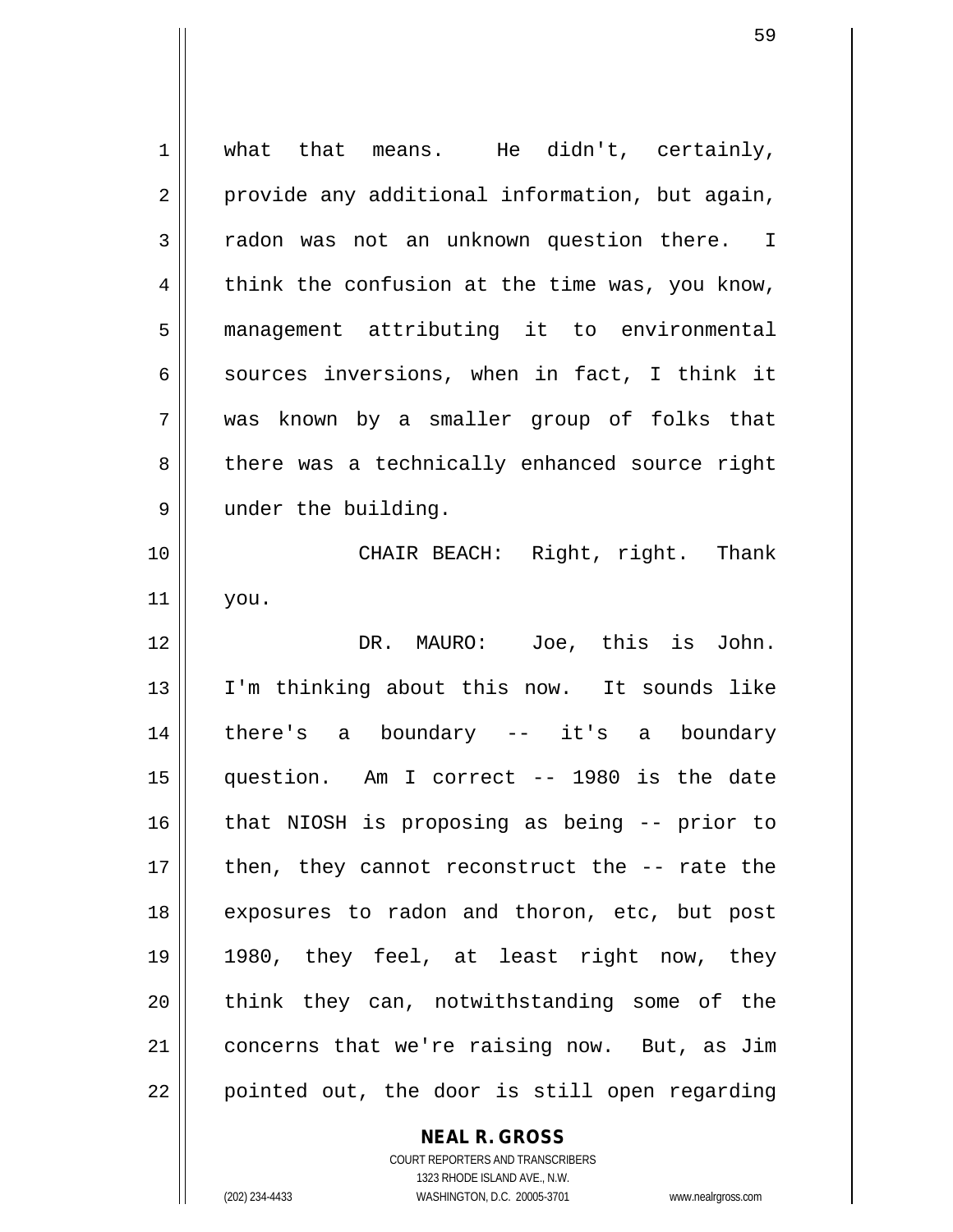what that means. He didn't, certainly, provide any additional information, but again, radon was not an unknown question there. I think the confusion at the time was, you know, management attributing it to environmental sources inversions, when in fact, I think it was known by a smaller group of folks that there was a technically enhanced source right under the building.

CHAIR BEACH: Right, right. Thank you.

DR. MAURO: Joe, this is John. I'm thinking about this now. It sounds like there's a boundary -- it's a boundary question. Am I correct -- 1980 is the date that NIOSH is proposing as being -- prior to then, they cannot reconstruct the -- rate the exposures to radon and thoron, etc, but post 1980, they feel, at least right now, they think they can, notwithstanding some of the concerns that we're raising now. But, as Jim pointed out, the door is still open regarding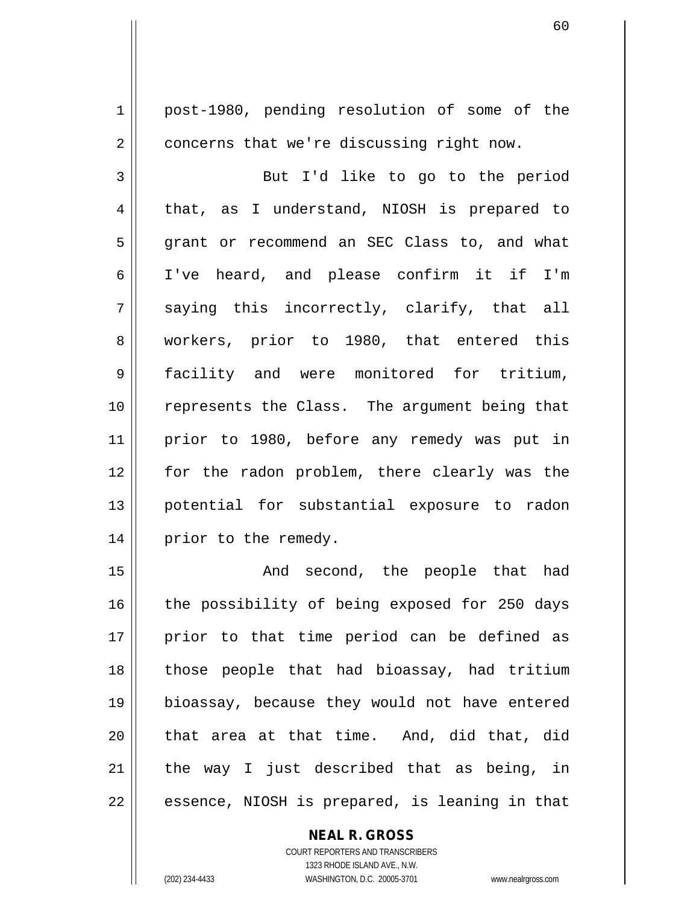post-1980, pending resolution of some of the concerns that we're discussing right now.

But I'd like to go to the period that, as I understand, NIOSH is prepared to grant or recommend an SEC Class to, and what I've heard, and please confirm it if I'm saying this incorrectly, clarify, that all workers, prior to 1980, that entered this facility and were monitored for tritium, represents the Class. The argument being that prior to 1980, before any remedy was put in for the radon problem, there clearly was the potential for substantial exposure to radon prior to the remedy.

And second, the people that had the possibility of being exposed for 250 days prior to that time period can be defined as those people that had bioassay, had tritium bioassay, because they would not have entered that area at that time. And, did that, did the way I just described that as being, in essence, NIOSH is prepared, is leaning in that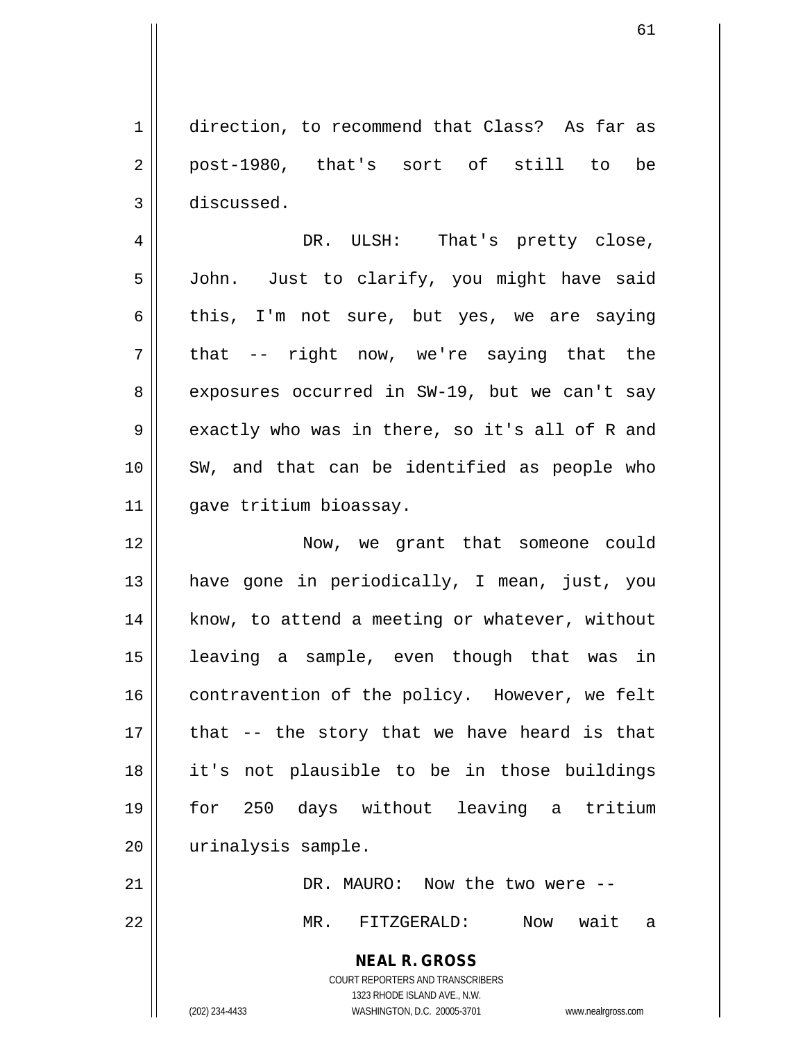direction, to recommend that Class? As far as post-1980, that's sort of still to be discussed.

DR. ULSH: That's pretty close, John. Just to clarify, you might have said this, I'm not sure, but yes, we are saying that -- right now, we're saying that the exposures occurred in SW-19, but we can't say exactly who was in there, so it's all of R and SW, and that can be identified as people who gave tritium bioassay.

Now, we grant that someone could have gone in periodically, I mean, just, you know, to attend a meeting or whatever, without leaving a sample, even though that was in contravention of the policy. However, we felt that -- the story that we have heard is that it's not plausible to be in those buildings for 250 days without leaving a tritium urinalysis sample.

DR. MAURO: Now the two were --

MR. FITZGERALD: Now wait a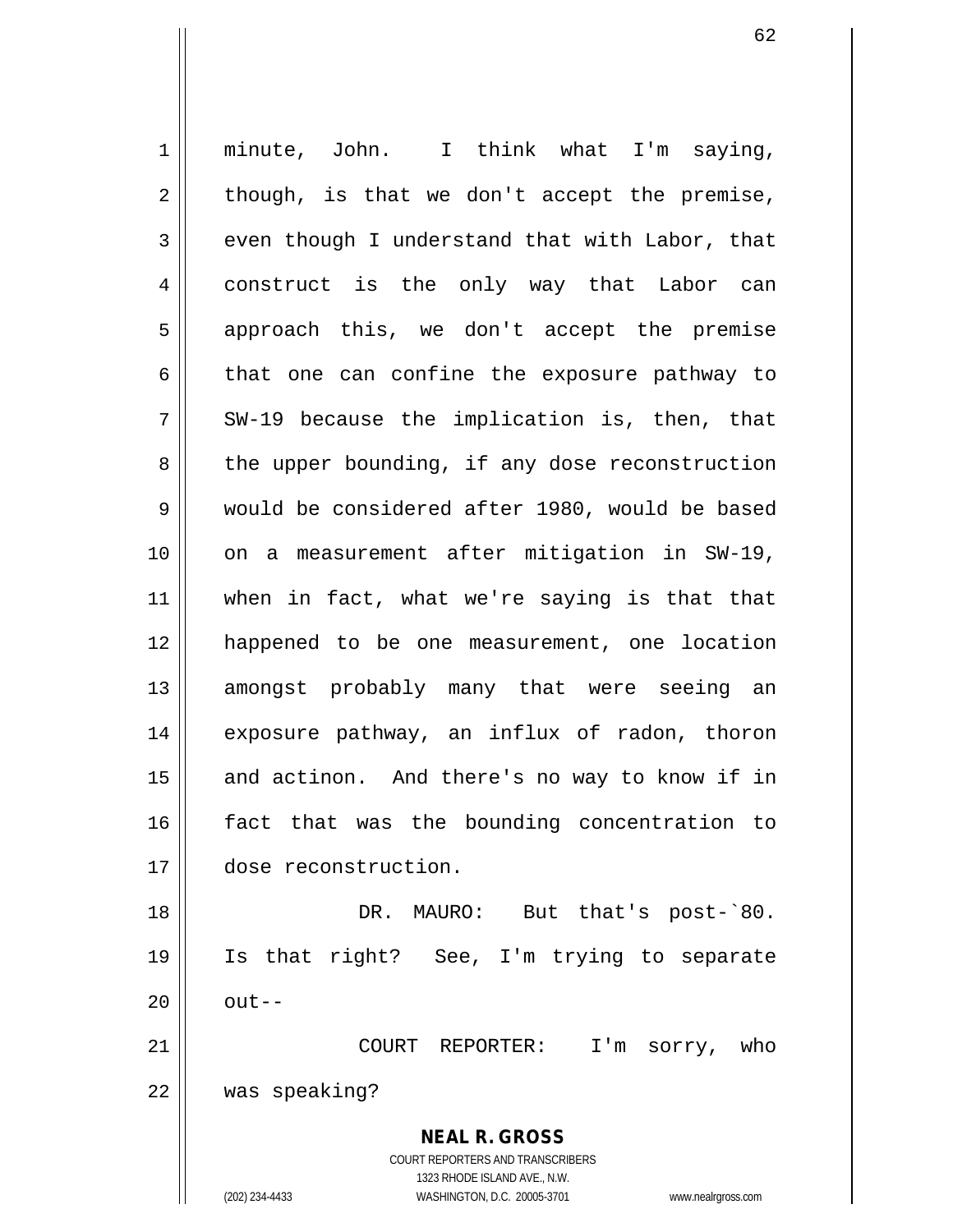minute, John. I think what I'm saying, though, is that we don't accept the premise, even though I understand that with Labor, that construct is the only way that Labor can approach this, we don't accept the premise that one can confine the exposure pathway to SW-19 because the implication is, then, that the upper bounding, if any dose reconstruction would be considered after 1980, would be based on a measurement after mitigation in SW-19, when in fact, what we're saying is that that happened to be one measurement, one location amongst probably many that were seeing an exposure pathway, an influx of radon, thoron and actinon. And there's no way to know if in fact that was the bounding concentration to dose reconstruction.

DR. MAURO: But that's post-`80. Is that right? See, I'm trying to separate out--

COURT REPORTER: I'm sorry, who was speaking?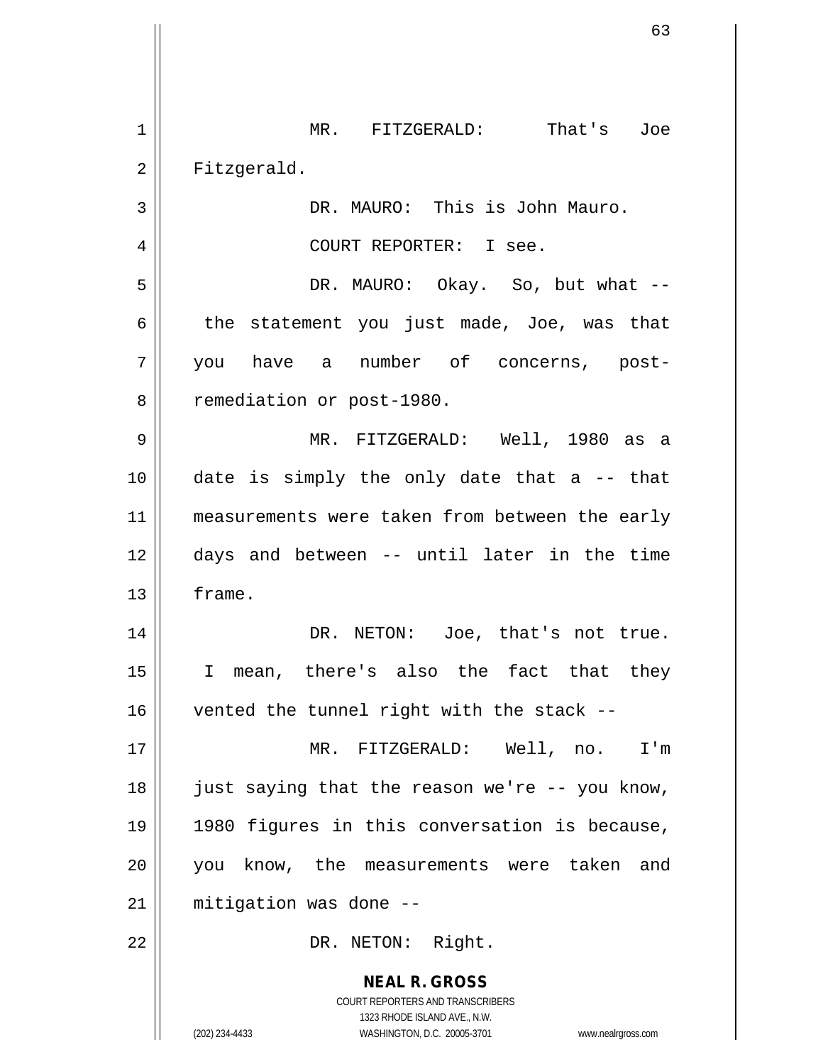MR. FITZGERALD: That's Joe Fitzgerald.

DR. MAURO: This is John Mauro.

COURT REPORTER: I see.

DR. MAURO: Okay. So, but what -- the statement you just made, Joe, was that you have a number of concerns, post-remediation or post-1980.

MR. FITZGERALD: Well, 1980 as a date is simply the only date that a -- that measurements were taken from between the early days and between -- until later in the time frame.

DR. NETON: Joe, that's not true. I mean, there's also the fact that they vented the tunnel right with the stack --

MR. FITZGERALD: Well, no. I'm just saying that the reason we're -- you know, 1980 figures in this conversation is because, you know, the measurements were taken and mitigation was done --

DR. NETON: Right.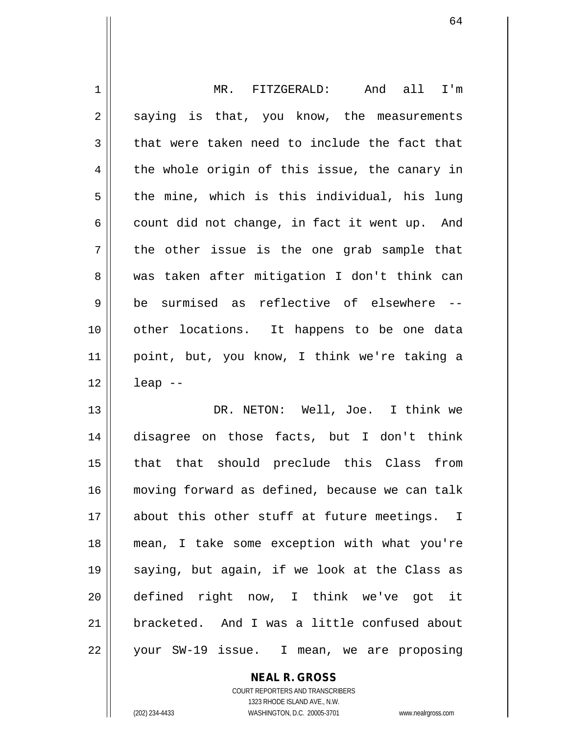MR. FITZGERALD: And all I'm saying is that, you know, the measurements that were taken need to include the fact that the whole origin of this issue, the canary in the mine, which is this individual, his lung count did not change, in fact it went up. And the other issue is the one grab sample that was taken after mitigation I don't think can be surmised as reflective of elsewhere -- other locations. It happens to be one data point, but, you know, I think we're taking a leap --

DR. NETON: Well, Joe. I think we disagree on those facts, but I don't think that that should preclude this Class from moving forward as defined, because we can talk about this other stuff at future meetings. I mean, I take some exception with what you're saying, but again, if we look at the Class as defined right now, I think we've got it bracketed. And I was a little confused about your SW-19 issue. I mean, we are proposing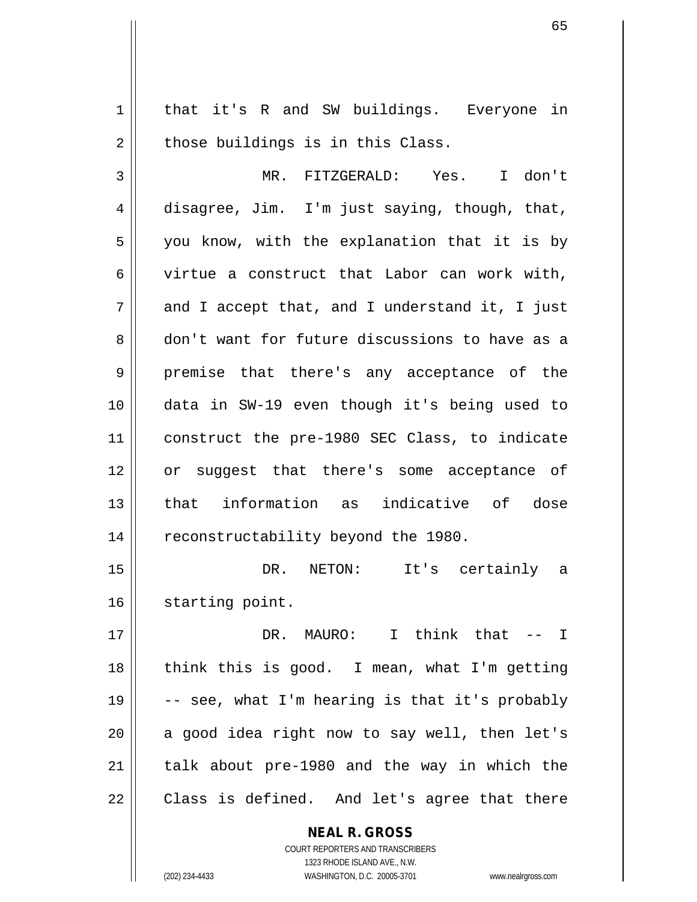that it's R and SW buildings. Everyone in those buildings is in this Class.

MR. FITZGERALD: Yes. I don't disagree, Jim. I'm just saying, though, that, you know, with the explanation that it is by virtue a construct that Labor can work with, and I accept that, and I understand it, I just don't want for future discussions to have as a premise that there's any acceptance of the data in SW-19 even though it's being used to construct the pre-1980 SEC Class, to indicate or suggest that there's some acceptance of that information as indicative of dose reconstructability beyond the 1980.

DR. NETON: It's certainly a starting point.

DR. MAURO: I think that -- I think this is good. I mean, what I'm getting -- see, what I'm hearing is that it's probably a good idea right now to say well, then let's talk about pre-1980 and the way in which the Class is defined. And let's agree that there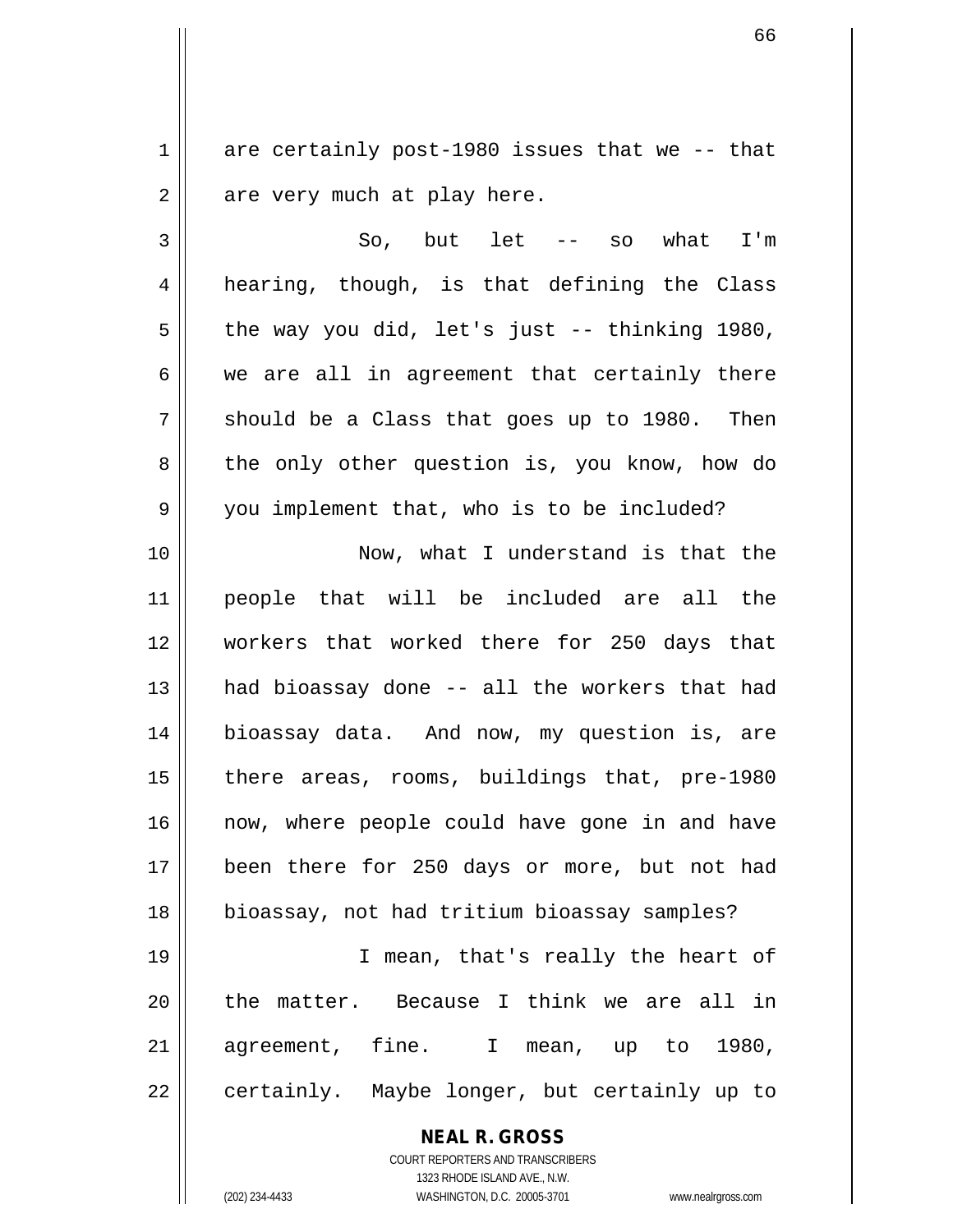are certainly post-1980 issues that we -- that are very much at play here.

So, but let -- so what I'm hearing, though, is that defining the Class the way you did, let's just -- thinking 1980, we are all in agreement that certainly there should be a Class that goes up to 1980. Then the only other question is, you know, how do you implement that, who is to be included?

Now, what I understand is that the people that will be included are all the workers that worked there for 250 days that had bioassay done -- all the workers that had bioassay data. And now, my question is, are there areas, rooms, buildings that, pre-1980 now, where people could have gone in and have been there for 250 days or more, but not had bioassay, not had tritium bioassay samples?

I mean, that's really the heart of the matter. Because I think we are all in agreement, fine. I mean, up to 1980, certainly. Maybe longer, but certainly up to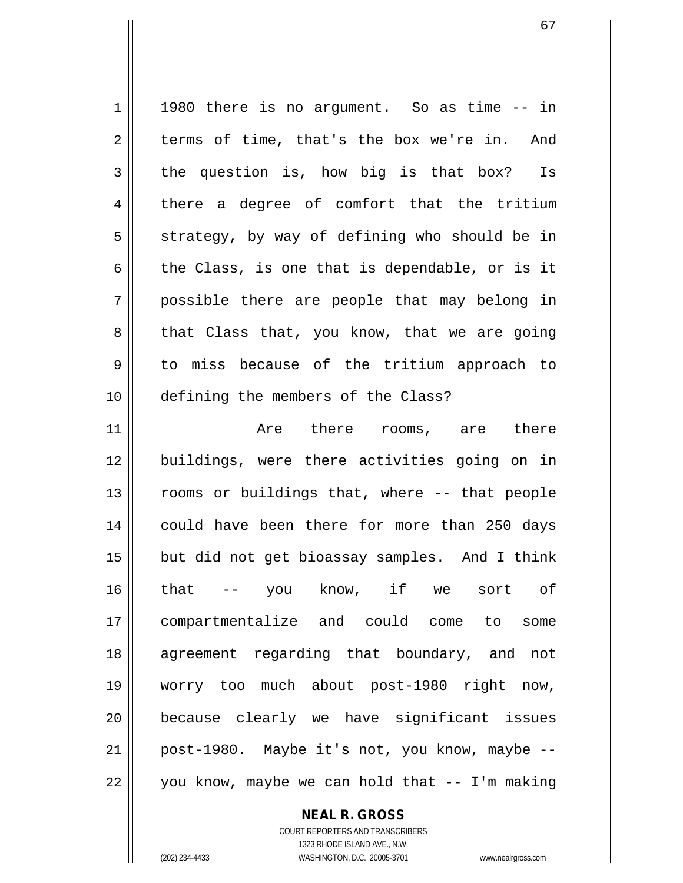1980 there is no argument. So as time -- in terms of time, that's the box we're in. And the question is, how big is that box? Is there a degree of comfort that the tritium strategy, by way of defining who should be in the Class, is one that is dependable, or is it possible there are people that may belong in that Class that, you know, that we are going to miss because of the tritium approach to defining the members of the Class?

Are there rooms, are there buildings, were there activities going on in rooms or buildings that, where -- that people could have been there for more than 250 days but did not get bioassay samples. And I think that -- you know, if we sort of compartmentalize and could come to some agreement regarding that boundary, and not worry too much about post-1980 right now, because clearly we have significant issues post-1980. Maybe it's not, you know, maybe -- you know, maybe we can hold that -- I'm making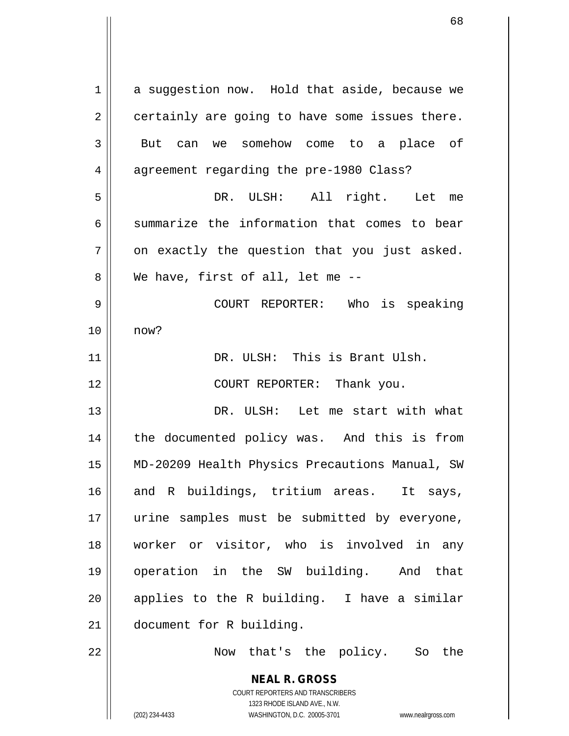a suggestion now. Hold that aside, because we certainly are going to have some issues there. But can we somehow come to a place of agreement regarding the pre-1980 Class?

DR. ULSH: All right. Let me summarize the information that comes to bear on exactly the question that you just asked. We have, first of all, let me --

COURT REPORTER: Who is speaking now?

DR. ULSH: This is Brant Ulsh.

COURT REPORTER: Thank you.

DR. ULSH: Let me start with what the documented policy was. And this is from MD-20209 Health Physics Precautions Manual, SW and R buildings, tritium areas. It says, urine samples must be submitted by everyone, worker or visitor, who is involved in any operation in the SW building. And that applies to the R building. I have a similar document for R building.

Now that's the policy. So the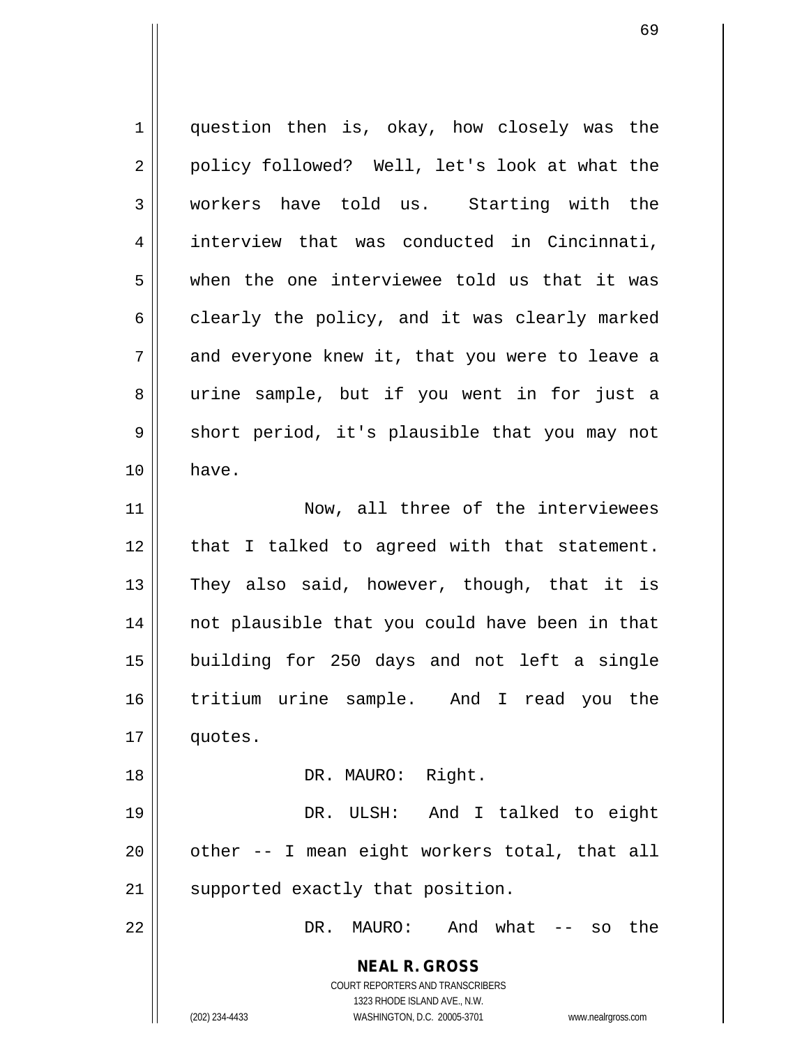question then is, okay, how closely was the policy followed? Well, let's look at what the workers have told us. Starting with the interview that was conducted in Cincinnati, when the one interviewee told us that it was clearly the policy, and it was clearly marked and everyone knew it, that you were to leave a urine sample, but if you went in for just a short period, it's plausible that you may not have.

Now, all three of the interviewees that I talked to agreed with that statement. They also said, however, though, that it is not plausible that you could have been in that building for 250 days and not left a single tritium urine sample. And I read you the quotes.

DR. MAURO: Right.

DR. ULSH: And I talked to eight other -- I mean eight workers total, that all supported exactly that position.

DR. MAURO: And what -- so the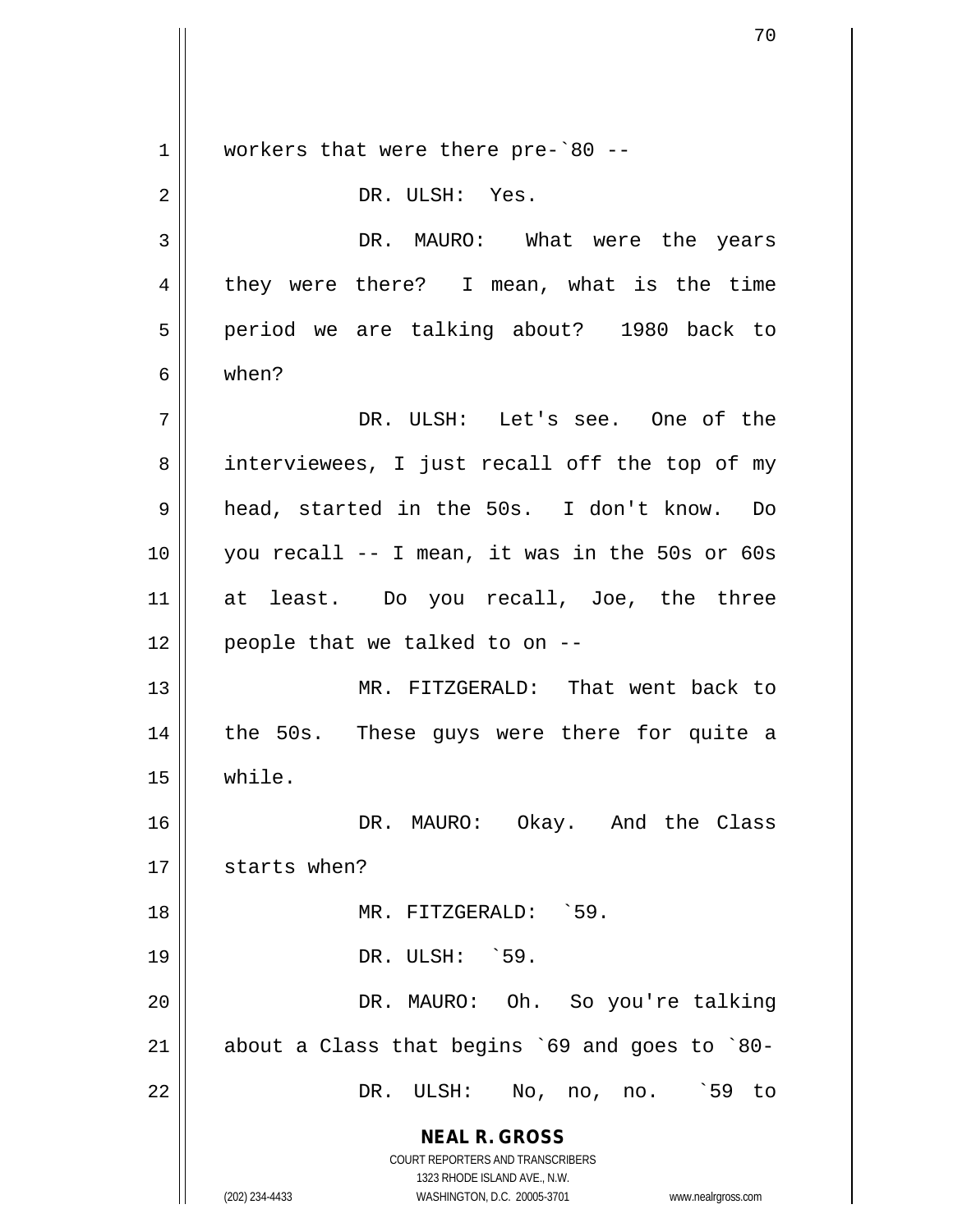workers that were there pre-`80 --

DR. ULSH: Yes.

DR. MAURO: What were the years they were there? I mean, what is the time period we are talking about? 1980 back to when?

DR. ULSH: Let's see. One of the interviewees, I just recall off the top of my head, started in the 50s. I don't know. Do you recall -- I mean, it was in the 50s or 60s at least. Do you recall, Joe, the three people that we talked to on --

MR. FITZGERALD: That went back to the 50s. These guys were there for quite a while.

DR. MAURO: Okay. And the Class starts when?

MR. FITZGERALD: `59.

DR. ULSH: `59.

DR. MAURO: Oh. So you're talking about a Class that begins `69 and goes to `80-

DR. ULSH: No, no, no. `59 to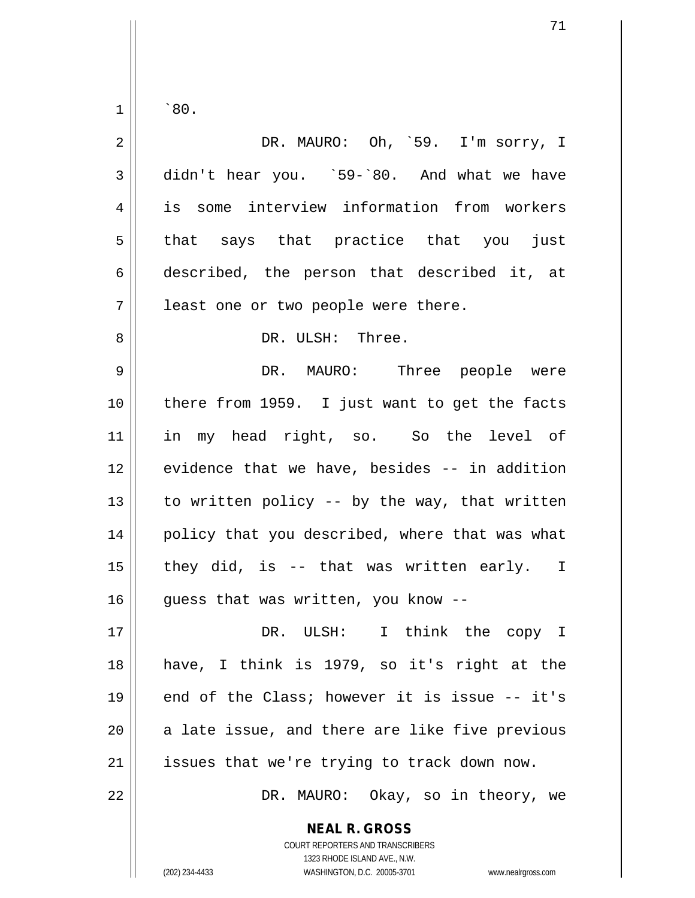`80.

DR. MAURO: Oh, `59. I'm sorry, I didn't hear you. `59-`80. And what we have is some interview information from workers that says that practice that you just described, the person that described it, at least one or two people were there.

DR. ULSH: Three.

DR. MAURO: Three people were there from 1959. I just want to get the facts in my head right, so. So the level of evidence that we have, besides -- in addition to written policy -- by the way, that written policy that you described, where that was what they did, is -- that was written early. I guess that was written, you know --

DR. ULSH: I think the copy I have, I think is 1979, so it's right at the end of the Class; however it is issue -- it's a late issue, and there are like five previous issues that we're trying to track down now.

DR. MAURO: Okay, so in theory, we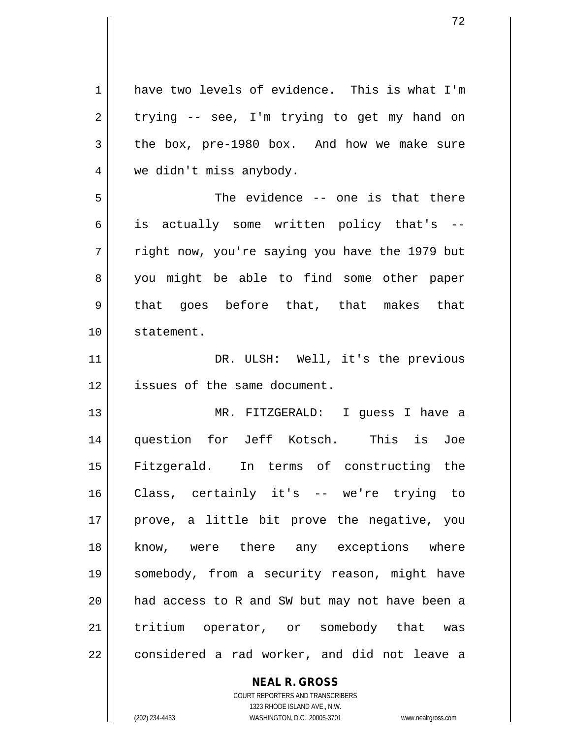have two levels of evidence. This is what I'm trying -- see, I'm trying to get my hand on the box, pre-1980 box. And how we make sure we didn't miss anybody.

The evidence -- one is that there is actually some written policy that's -- right now, you're saying you have the 1979 but you might be able to find some other paper that goes before that, that makes that statement.

DR. ULSH: Well, it's the previous issues of the same document.

MR. FITZGERALD: I guess I have a question for Jeff Kotsch. This is Joe Fitzgerald. In terms of constructing the Class, certainly it's -- we're trying to prove, a little bit prove the negative, you know, were there any exceptions where somebody, from a security reason, might have had access to R and SW but may not have been a tritium operator, or somebody that was considered a rad worker, and did not leave a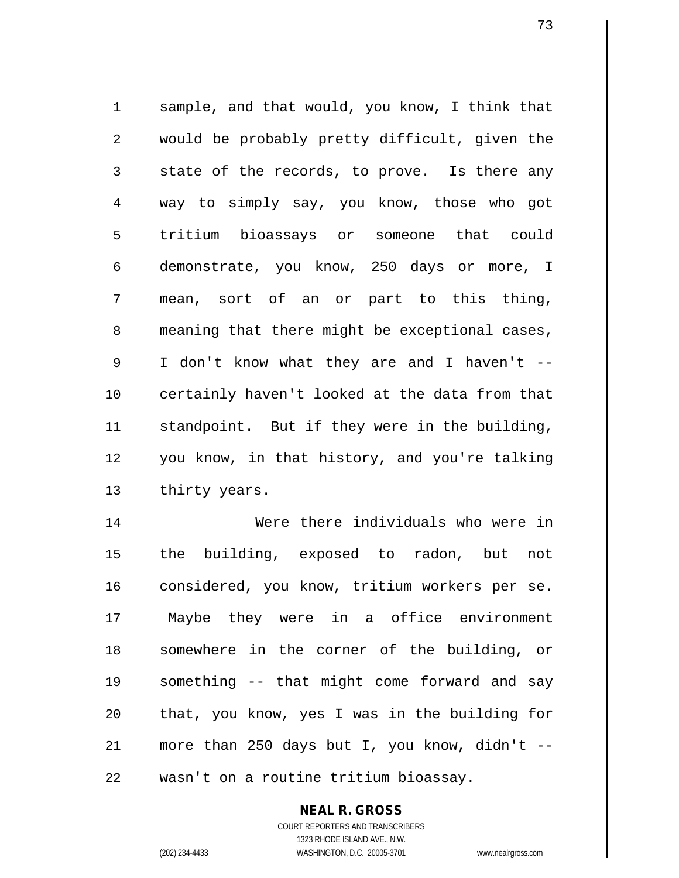sample, and that would, you know, I think that would be probably pretty difficult, given the state of the records, to prove. Is there any way to simply say, you know, those who got tritium bioassays or someone that could demonstrate, you know, 250 days or more, I mean, sort of an or part to this thing, meaning that there might be exceptional cases, I don't know what they are and I haven't -- certainly haven't looked at the data from that standpoint. But if they were in the building, you know, in that history, and you're talking thirty years.

Were there individuals who were in the building, exposed to radon, but not considered, you know, tritium workers per se. Maybe they were in a office environment somewhere in the corner of the building, or something -- that might come forward and say that, you know, yes I was in the building for more than 250 days but I, you know, didn't -- wasn't on a routine tritium bioassay.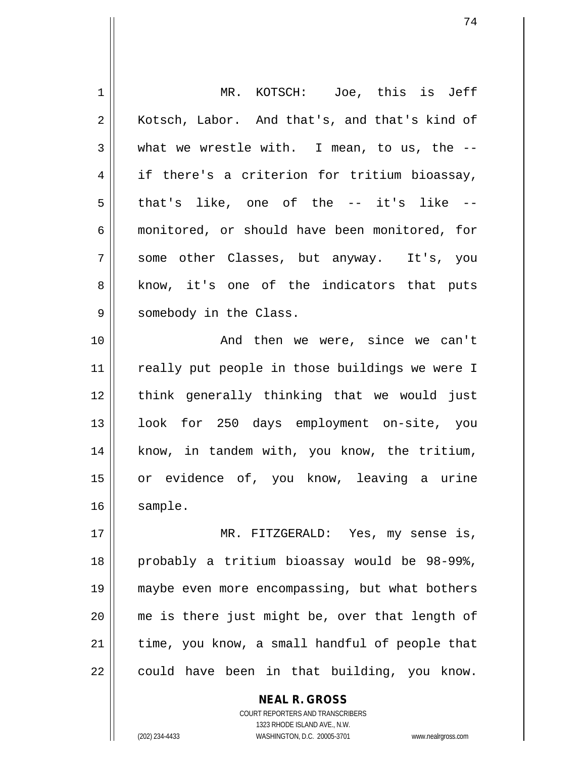MR. KOTSCH: Joe, this is Jeff Kotsch, Labor. And that's, and that's kind of what we wrestle with. I mean, to us, the -- if there's a criterion for tritium bioassay, that's like, one of the -- it's like -- monitored, or should have been monitored, for some other Classes, but anyway. It's, you know, it's one of the indicators that puts somebody in the Class.

And then we were, since we can't really put people in those buildings we were I think generally thinking that we would just look for 250 days employment on-site, you know, in tandem with, you know, the tritium, or evidence of, you know, leaving a urine sample.

MR. FITZGERALD: Yes, my sense is, probably a tritium bioassay would be 98-99%, maybe even more encompassing, but what bothers me is there just might be, over that length of time, you know, a small handful of people that could have been in that building, you know.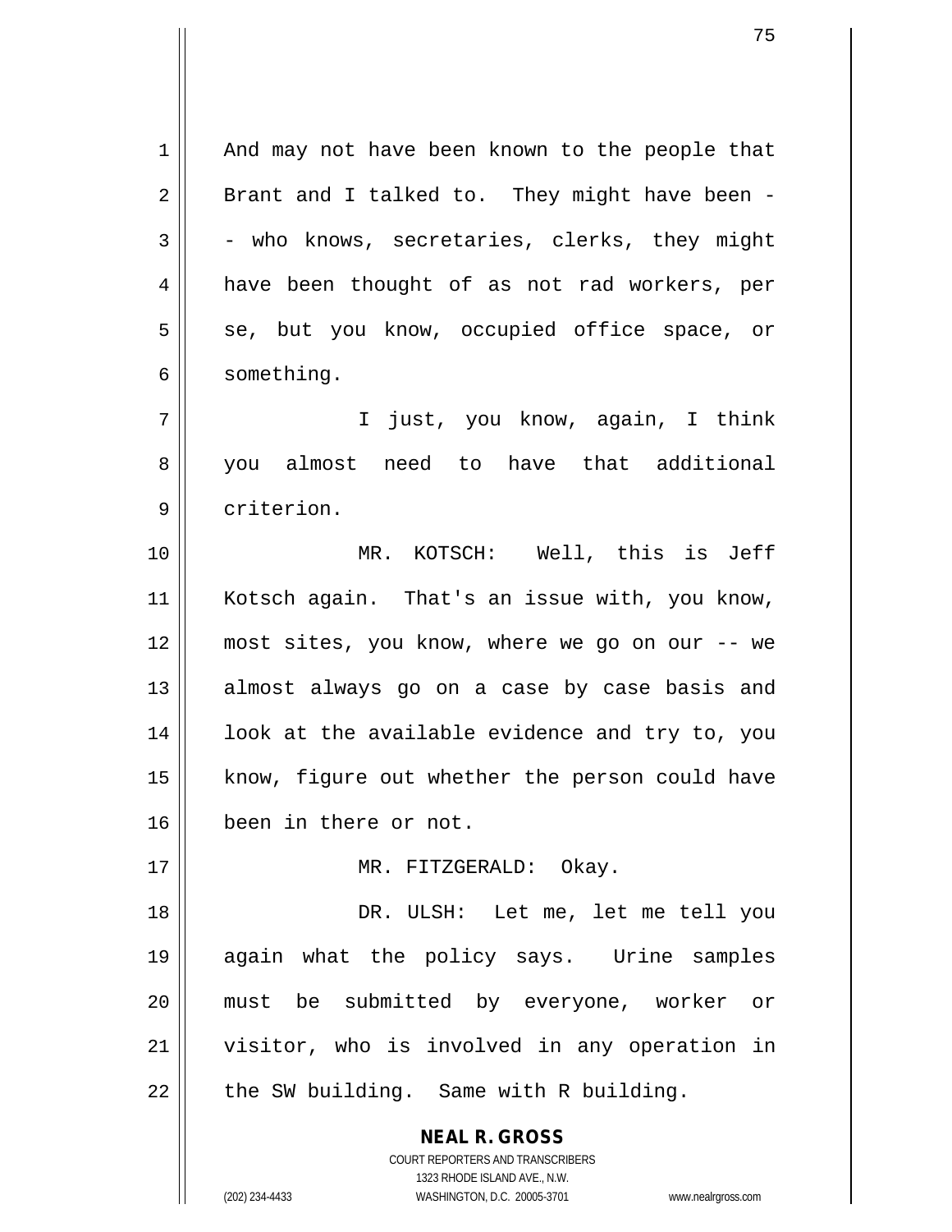And may not have been known to the people that Brant and I talked to. They might have been -- who knows, secretaries, clerks, they might have been thought of as not rad workers, per se, but you know, occupied office space, or something.

I just, you know, again, I think you almost need to have that additional criterion.

MR. KOTSCH: Well, this is Jeff Kotsch again. That's an issue with, you know, most sites, you know, where we go on our -- we almost always go on a case by case basis and look at the available evidence and try to, you know, figure out whether the person could have been in there or not.

MR. FITZGERALD: Okay.

DR. ULSH: Let me, let me tell you again what the policy says. Urine samples must be submitted by everyone, worker or visitor, who is involved in any operation in the SW building. Same with R building.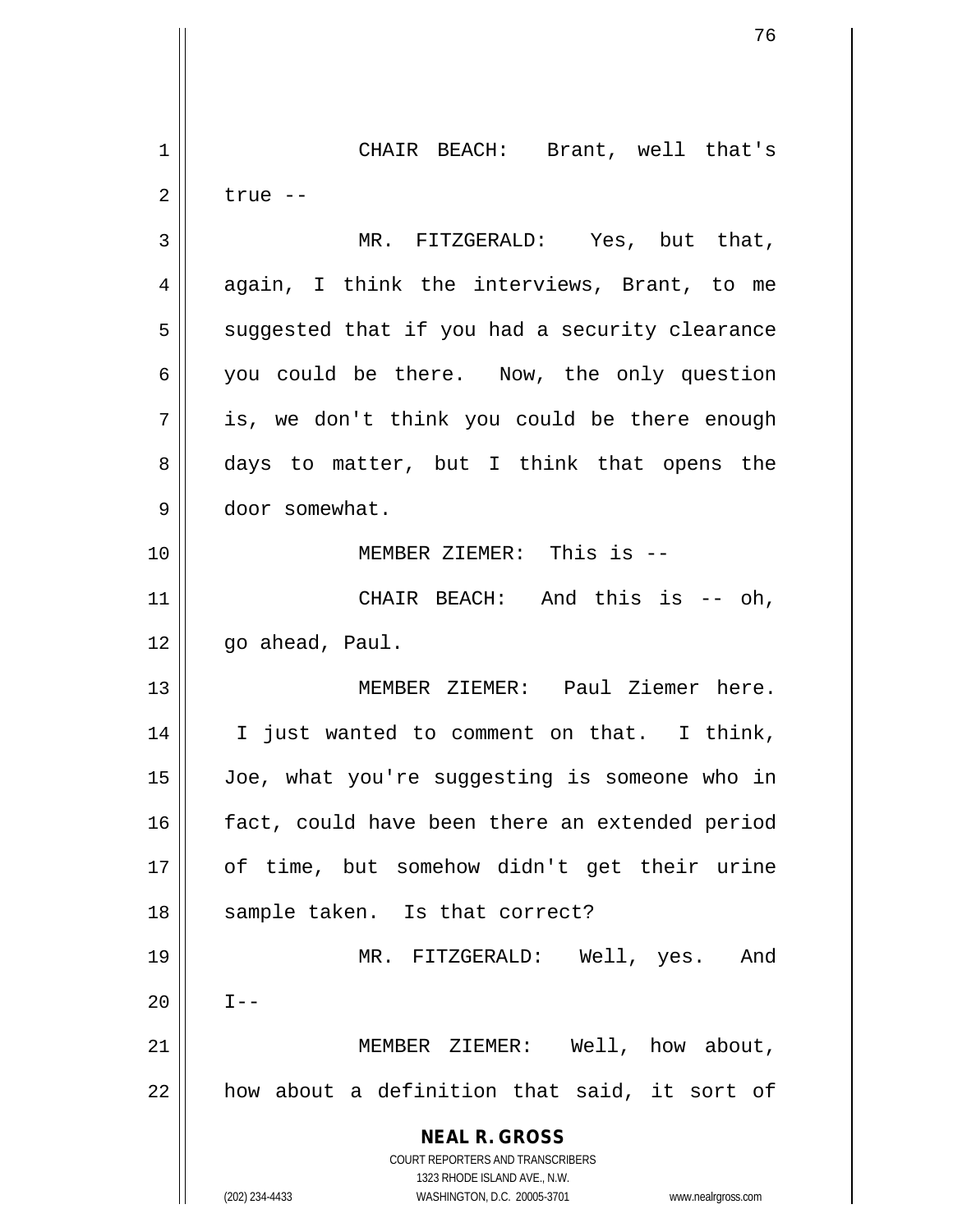CHAIR BEACH: Brant, well that's true --

MR. FITZGERALD: Yes, but that, again, I think the interviews, Brant, to me suggested that if you had a security clearance you could be there. Now, the only question is, we don't think you could be there enough days to matter, but I think that opens the door somewhat.

MEMBER ZIEMER: This is --

CHAIR BEACH: And this is -- oh, go ahead, Paul.

MEMBER ZIEMER: Paul Ziemer here. I just wanted to comment on that. I think, Joe, what you're suggesting is someone who in fact, could have been there an extended period of time, but somehow didn't get their urine sample taken. Is that correct?

MR. FITZGERALD: Well, yes. And I--

MEMBER ZIEMER: Well, how about, how about a definition that said, it sort of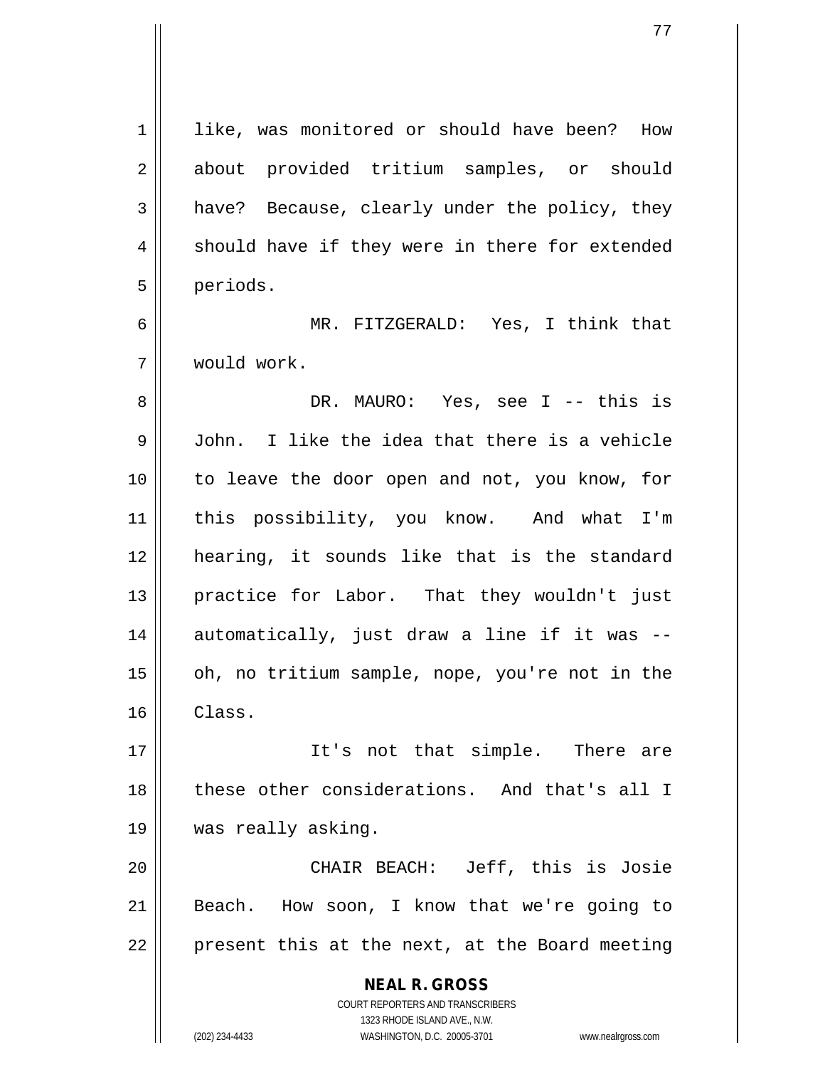like, was monitored or should have been? How about provided tritium samples, or should have? Because, clearly under the policy, they should have if they were in there for extended periods.

MR. FITZGERALD: Yes, I think that would work.

DR. MAURO: Yes, see I -- this is John. I like the idea that there is a vehicle to leave the door open and not, you know, for this possibility, you know. And what I'm hearing, it sounds like that is the standard practice for Labor. That they wouldn't just automatically, just draw a line if it was -- oh, no tritium sample, nope, you're not in the Class.

It's not that simple. There are these other considerations. And that's all I was really asking.

CHAIR BEACH: Jeff, this is Josie Beach. How soon, I know that we're going to present this at the next, at the Board meeting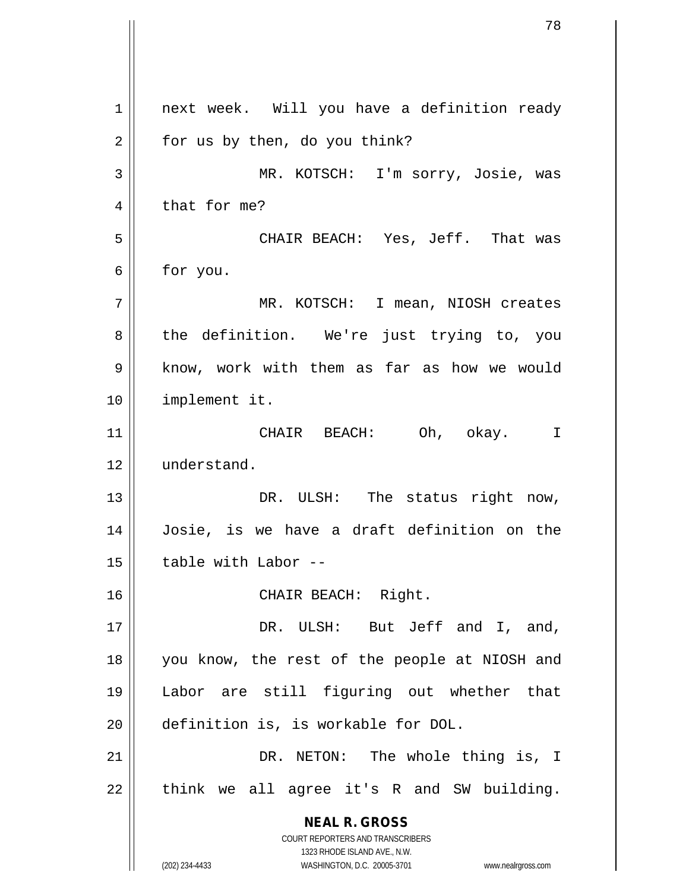next week. Will you have a definition ready for us by then, do you think?

MR. KOTSCH: I'm sorry, Josie, was that for me?

CHAIR BEACH: Yes, Jeff. That was for you.

MR. KOTSCH: I mean, NIOSH creates the definition. We're just trying to, you know, work with them as far as how we would implement it.

CHAIR BEACH: Oh, okay. I understand.

DR. ULSH: The status right now, Josie, is we have a draft definition on the table with Labor --

CHAIR BEACH: Right.

DR. ULSH: But Jeff and I, and, you know, the rest of the people at NIOSH and Labor are still figuring out whether that definition is, is workable for DOL.

DR. NETON: The whole thing is, I think we all agree it's R and SW building.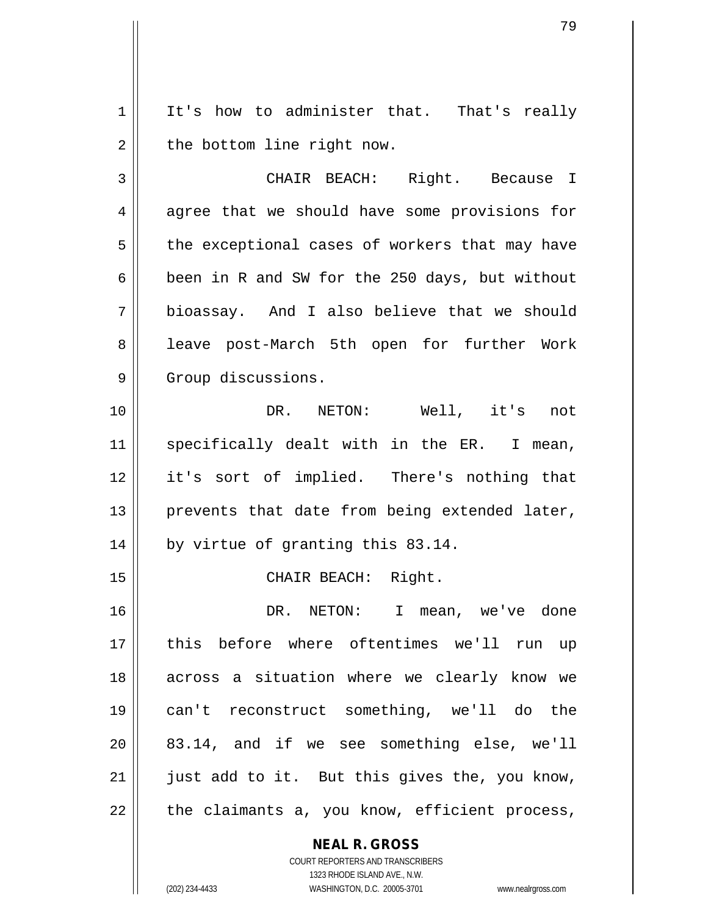It's how to administer that. That's really the bottom line right now.

CHAIR BEACH: Right. Because I agree that we should have some provisions for the exceptional cases of workers that may have been in R and SW for the 250 days, but without bioassay. And I also believe that we should leave post-March 5th open for further Work Group discussions.

DR. NETON: Well, it's not specifically dealt with in the ER. I mean, it's sort of implied. There's nothing that prevents that date from being extended later, by virtue of granting this 83.14.

CHAIR BEACH: Right.

DR. NETON: I mean, we've done this before where oftentimes we'll run up across a situation where we clearly know we can't reconstruct something, we'll do the 83.14, and if we see something else, we'll just add to it. But this gives the, you know, the claimants a, you know, efficient process,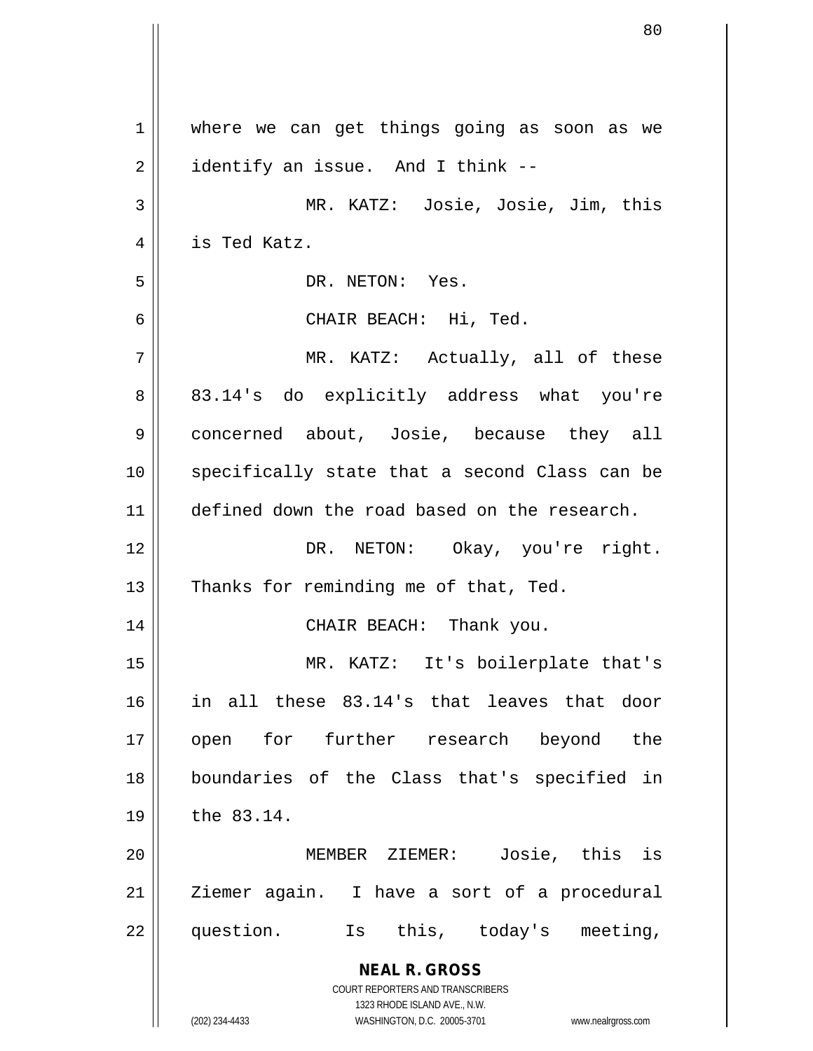where we can get things going as soon as we identify an issue. And I think --

MR. KATZ: Josie, Josie, Jim, this is Ted Katz.

DR. NETON: Yes.

CHAIR BEACH: Hi, Ted.

MR. KATZ: Actually, all of these 83.14's do explicitly address what you're concerned about, Josie, because they all specifically state that a second Class can be defined down the road based on the research.

DR. NETON: Okay, you're right. Thanks for reminding me of that, Ted.

CHAIR BEACH: Thank you.

MR. KATZ: It's boilerplate that's in all these 83.14's that leaves that door open for further research beyond the boundaries of the Class that's specified in the 83.14.

MEMBER ZIEMER: Josie, this is Ziemer again. I have a sort of a procedural question. Is this, today's meeting,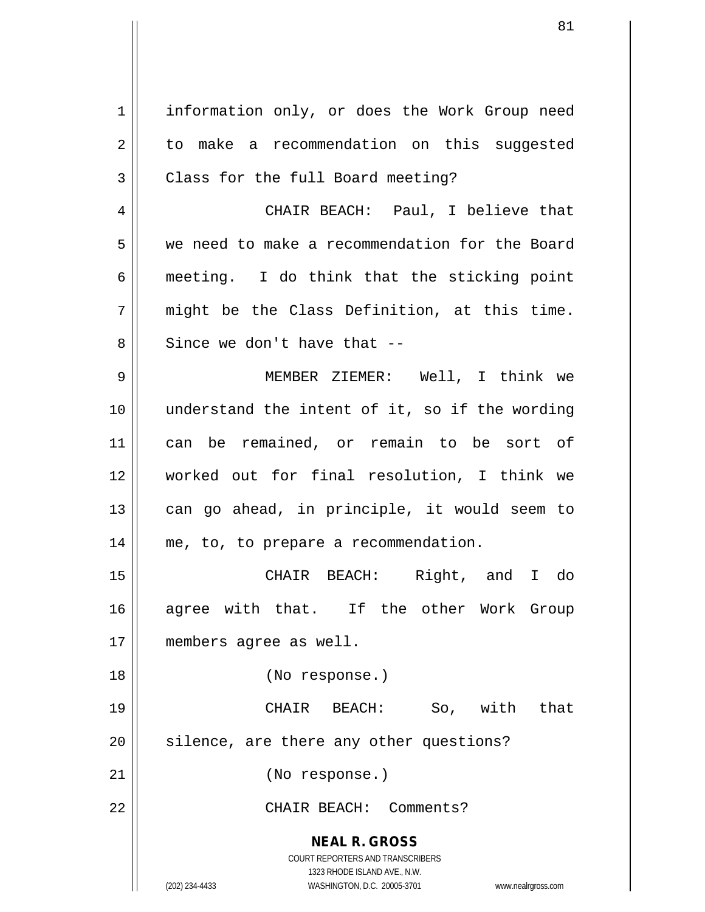information only, or does the Work Group need to make a recommendation on this suggested Class for the full Board meeting?

CHAIR BEACH: Paul, I believe that we need to make a recommendation for the Board meeting. I do think that the sticking point might be the Class Definition, at this time. Since we don't have that --

MEMBER ZIEMER: Well, I think we understand the intent of it, so if the wording can be remained, or remain to be sort of worked out for final resolution, I think we can go ahead, in principle, it would seem to me, to, to prepare a recommendation.

CHAIR BEACH: Right, and I do agree with that. If the other Work Group members agree as well.

(No response.)

CHAIR BEACH: So, with that silence, are there any other questions?

(No response.)

CHAIR BEACH: Comments?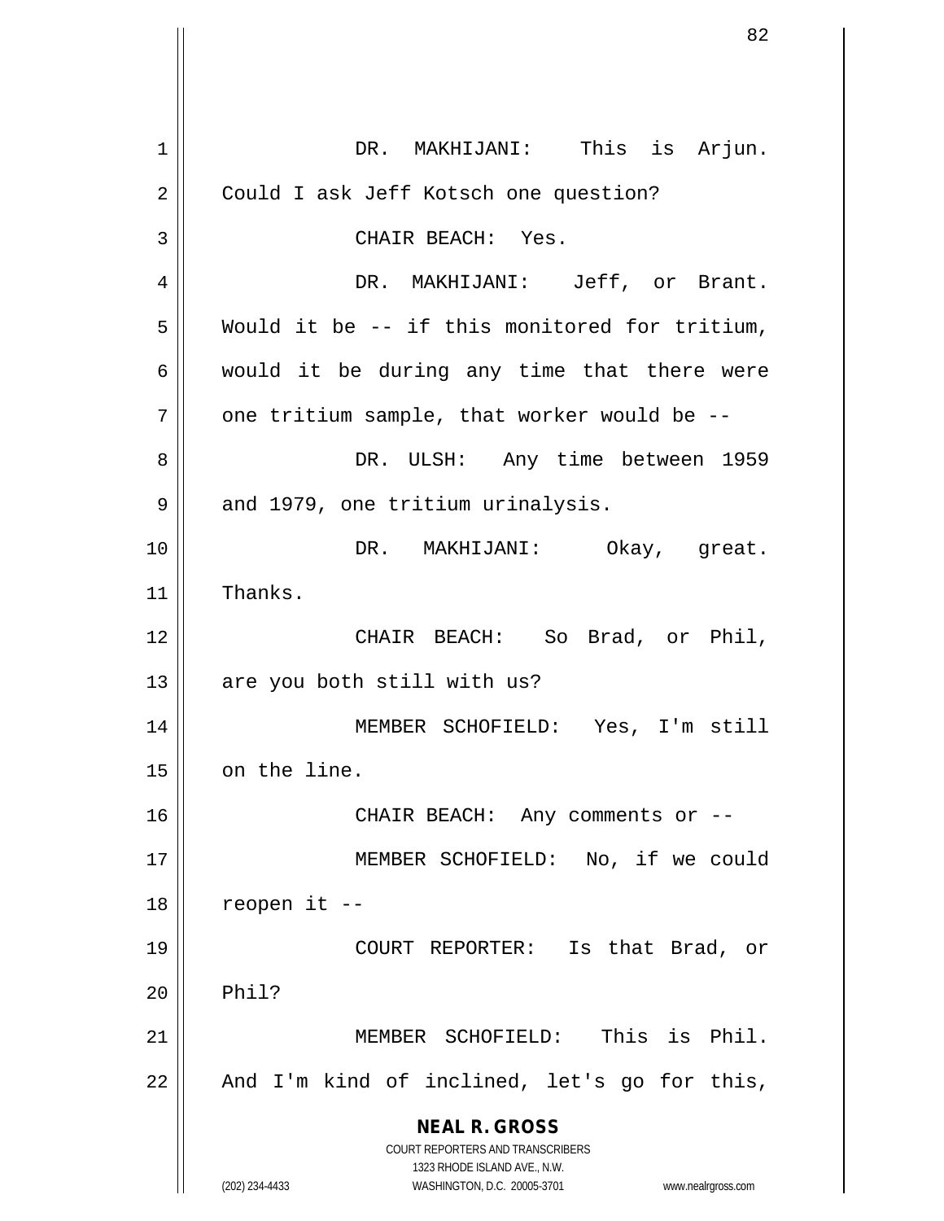DR. MAKHIJANI: This is Arjun. Could I ask Jeff Kotsch one question?

CHAIR BEACH: Yes.

DR. MAKHIJANI: Jeff, or Brant. Would it be -- if this monitored for tritium, would it be during any time that there were one tritium sample, that worker would be --

DR. ULSH: Any time between 1959 and 1979, one tritium urinalysis.

DR. MAKHIJANI: Okay, great. Thanks.

CHAIR BEACH: So Brad, or Phil, are you both still with us?

MEMBER SCHOFIELD: Yes, I'm still on the line.

CHAIR BEACH: Any comments or --

MEMBER SCHOFIELD: No, if we could reopen it --

COURT REPORTER: Is that Brad, or Phil?

MEMBER SCHOFIELD: This is Phil. And I'm kind of inclined, let's go for this,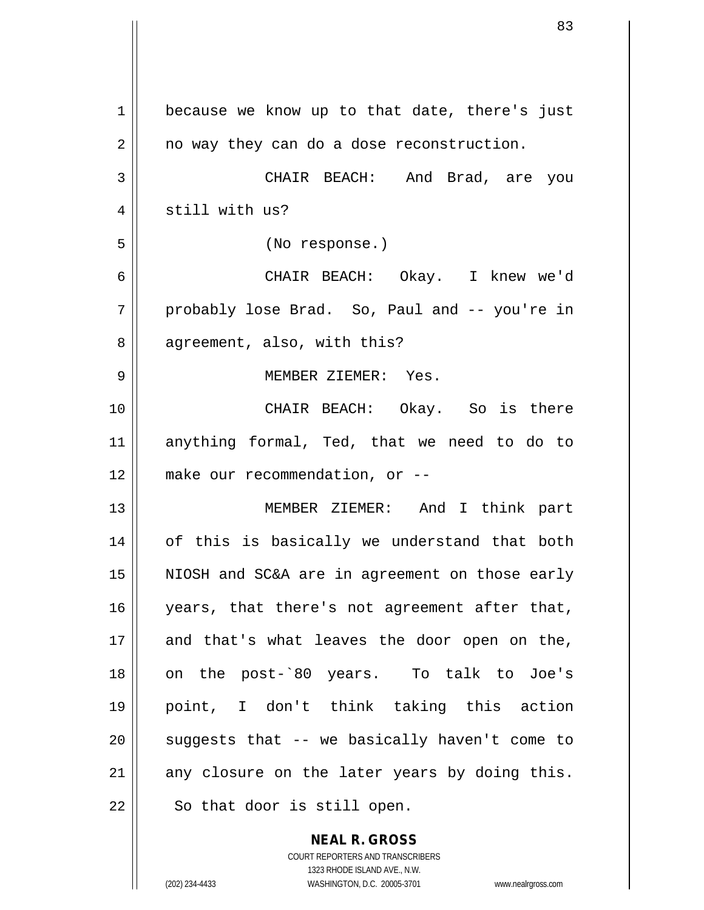because we know up to that date, there's just no way they can do a dose reconstruction.

CHAIR BEACH: And Brad, are you still with us?

(No response.)

CHAIR BEACH: Okay. I knew we'd probably lose Brad. So, Paul and -- you're in agreement, also, with this?

MEMBER ZIEMER: Yes.

CHAIR BEACH: Okay. So is there anything formal, Ted, that we need to do to make our recommendation, or --

MEMBER ZIEMER: And I think part of this is basically we understand that both NIOSH and SC&A are in agreement on those early years, that there's not agreement after that, and that's what leaves the door open on the, on the post-`80 years. To talk to Joe's point, I don't think taking this action suggests that -- we basically haven't come to any closure on the later years by doing this. So that door is still open.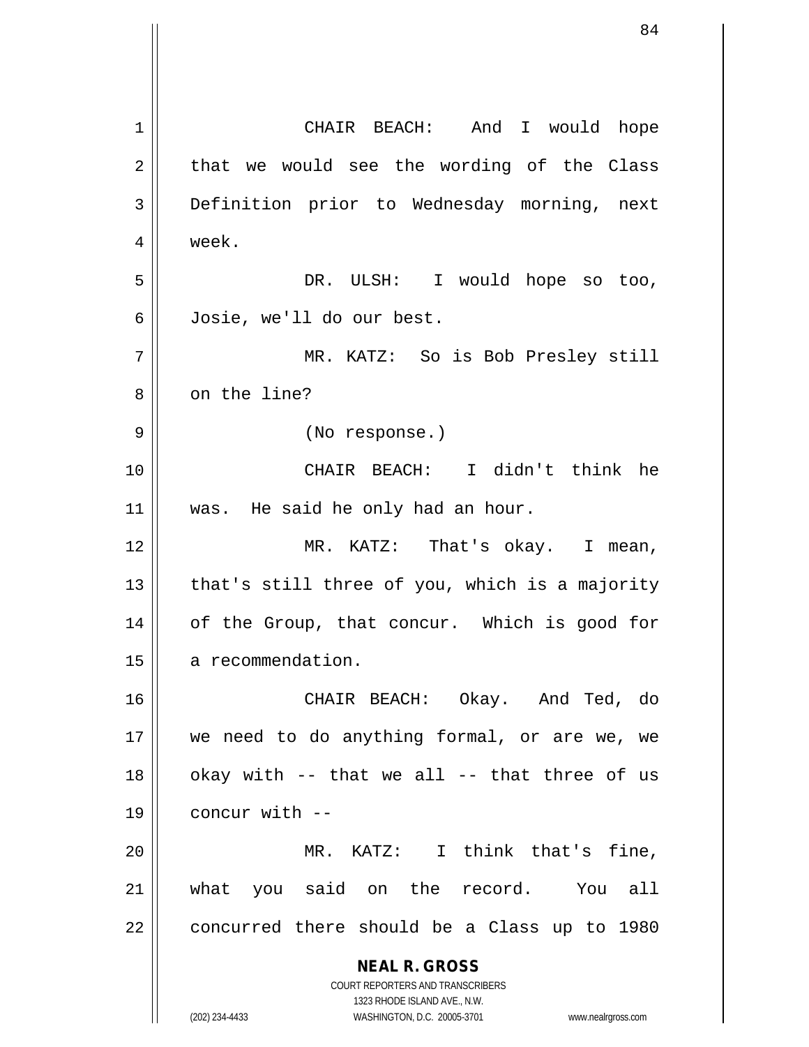CHAIR BEACH: And I would hope that we would see the wording of the Class Definition prior to Wednesday morning, next week.

DR. ULSH: I would hope so too, Josie, we'll do our best.

MR. KATZ: So is Bob Presley still on the line?

(No response.)

CHAIR BEACH: I didn't think he was. He said he only had an hour.

MR. KATZ: That's okay. I mean, that's still three of you, which is a majority of the Group, that concur. Which is good for a recommendation.

CHAIR BEACH: Okay. And Ted, do we need to do anything formal, or are we, we okay with -- that we all -- that three of us concur with --

MR. KATZ: I think that's fine, what you said on the record. You all concurred there should be a Class up to 1980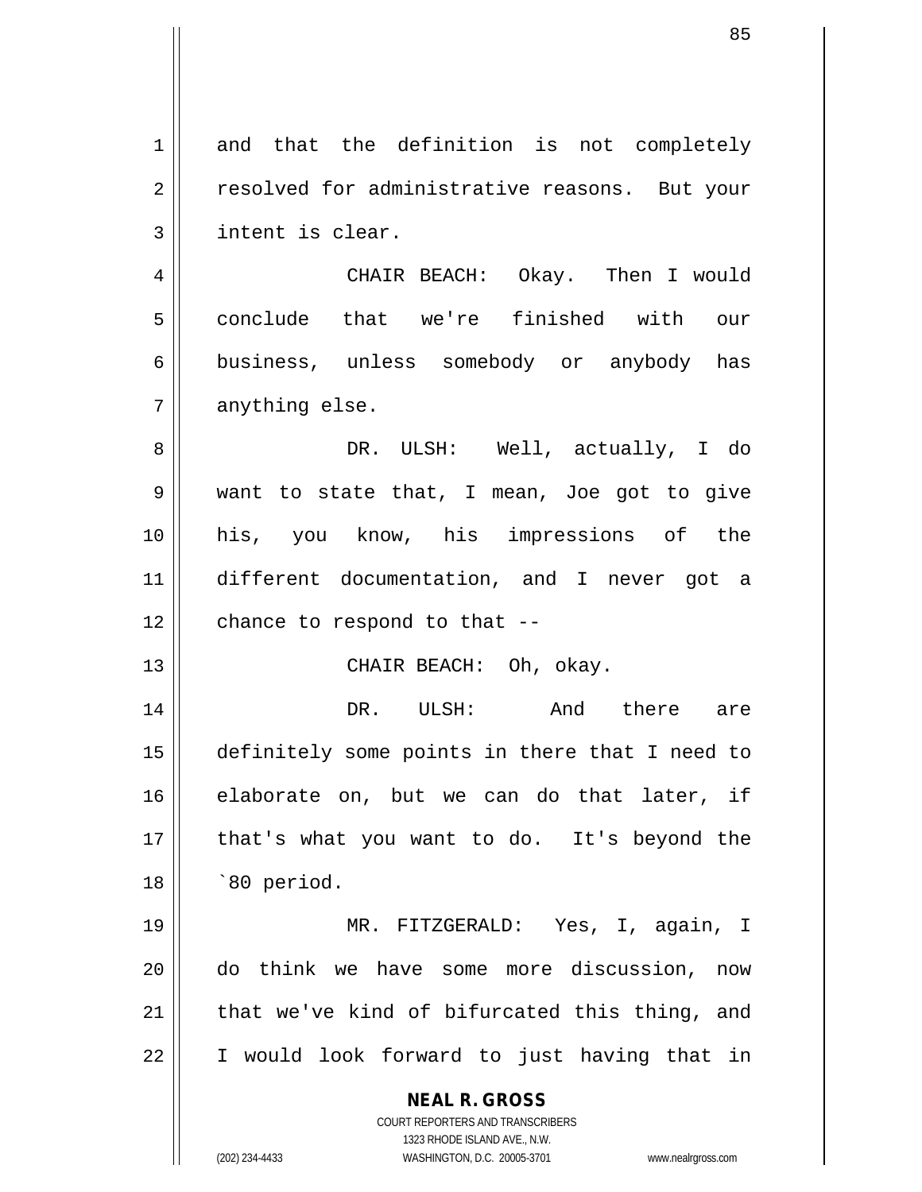and that the definition is not completely resolved for administrative reasons. But your intent is clear.

CHAIR BEACH: Okay. Then I would conclude that we're finished with our business, unless somebody or anybody has anything else.

DR. ULSH: Well, actually, I do want to state that, I mean, Joe got to give his, you know, his impressions of the different documentation, and I never got a chance to respond to that --

CHAIR BEACH: Oh, okay.

DR. ULSH: And there are definitely some points in there that I need to elaborate on, but we can do that later, if that's what you want to do. It's beyond the `80 period.

MR. FITZGERALD: Yes, I, again, I do think we have some more discussion, now that we've kind of bifurcated this thing, and I would look forward to just having that in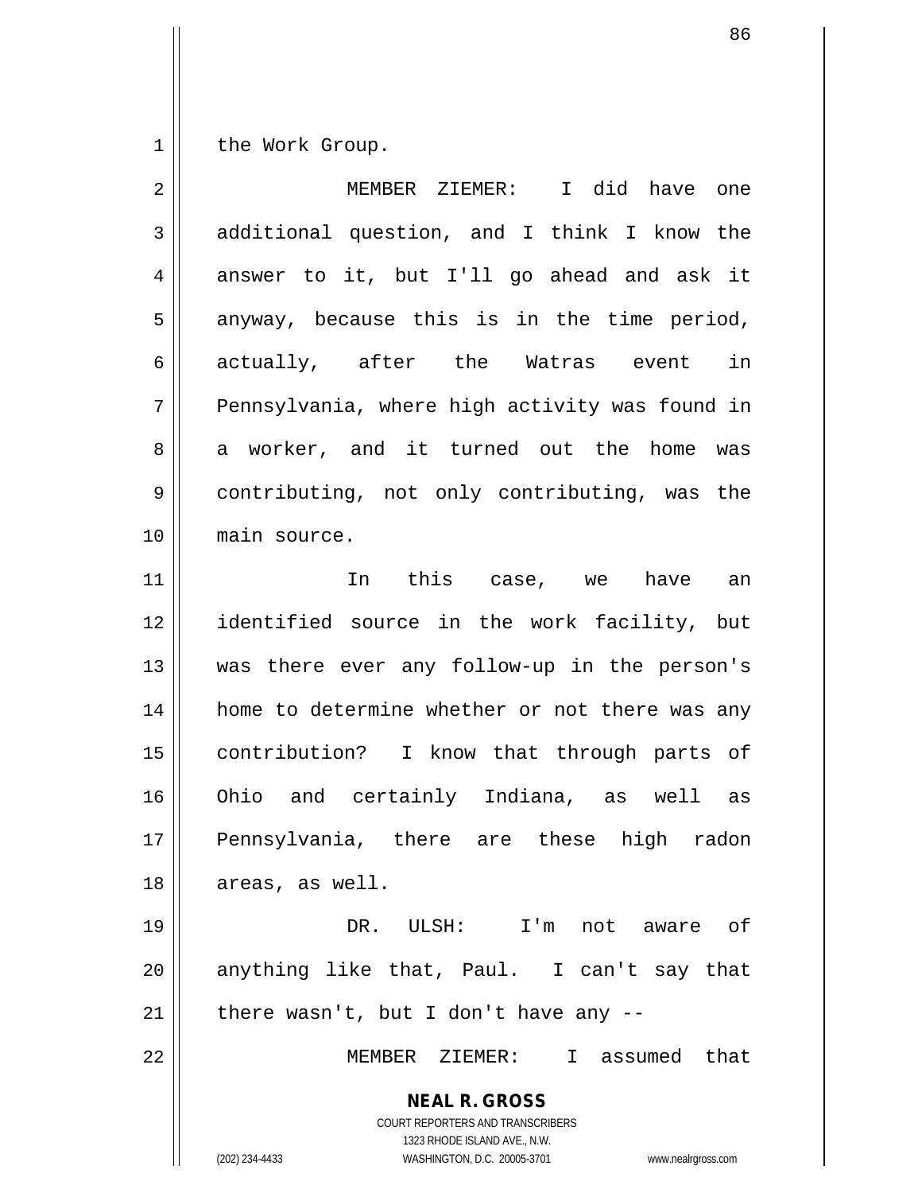the Work Group.

MEMBER ZIEMER: I did have one additional question, and I think I know the answer to it, but I'll go ahead and ask it anyway, because this is in the time period, actually, after the Watras event in Pennsylvania, where high activity was found in a worker, and it turned out the home was contributing, not only contributing, was the main source.

In this case, we have an identified source in the work facility, but was there ever any follow-up in the person's home to determine whether or not there was any contribution? I know that through parts of Ohio and certainly Indiana, as well as Pennsylvania, there are these high radon areas, as well.

DR. ULSH: I'm not aware of anything like that, Paul. I can't say that there wasn't, but I don't have any --

MEMBER ZIEMER: I assumed that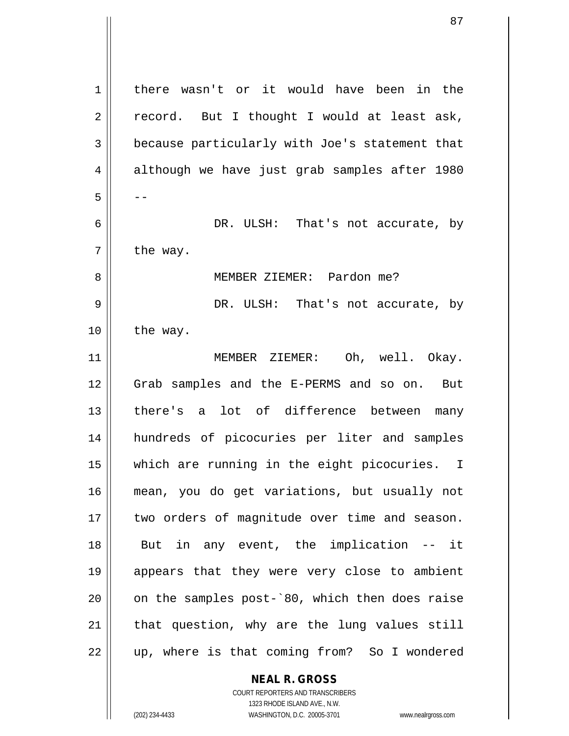there wasn't or it would have been in the record. But I thought I would at least ask, because particularly with Joe's statement that although we have just grab samples after 1980 --

DR. ULSH: That's not accurate, by the way.

MEMBER ZIEMER: Pardon me?

DR. ULSH: That's not accurate, by the way.

MEMBER ZIEMER: Oh, well. Okay. Grab samples and the E-PERMS and so on. But there's a lot of difference between many hundreds of picocuries per liter and samples which are running in the eight picocuries. I mean, you do get variations, but usually not two orders of magnitude over time and season. But in any event, the implication -- it appears that they were very close to ambient on the samples post-`80, which then does raise that question, why are the lung values still up, where is that coming from? So I wondered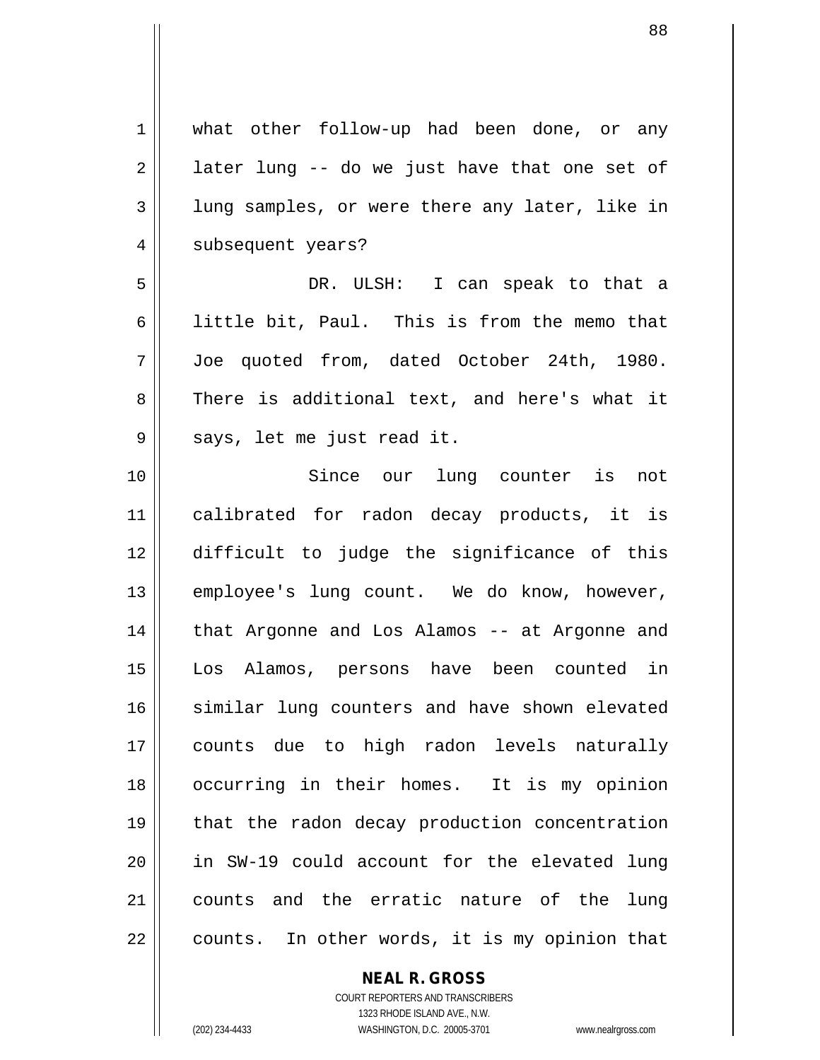what other follow-up had been done, or any later lung -- do we just have that one set of lung samples, or were there any later, like in subsequent years?

DR. ULSH: I can speak to that a little bit, Paul. This is from the memo that Joe quoted from, dated October 24th, 1980. There is additional text, and here's what it says, let me just read it.

Since our lung counter is not calibrated for radon decay products, it is difficult to judge the significance of this employee's lung count. We do know, however, that Argonne and Los Alamos -- at Argonne and Los Alamos, persons have been counted in similar lung counters and have shown elevated counts due to high radon levels naturally occurring in their homes. It is my opinion that the radon decay production concentration in SW-19 could account for the elevated lung counts and the erratic nature of the lung counts. In other words, it is my opinion that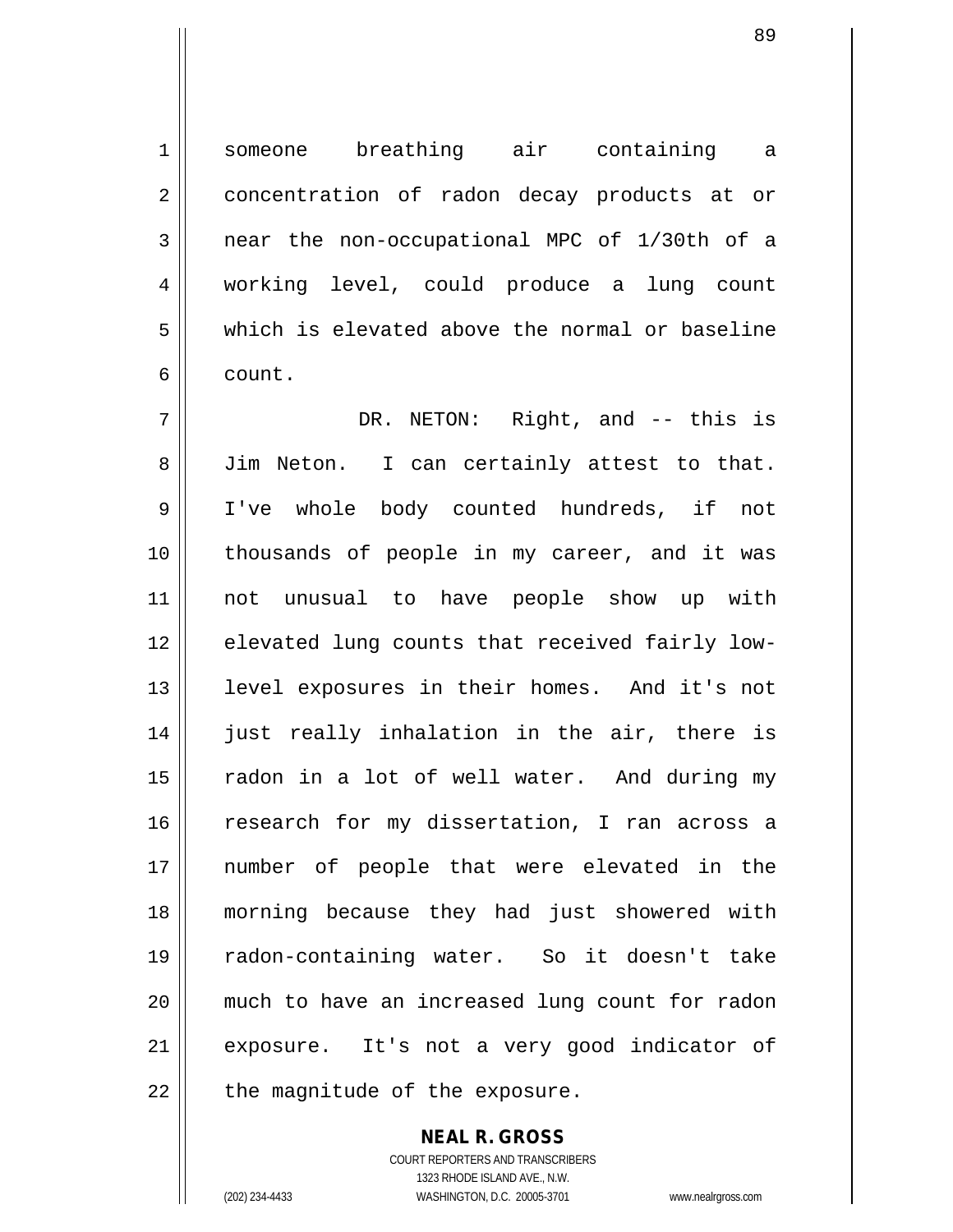someone breathing air containing a concentration of radon decay products at or near the non-occupational MPC of 1/30th of a working level, could produce a lung count which is elevated above the normal or baseline count.

DR. NETON: Right, and -- this is Jim Neton. I can certainly attest to that. I've whole body counted hundreds, if not thousands of people in my career, and it was not unusual to have people show up with elevated lung counts that received fairly low-level exposures in their homes. And it's not just really inhalation in the air, there is radon in a lot of well water. And during my research for my dissertation, I ran across a number of people that were elevated in the morning because they had just showered with radon-containing water. So it doesn't take much to have an increased lung count for radon exposure. It's not a very good indicator of the magnitude of the exposure.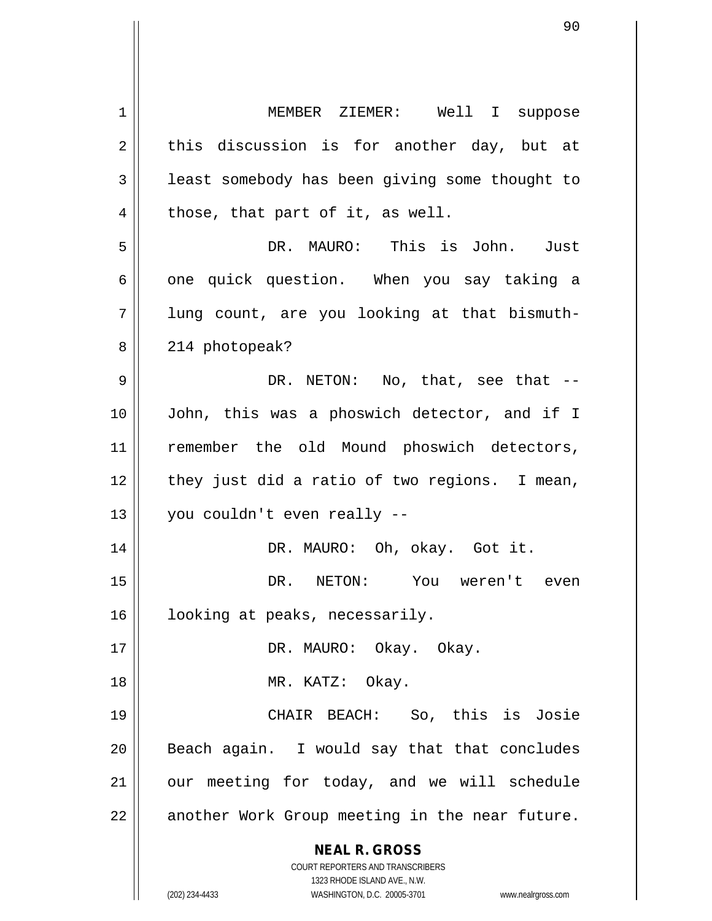MEMBER ZIEMER: Well I suppose this discussion is for another day, but at least somebody has been giving some thought to those, that part of it, as well.

DR. MAURO: This is John. Just one quick question. When you say taking a lung count, are you looking at that bismuth-214 photopeak?

DR. NETON: No, that, see that -- John, this was a phoswich detector, and if I remember the old Mound phoswich detectors, they just did a ratio of two regions. I mean, you couldn't even really --

DR. MAURO: Oh, okay. Got it.

DR. NETON: You weren't even looking at peaks, necessarily.

DR. MAURO: Okay. Okay.

MR. KATZ: Okay.

CHAIR BEACH: So, this is Josie Beach again. I would say that that concludes our meeting for today, and we will schedule another Work Group meeting in the near future.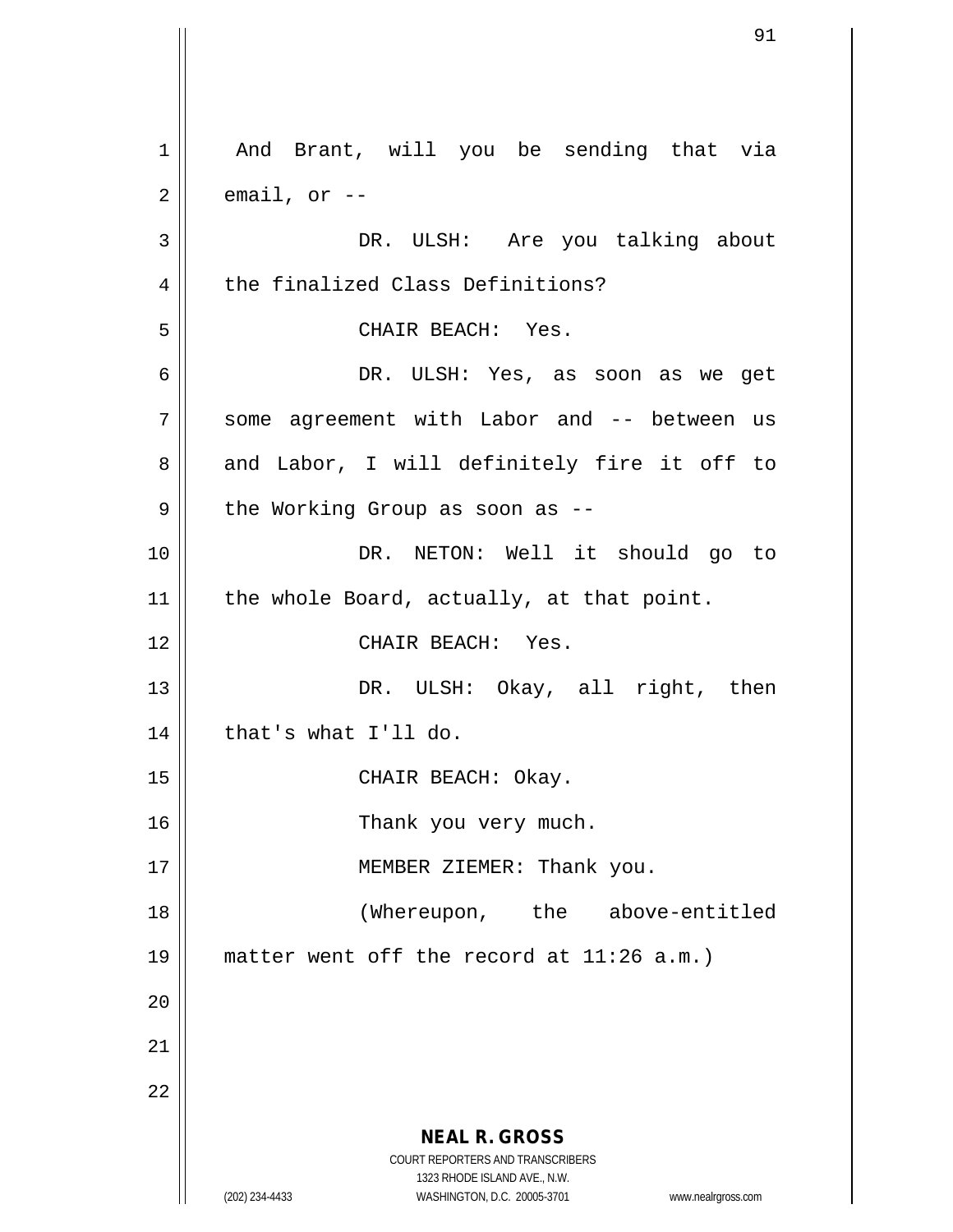And Brant, will you be sending that via email, or --

DR. ULSH: Are you talking about the finalized Class Definitions?

CHAIR BEACH: Yes.

DR. ULSH: Yes, as soon as we get some agreement with Labor and -- between us and Labor, I will definitely fire it off to the Working Group as soon as --

DR. NETON: Well it should go to the whole Board, actually, at that point.

CHAIR BEACH: Yes.

DR. ULSH: Okay, all right, then that's what I'll do.

CHAIR BEACH: Okay.

Thank you very much.

MEMBER ZIEMER: Thank you.

(Whereupon, the above-entitled matter went off the record at 11:26 a.m.)